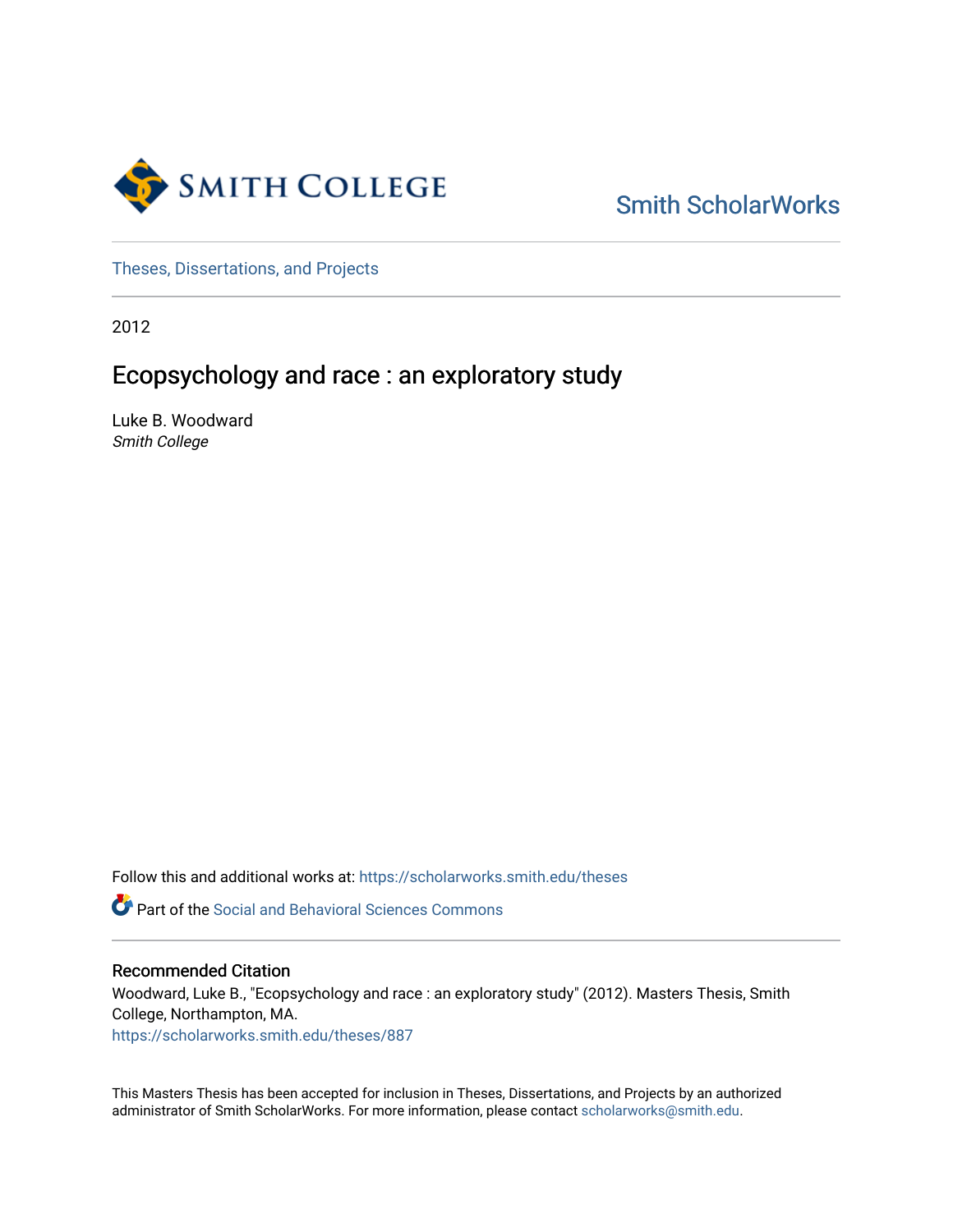Smith ScholarWorks

Theses, Dissertations, and Projects

2012

# Ecopsychology and race : an exploratory study

Luke B. Woodward
*Smith College*

Follow this and additional works at: https://scholarworks.smith.edu/theses

Part of the Social and Behavioral Sciences Commons

## Recommended Citation

Woodward, Luke B., "Ecopsychology and race : an exploratory study" (2012). Masters Thesis, Smith College, Northampton, MA.
https://scholarworks.smith.edu/theses/887

This Masters Thesis has been accepted for inclusion in Theses, Dissertations, and Projects by an authorized administrator of Smith ScholarWorks. For more information, please contact scholarworks@smith.edu.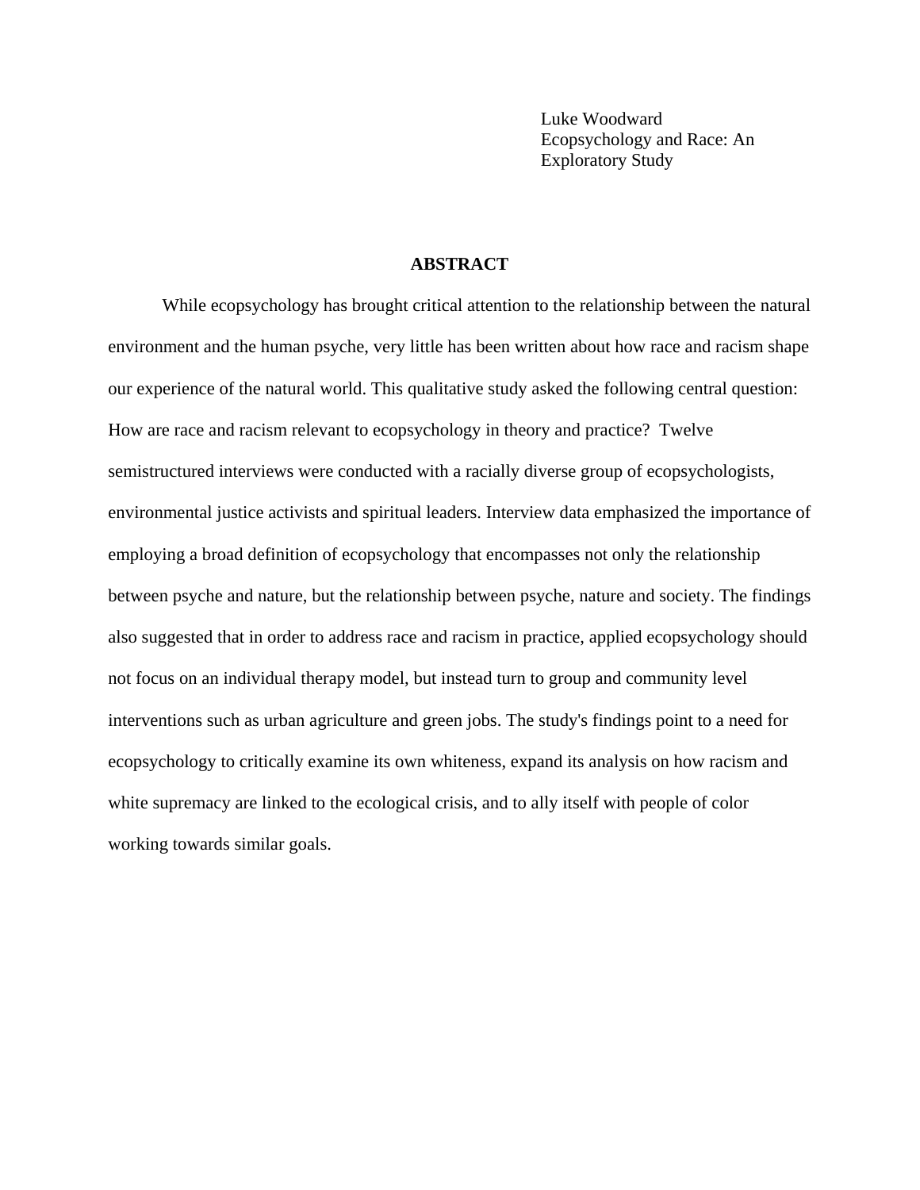Luke Woodward
Ecopsychology and Race: An Exploratory Study

## ABSTRACT

While ecopsychology has brought critical attention to the relationship between the natural environment and the human psyche, very little has been written about how race and racism shape our experience of the natural world. This qualitative study asked the following central question: How are race and racism relevant to ecopsychology in theory and practice? Twelve semistructured interviews were conducted with a racially diverse group of ecopsychologists, environmental justice activists and spiritual leaders. Interview data emphasized the importance of employing a broad definition of ecopsychology that encompasses not only the relationship between psyche and nature, but the relationship between psyche, nature and society. The findings also suggested that in order to address race and racism in practice, applied ecopsychology should not focus on an individual therapy model, but instead turn to group and community level interventions such as urban agriculture and green jobs. The study's findings point to a need for ecopsychology to critically examine its own whiteness, expand its analysis on how racism and white supremacy are linked to the ecological crisis, and to ally itself with people of color working towards similar goals.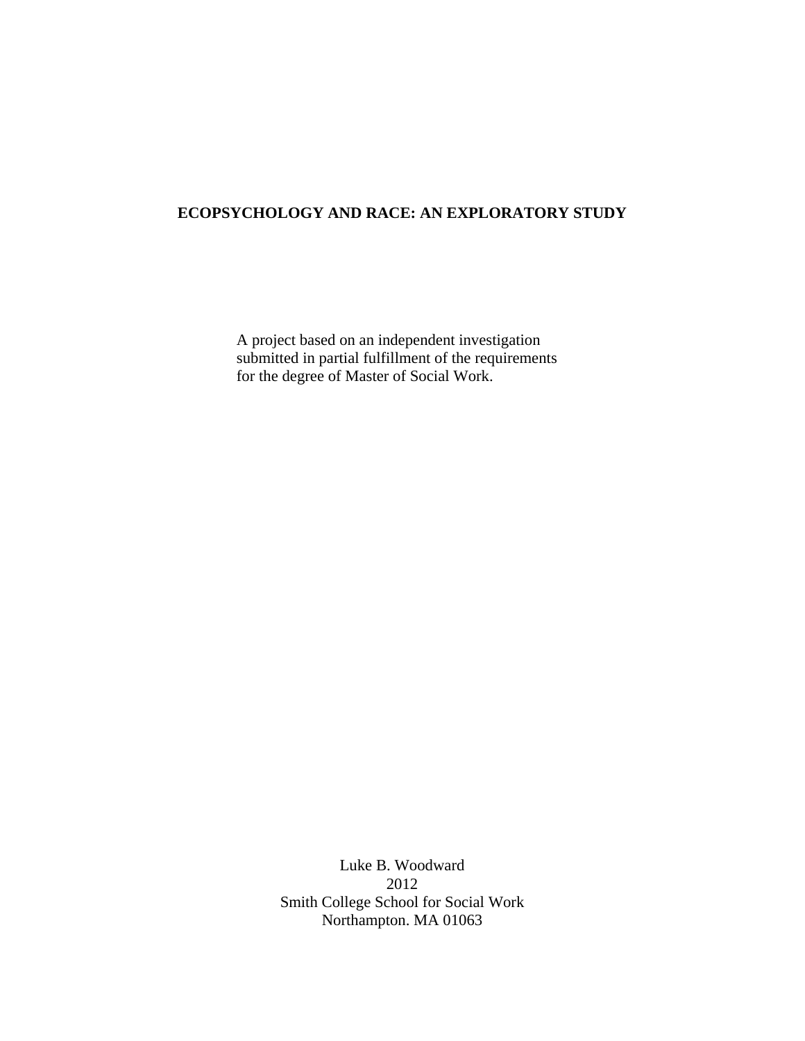**ECOPSYCHOLOGY AND RACE: AN EXPLORATORY STUDY**

A project based on an independent investigation
submitted in partial fulfillment of the requirements
for the degree of Master of Social Work.

Luke B. Woodward
2012
Smith College School for Social Work
Northampton. MA 01063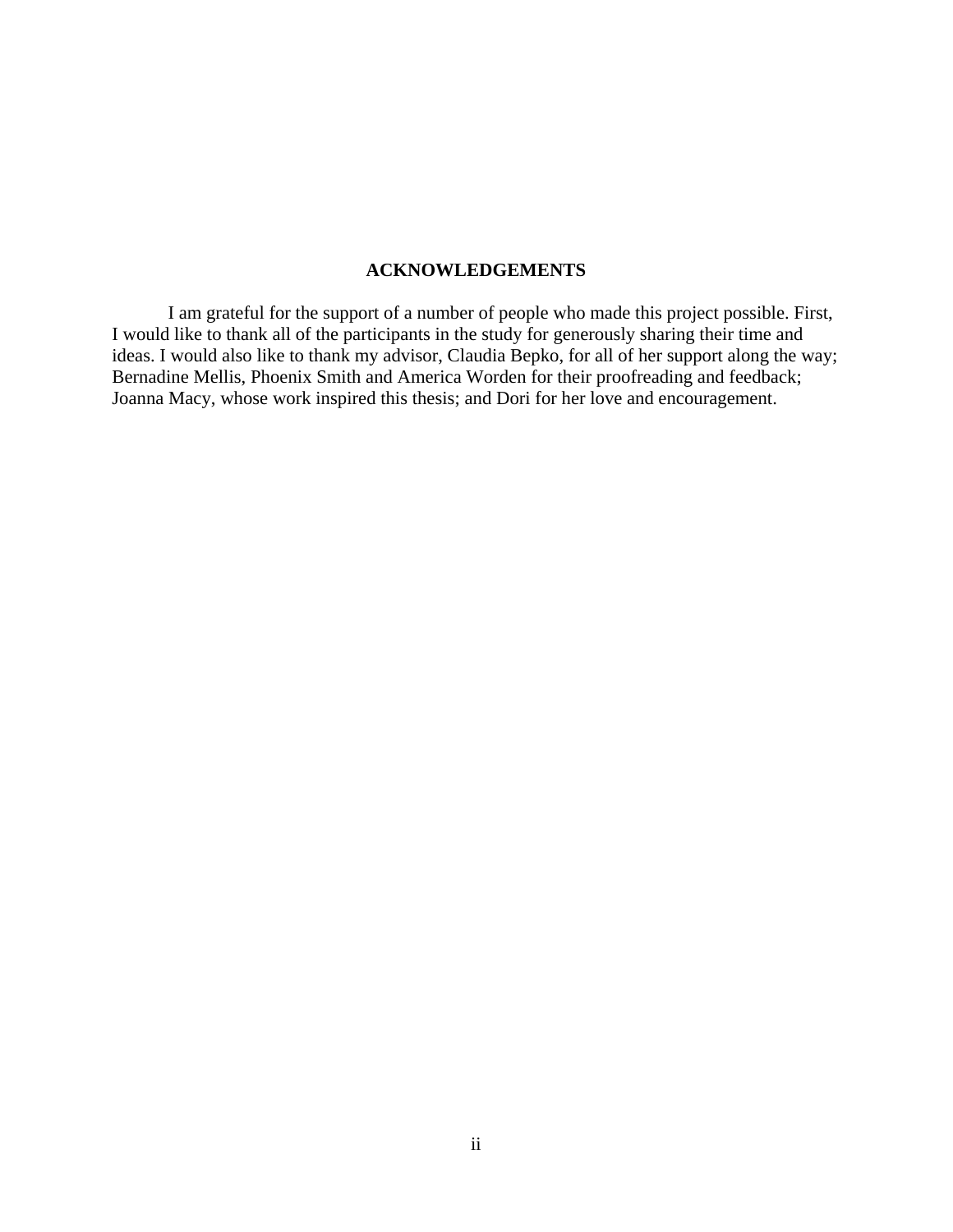## ACKNOWLEDGEMENTS

I am grateful for the support of a number of people who made this project possible. First, I would like to thank all of the participants in the study for generously sharing their time and ideas. I would also like to thank my advisor, Claudia Bepko, for all of her support along the way; Bernadine Mellis, Phoenix Smith and America Worden for their proofreading and feedback; Joanna Macy, whose work inspired this thesis; and Dori for her love and encouragement.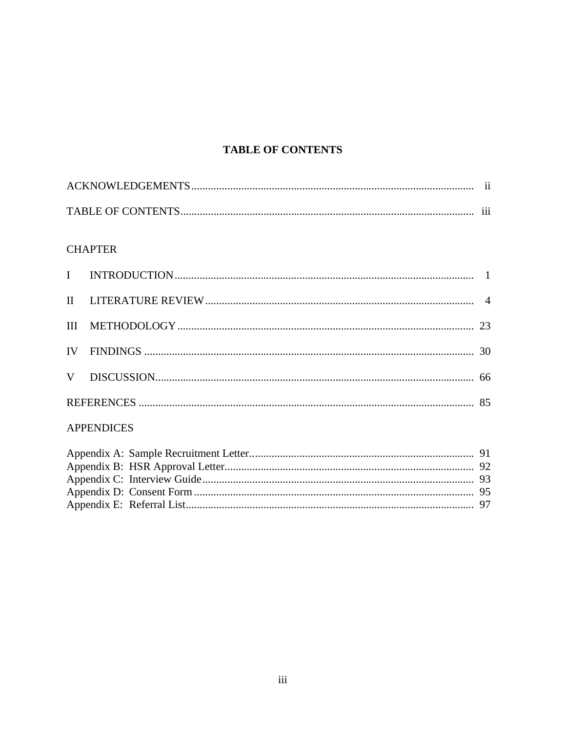# TABLE OF CONTENTS

| | | |
|---|---|---|
| ACKNOWLEDGEMENTS | | ii |
| TABLE OF CONTENTS | | iii |
| **CHAPTER** | | |
| I | INTRODUCTION | 1 |
| II | LITERATURE REVIEW | 4 |
| III | METHODOLOGY | 23 |
| IV | FINDINGS | 30 |
| V | DISCUSSION | 66 |
| REFERENCES | | 85 |
| **APPENDICES** | | |
| Appendix A: Sample Recruitment Letter | | 91 |
| Appendix B: HSR Approval Letter | | 92 |
| Appendix C: Interview Guide | | 93 |
| Appendix D: Consent Form | | 95 |
| Appendix E: Referral List | | 97 |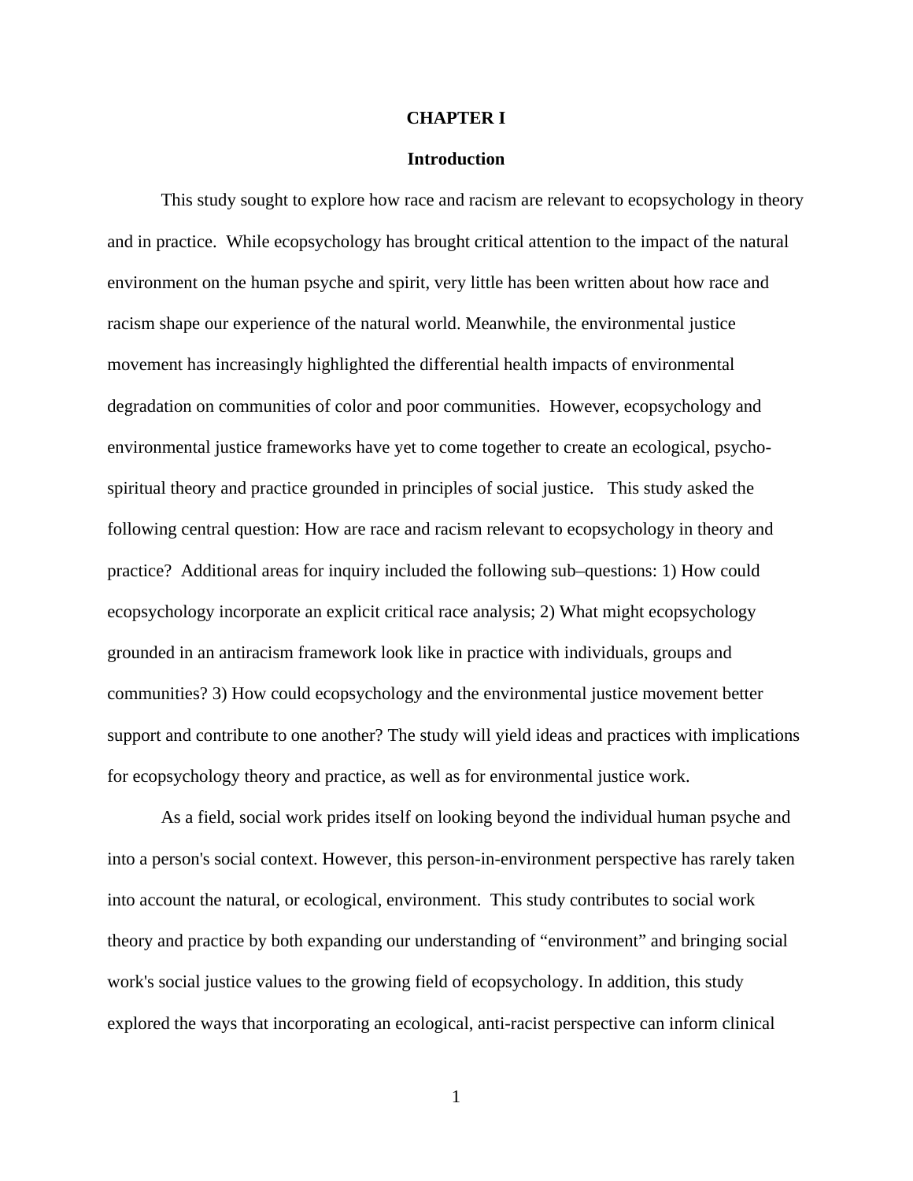# CHAPTER I

## Introduction

This study sought to explore how race and racism are relevant to ecopsychology in theory and in practice. While ecopsychology has brought critical attention to the impact of the natural environment on the human psyche and spirit, very little has been written about how race and racism shape our experience of the natural world. Meanwhile, the environmental justice movement has increasingly highlighted the differential health impacts of environmental degradation on communities of color and poor communities. However, ecopsychology and environmental justice frameworks have yet to come together to create an ecological, psycho-spiritual theory and practice grounded in principles of social justice. This study asked the following central question: How are race and racism relevant to ecopsychology in theory and practice? Additional areas for inquiry included the following sub–questions: 1) How could ecopsychology incorporate an explicit critical race analysis; 2) What might ecopsychology grounded in an antiracism framework look like in practice with individuals, groups and communities? 3) How could ecopsychology and the environmental justice movement better support and contribute to one another? The study will yield ideas and practices with implications for ecopsychology theory and practice, as well as for environmental justice work.

As a field, social work prides itself on looking beyond the individual human psyche and into a person's social context. However, this person-in-environment perspective has rarely taken into account the natural, or ecological, environment. This study contributes to social work theory and practice by both expanding our understanding of "environment" and bringing social work's social justice values to the growing field of ecopsychology. In addition, this study explored the ways that incorporating an ecological, anti-racist perspective can inform clinical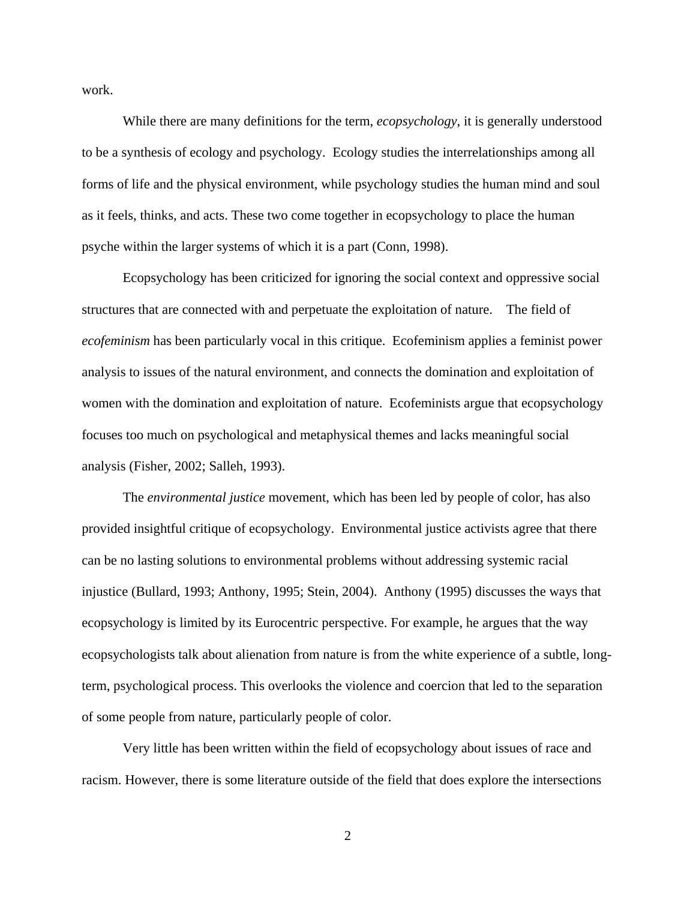work.

While there are many definitions for the term, *ecopsychology*, it is generally understood to be a synthesis of ecology and psychology. Ecology studies the interrelationships among all forms of life and the physical environment, while psychology studies the human mind and soul as it feels, thinks, and acts. These two come together in ecopsychology to place the human psyche within the larger systems of which it is a part (Conn, 1998).

Ecopsychology has been criticized for ignoring the social context and oppressive social structures that are connected with and perpetuate the exploitation of nature. The field of *ecofeminism* has been particularly vocal in this critique. Ecofeminism applies a feminist power analysis to issues of the natural environment, and connects the domination and exploitation of women with the domination and exploitation of nature. Ecofeminists argue that ecopsychology focuses too much on psychological and metaphysical themes and lacks meaningful social analysis (Fisher, 2002; Salleh, 1993).

The *environmental justice* movement, which has been led by people of color, has also provided insightful critique of ecopsychology. Environmental justice activists agree that there can be no lasting solutions to environmental problems without addressing systemic racial injustice (Bullard, 1993; Anthony, 1995; Stein, 2004). Anthony (1995) discusses the ways that ecopsychology is limited by its Eurocentric perspective. For example, he argues that the way ecopsychologists talk about alienation from nature is from the white experience of a subtle, long-term, psychological process. This overlooks the violence and coercion that led to the separation of some people from nature, particularly people of color.

Very little has been written within the field of ecopsychology about issues of race and racism. However, there is some literature outside of the field that does explore the intersections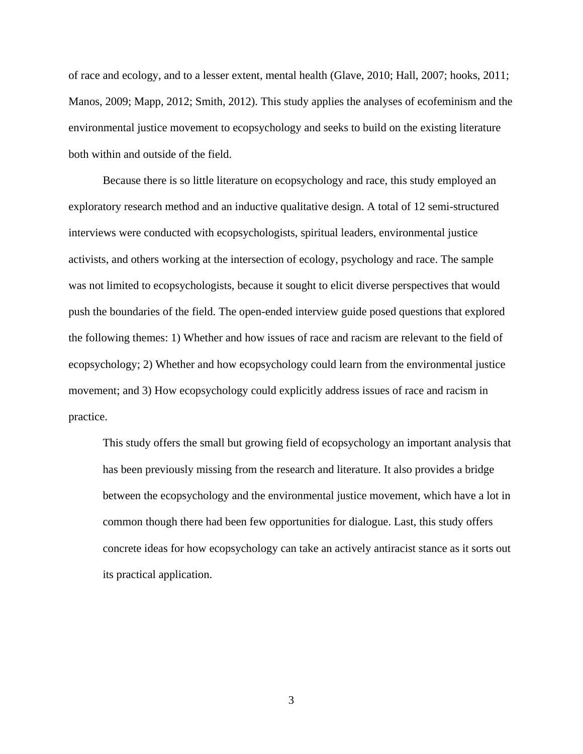of race and ecology, and to a lesser extent, mental health (Glave, 2010; Hall, 2007; hooks, 2011; Manos, 2009; Mapp, 2012; Smith, 2012). This study applies the analyses of ecofeminism and the environmental justice movement to ecopsychology and seeks to build on the existing literature both within and outside of the field.

Because there is so little literature on ecopsychology and race, this study employed an exploratory research method and an inductive qualitative design. A total of 12 semi-structured interviews were conducted with ecopsychologists, spiritual leaders, environmental justice activists, and others working at the intersection of ecology, psychology and race. The sample was not limited to ecopsychologists, because it sought to elicit diverse perspectives that would push the boundaries of the field. The open-ended interview guide posed questions that explored the following themes: 1) Whether and how issues of race and racism are relevant to the field of ecopsychology; 2) Whether and how ecopsychology could learn from the environmental justice movement; and 3) How ecopsychology could explicitly address issues of race and racism in practice.

> This study offers the small but growing field of ecopsychology an important analysis that has been previously missing from the research and literature. It also provides a bridge between the ecopsychology and the environmental justice movement, which have a lot in common though there had been few opportunities for dialogue. Last, this study offers concrete ideas for how ecopsychology can take an actively antiracist stance as it sorts out its practical application.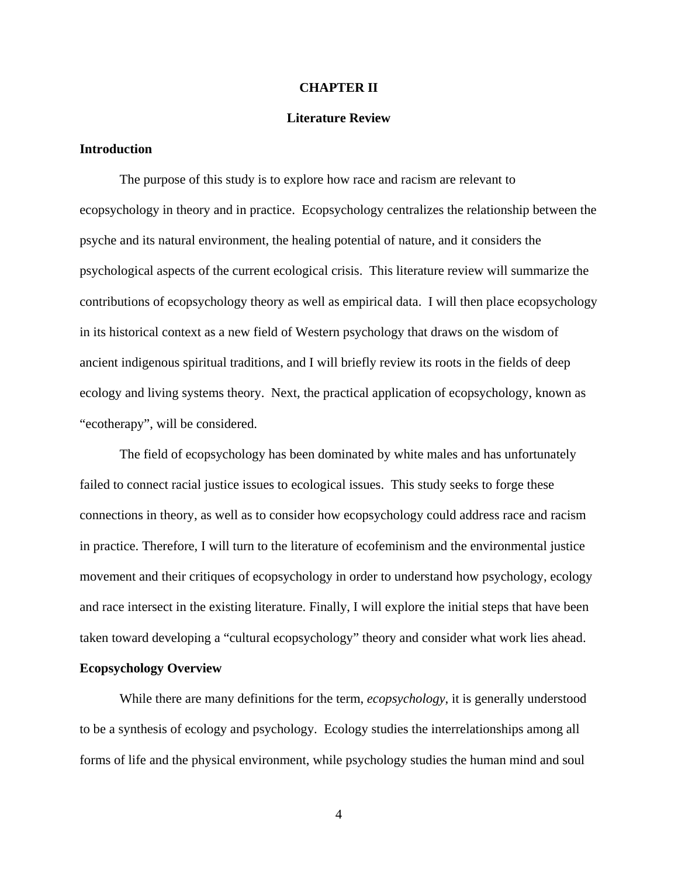# CHAPTER II

# Literature Review

## Introduction

The purpose of this study is to explore how race and racism are relevant to ecopsychology in theory and in practice. Ecopsychology centralizes the relationship between the psyche and its natural environment, the healing potential of nature, and it considers the psychological aspects of the current ecological crisis. This literature review will summarize the contributions of ecopsychology theory as well as empirical data. I will then place ecopsychology in its historical context as a new field of Western psychology that draws on the wisdom of ancient indigenous spiritual traditions, and I will briefly review its roots in the fields of deep ecology and living systems theory. Next, the practical application of ecopsychology, known as "ecotherapy", will be considered.

The field of ecopsychology has been dominated by white males and has unfortunately failed to connect racial justice issues to ecological issues. This study seeks to forge these connections in theory, as well as to consider how ecopsychology could address race and racism in practice. Therefore, I will turn to the literature of ecofeminism and the environmental justice movement and their critiques of ecopsychology in order to understand how psychology, ecology and race intersect in the existing literature. Finally, I will explore the initial steps that have been taken toward developing a "cultural ecopsychology" theory and consider what work lies ahead.

## Ecopsychology Overview

While there are many definitions for the term, *ecopsychology*, it is generally understood to be a synthesis of ecology and psychology. Ecology studies the interrelationships among all forms of life and the physical environment, while psychology studies the human mind and soul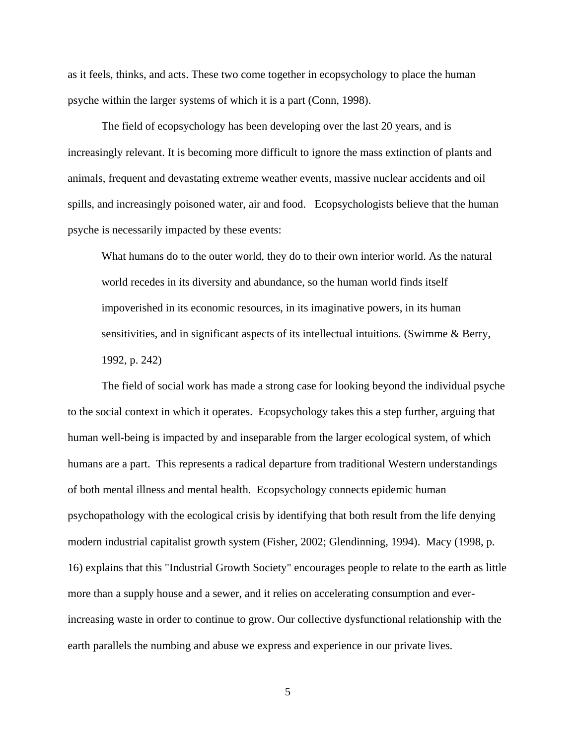as it feels, thinks, and acts. These two come together in ecopsychology to place the human psyche within the larger systems of which it is a part (Conn, 1998).

The field of ecopsychology has been developing over the last 20 years, and is increasingly relevant. It is becoming more difficult to ignore the mass extinction of plants and animals, frequent and devastating extreme weather events, massive nuclear accidents and oil spills, and increasingly poisoned water, air and food. Ecopsychologists believe that the human psyche is necessarily impacted by these events:

> What humans do to the outer world, they do to their own interior world. As the natural world recedes in its diversity and abundance, so the human world finds itself impoverished in its economic resources, in its imaginative powers, in its human sensitivities, and in significant aspects of its intellectual intuitions. (Swimme & Berry, 1992, p. 242)

The field of social work has made a strong case for looking beyond the individual psyche to the social context in which it operates. Ecopsychology takes this a step further, arguing that human well-being is impacted by and inseparable from the larger ecological system, of which humans are a part. This represents a radical departure from traditional Western understandings of both mental illness and mental health. Ecopsychology connects epidemic human psychopathology with the ecological crisis by identifying that both result from the life denying modern industrial capitalist growth system (Fisher, 2002; Glendinning, 1994). Macy (1998, p. 16) explains that this "Industrial Growth Society" encourages people to relate to the earth as little more than a supply house and a sewer, and it relies on accelerating consumption and ever-increasing waste in order to continue to grow. Our collective dysfunctional relationship with the earth parallels the numbing and abuse we express and experience in our private lives.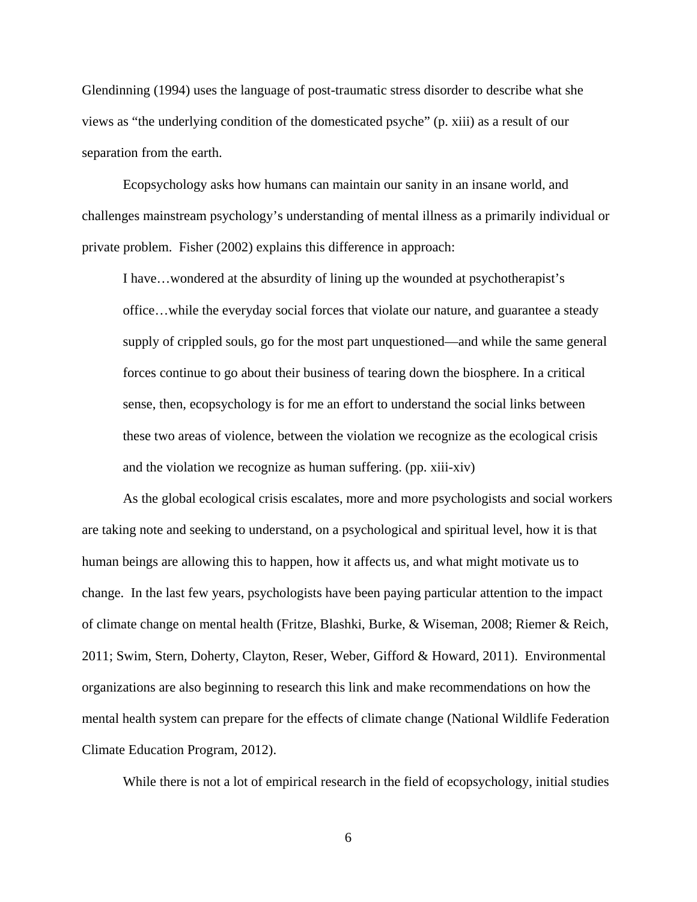Glendinning (1994) uses the language of post-traumatic stress disorder to describe what she views as "the underlying condition of the domesticated psyche" (p. xiii) as a result of our separation from the earth.

Ecopsychology asks how humans can maintain our sanity in an insane world, and challenges mainstream psychology's understanding of mental illness as a primarily individual or private problem. Fisher (2002) explains this difference in approach:

> I have…wondered at the absurdity of lining up the wounded at psychotherapist's office…while the everyday social forces that violate our nature, and guarantee a steady supply of crippled souls, go for the most part unquestioned—and while the same general forces continue to go about their business of tearing down the biosphere. In a critical sense, then, ecopsychology is for me an effort to understand the social links between these two areas of violence, between the violation we recognize as the ecological crisis and the violation we recognize as human suffering. (pp. xiii-xiv)

As the global ecological crisis escalates, more and more psychologists and social workers are taking note and seeking to understand, on a psychological and spiritual level, how it is that human beings are allowing this to happen, how it affects us, and what might motivate us to change. In the last few years, psychologists have been paying particular attention to the impact of climate change on mental health (Fritze, Blashki, Burke, & Wiseman, 2008; Riemer & Reich, 2011; Swim, Stern, Doherty, Clayton, Reser, Weber, Gifford & Howard, 2011). Environmental organizations are also beginning to research this link and make recommendations on how the mental health system can prepare for the effects of climate change (National Wildlife Federation Climate Education Program, 2012).

While there is not a lot of empirical research in the field of ecopsychology, initial studies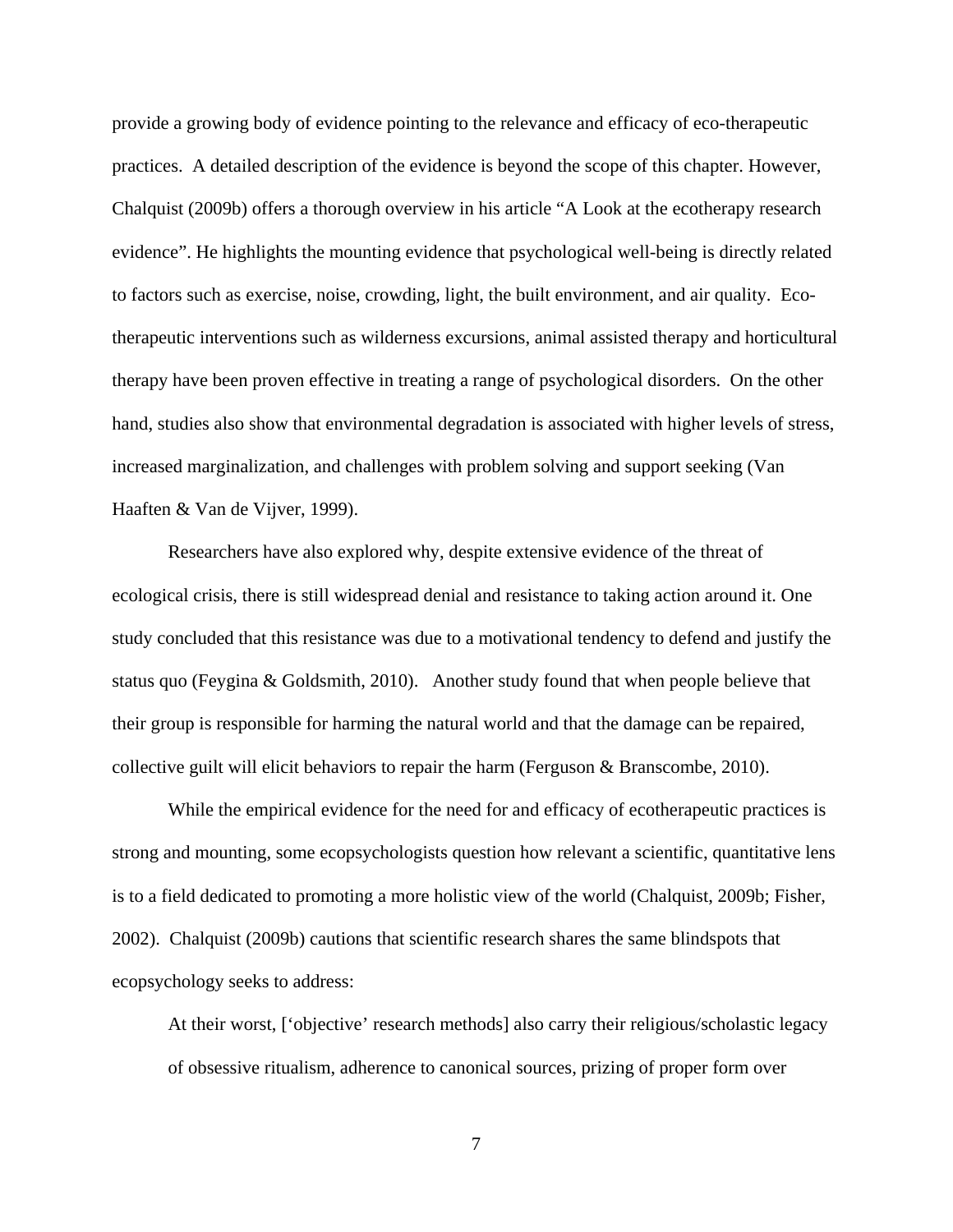provide a growing body of evidence pointing to the relevance and efficacy of eco-therapeutic practices. A detailed description of the evidence is beyond the scope of this chapter. However, Chalquist (2009b) offers a thorough overview in his article "A Look at the ecotherapy research evidence". He highlights the mounting evidence that psychological well-being is directly related to factors such as exercise, noise, crowding, light, the built environment, and air quality. Eco-therapeutic interventions such as wilderness excursions, animal assisted therapy and horticultural therapy have been proven effective in treating a range of psychological disorders. On the other hand, studies also show that environmental degradation is associated with higher levels of stress, increased marginalization, and challenges with problem solving and support seeking (Van Haaften & Van de Vijver, 1999).

Researchers have also explored why, despite extensive evidence of the threat of ecological crisis, there is still widespread denial and resistance to taking action around it. One study concluded that this resistance was due to a motivational tendency to defend and justify the status quo (Feygina & Goldsmith, 2010). Another study found that when people believe that their group is responsible for harming the natural world and that the damage can be repaired, collective guilt will elicit behaviors to repair the harm (Ferguson & Branscombe, 2010).

While the empirical evidence for the need for and efficacy of ecotherapeutic practices is strong and mounting, some ecopsychologists question how relevant a scientific, quantitative lens is to a field dedicated to promoting a more holistic view of the world (Chalquist, 2009b; Fisher, 2002). Chalquist (2009b) cautions that scientific research shares the same blindspots that ecopsychology seeks to address:

> At their worst, ['objective' research methods] also carry their religious/scholastic legacy of obsessive ritualism, adherence to canonical sources, prizing of proper form over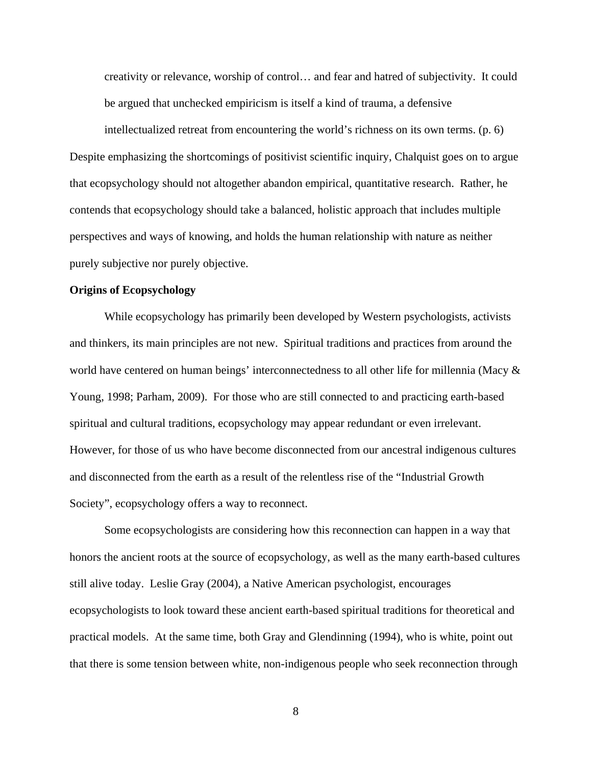> creativity or relevance, worship of control… and fear and hatred of subjectivity. It could be argued that unchecked empiricism is itself a kind of trauma, a defensive intellectualized retreat from encountering the world's richness on its own terms. (p. 6)

Despite emphasizing the shortcomings of positivist scientific inquiry, Chalquist goes on to argue that ecopsychology should not altogether abandon empirical, quantitative research. Rather, he contends that ecopsychology should take a balanced, holistic approach that includes multiple perspectives and ways of knowing, and holds the human relationship with nature as neither purely subjective nor purely objective.

**Origins of Ecopsychology**

While ecopsychology has primarily been developed by Western psychologists, activists and thinkers, its main principles are not new. Spiritual traditions and practices from around the world have centered on human beings' interconnectedness to all other life for millennia (Macy & Young, 1998; Parham, 2009). For those who are still connected to and practicing earth-based spiritual and cultural traditions, ecopsychology may appear redundant or even irrelevant. However, for those of us who have become disconnected from our ancestral indigenous cultures and disconnected from the earth as a result of the relentless rise of the "Industrial Growth Society", ecopsychology offers a way to reconnect.

Some ecopsychologists are considering how this reconnection can happen in a way that honors the ancient roots at the source of ecopsychology, as well as the many earth-based cultures still alive today. Leslie Gray (2004), a Native American psychologist, encourages ecopsychologists to look toward these ancient earth-based spiritual traditions for theoretical and practical models. At the same time, both Gray and Glendinning (1994), who is white, point out that there is some tension between white, non-indigenous people who seek reconnection through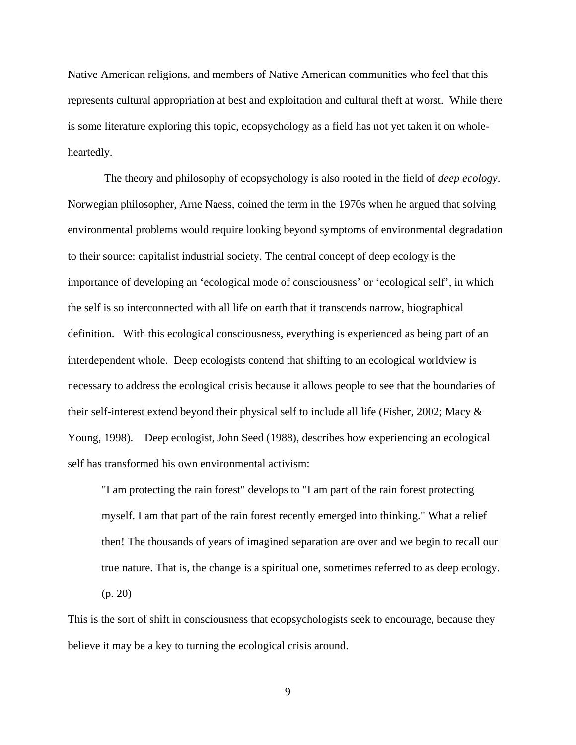Native American religions, and members of Native American communities who feel that this represents cultural appropriation at best and exploitation and cultural theft at worst. While there is some literature exploring this topic, ecopsychology as a field has not yet taken it on whole-heartedly.

The theory and philosophy of ecopsychology is also rooted in the field of *deep ecology*. Norwegian philosopher, Arne Naess, coined the term in the 1970s when he argued that solving environmental problems would require looking beyond symptoms of environmental degradation to their source: capitalist industrial society. The central concept of deep ecology is the importance of developing an 'ecological mode of consciousness' or 'ecological self', in which the self is so interconnected with all life on earth that it transcends narrow, biographical definition. With this ecological consciousness, everything is experienced as being part of an interdependent whole. Deep ecologists contend that shifting to an ecological worldview is necessary to address the ecological crisis because it allows people to see that the boundaries of their self-interest extend beyond their physical self to include all life (Fisher, 2002; Macy & Young, 1998). Deep ecologist, John Seed (1988), describes how experiencing an ecological self has transformed his own environmental activism:

> "I am protecting the rain forest" develops to "I am part of the rain forest protecting myself. I am that part of the rain forest recently emerged into thinking." What a relief then! The thousands of years of imagined separation are over and we begin to recall our true nature. That is, the change is a spiritual one, sometimes referred to as deep ecology. (p. 20)

This is the sort of shift in consciousness that ecopsychologists seek to encourage, because they believe it may be a key to turning the ecological crisis around.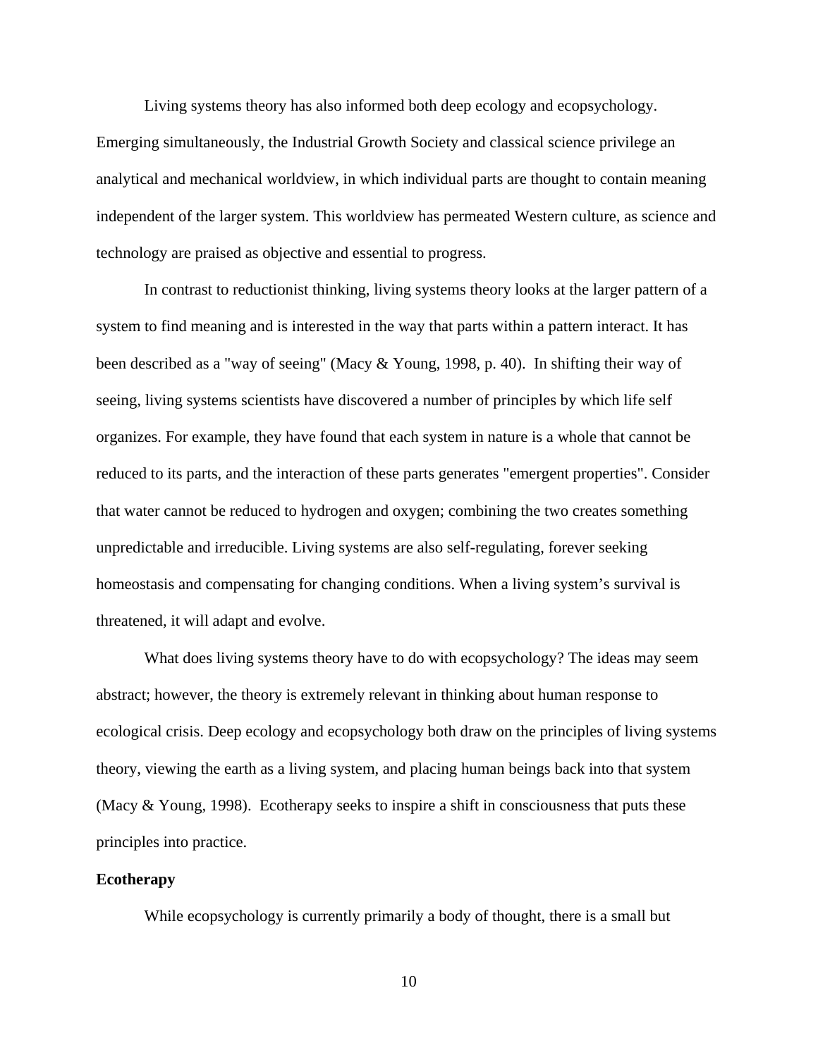Living systems theory has also informed both deep ecology and ecopsychology. Emerging simultaneously, the Industrial Growth Society and classical science privilege an analytical and mechanical worldview, in which individual parts are thought to contain meaning independent of the larger system. This worldview has permeated Western culture, as science and technology are praised as objective and essential to progress.

In contrast to reductionist thinking, living systems theory looks at the larger pattern of a system to find meaning and is interested in the way that parts within a pattern interact. It has been described as a "way of seeing" (Macy & Young, 1998, p. 40). In shifting their way of seeing, living systems scientists have discovered a number of principles by which life self organizes. For example, they have found that each system in nature is a whole that cannot be reduced to its parts, and the interaction of these parts generates "emergent properties". Consider that water cannot be reduced to hydrogen and oxygen; combining the two creates something unpredictable and irreducible. Living systems are also self-regulating, forever seeking homeostasis and compensating for changing conditions. When a living system's survival is threatened, it will adapt and evolve.

What does living systems theory have to do with ecopsychology? The ideas may seem abstract; however, the theory is extremely relevant in thinking about human response to ecological crisis. Deep ecology and ecopsychology both draw on the principles of living systems theory, viewing the earth as a living system, and placing human beings back into that system (Macy & Young, 1998). Ecotherapy seeks to inspire a shift in consciousness that puts these principles into practice.

**Ecotherapy**

While ecopsychology is currently primarily a body of thought, there is a small but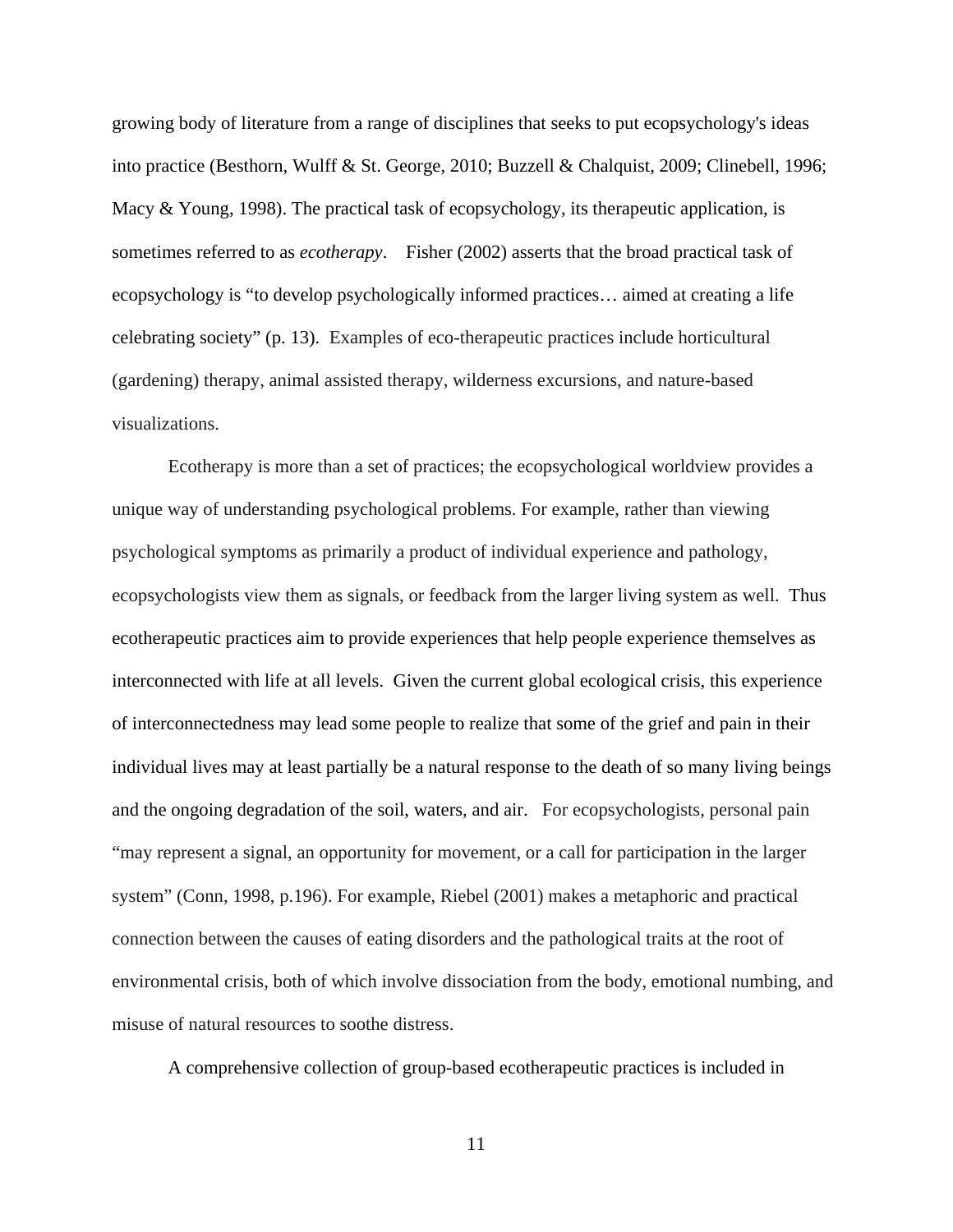growing body of literature from a range of disciplines that seeks to put ecopsychology's ideas into practice (Besthorn, Wulff & St. George, 2010; Buzzell & Chalquist, 2009; Clinebell, 1996; Macy & Young, 1998). The practical task of ecopsychology, its therapeutic application, is sometimes referred to as *ecotherapy*. Fisher (2002) asserts that the broad practical task of ecopsychology is "to develop psychologically informed practices… aimed at creating a life celebrating society" (p. 13). Examples of eco-therapeutic practices include horticultural (gardening) therapy, animal assisted therapy, wilderness excursions, and nature-based visualizations.

Ecotherapy is more than a set of practices; the ecopsychological worldview provides a unique way of understanding psychological problems. For example, rather than viewing psychological symptoms as primarily a product of individual experience and pathology, ecopsychologists view them as signals, or feedback from the larger living system as well. Thus ecotherapeutic practices aim to provide experiences that help people experience themselves as interconnected with life at all levels. Given the current global ecological crisis, this experience of interconnectedness may lead some people to realize that some of the grief and pain in their individual lives may at least partially be a natural response to the death of so many living beings and the ongoing degradation of the soil, waters, and air. For ecopsychologists, personal pain "may represent a signal, an opportunity for movement, or a call for participation in the larger system" (Conn, 1998, p.196). For example, Riebel (2001) makes a metaphoric and practical connection between the causes of eating disorders and the pathological traits at the root of environmental crisis, both of which involve dissociation from the body, emotional numbing, and misuse of natural resources to soothe distress.

A comprehensive collection of group-based ecotherapeutic practices is included in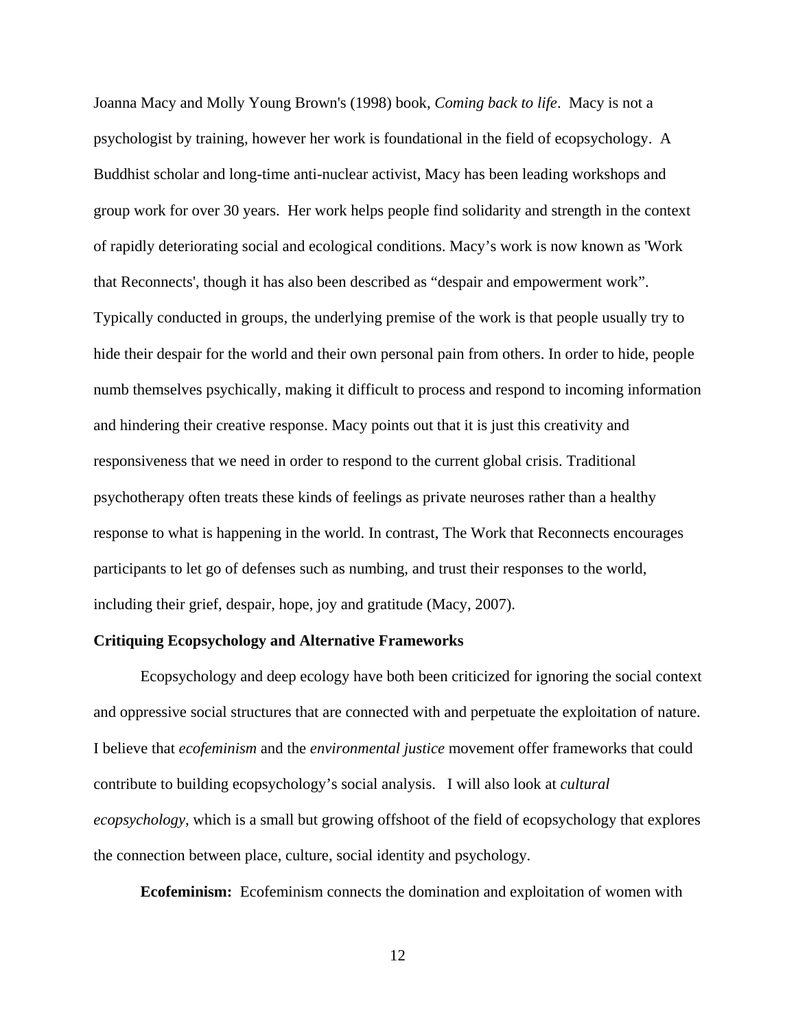Joanna Macy and Molly Young Brown's (1998) book, *Coming back to life*. Macy is not a psychologist by training, however her work is foundational in the field of ecopsychology. A Buddhist scholar and long-time anti-nuclear activist, Macy has been leading workshops and group work for over 30 years. Her work helps people find solidarity and strength in the context of rapidly deteriorating social and ecological conditions. Macy's work is now known as 'Work that Reconnects', though it has also been described as "despair and empowerment work". Typically conducted in groups, the underlying premise of the work is that people usually try to hide their despair for the world and their own personal pain from others. In order to hide, people numb themselves psychically, making it difficult to process and respond to incoming information and hindering their creative response. Macy points out that it is just this creativity and responsiveness that we need in order to respond to the current global crisis. Traditional psychotherapy often treats these kinds of feelings as private neuroses rather than a healthy response to what is happening in the world. In contrast, The Work that Reconnects encourages participants to let go of defenses such as numbing, and trust their responses to the world, including their grief, despair, hope, joy and gratitude (Macy, 2007).

**Critiquing Ecopsychology and Alternative Frameworks**

Ecopsychology and deep ecology have both been criticized for ignoring the social context and oppressive social structures that are connected with and perpetuate the exploitation of nature. I believe that *ecofeminism* and the *environmental justice* movement offer frameworks that could contribute to building ecopsychology's social analysis. I will also look at *cultural ecopsychology*, which is a small but growing offshoot of the field of ecopsychology that explores the connection between place, culture, social identity and psychology.

**Ecofeminism:** Ecofeminism connects the domination and exploitation of women with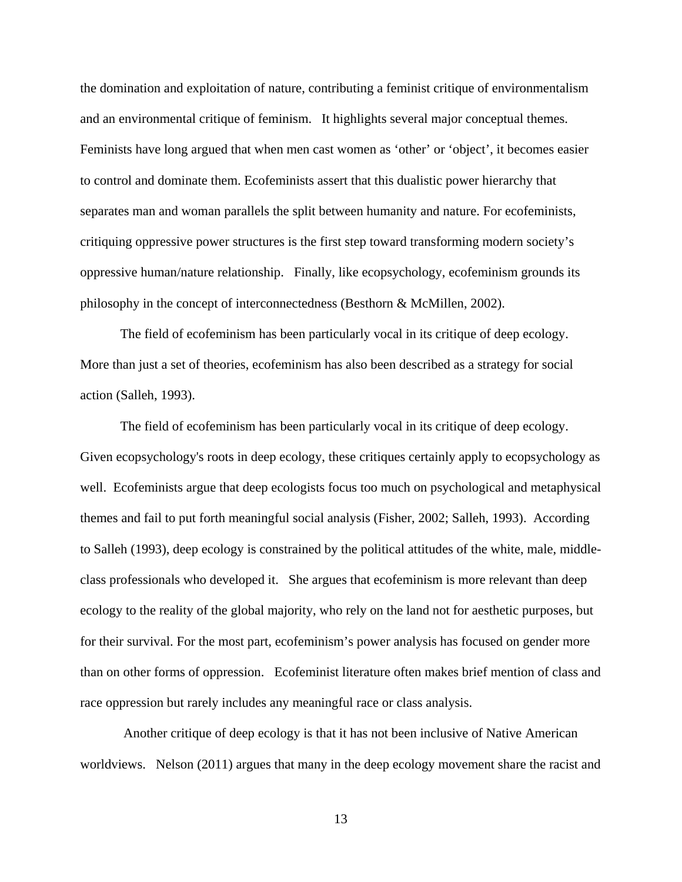the domination and exploitation of nature, contributing a feminist critique of environmentalism and an environmental critique of feminism. It highlights several major conceptual themes. Feminists have long argued that when men cast women as 'other' or 'object', it becomes easier to control and dominate them. Ecofeminists assert that this dualistic power hierarchy that separates man and woman parallels the split between humanity and nature. For ecofeminists, critiquing oppressive power structures is the first step toward transforming modern society's oppressive human/nature relationship. Finally, like ecopsychology, ecofeminism grounds its philosophy in the concept of interconnectedness (Besthorn & McMillen, 2002).

The field of ecofeminism has been particularly vocal in its critique of deep ecology. More than just a set of theories, ecofeminism has also been described as a strategy for social action (Salleh, 1993).

The field of ecofeminism has been particularly vocal in its critique of deep ecology. Given ecopsychology's roots in deep ecology, these critiques certainly apply to ecopsychology as well. Ecofeminists argue that deep ecologists focus too much on psychological and metaphysical themes and fail to put forth meaningful social analysis (Fisher, 2002; Salleh, 1993). According to Salleh (1993), deep ecology is constrained by the political attitudes of the white, male, middle-class professionals who developed it. She argues that ecofeminism is more relevant than deep ecology to the reality of the global majority, who rely on the land not for aesthetic purposes, but for their survival. For the most part, ecofeminism's power analysis has focused on gender more than on other forms of oppression. Ecofeminist literature often makes brief mention of class and race oppression but rarely includes any meaningful race or class analysis.

Another critique of deep ecology is that it has not been inclusive of Native American worldviews. Nelson (2011) argues that many in the deep ecology movement share the racist and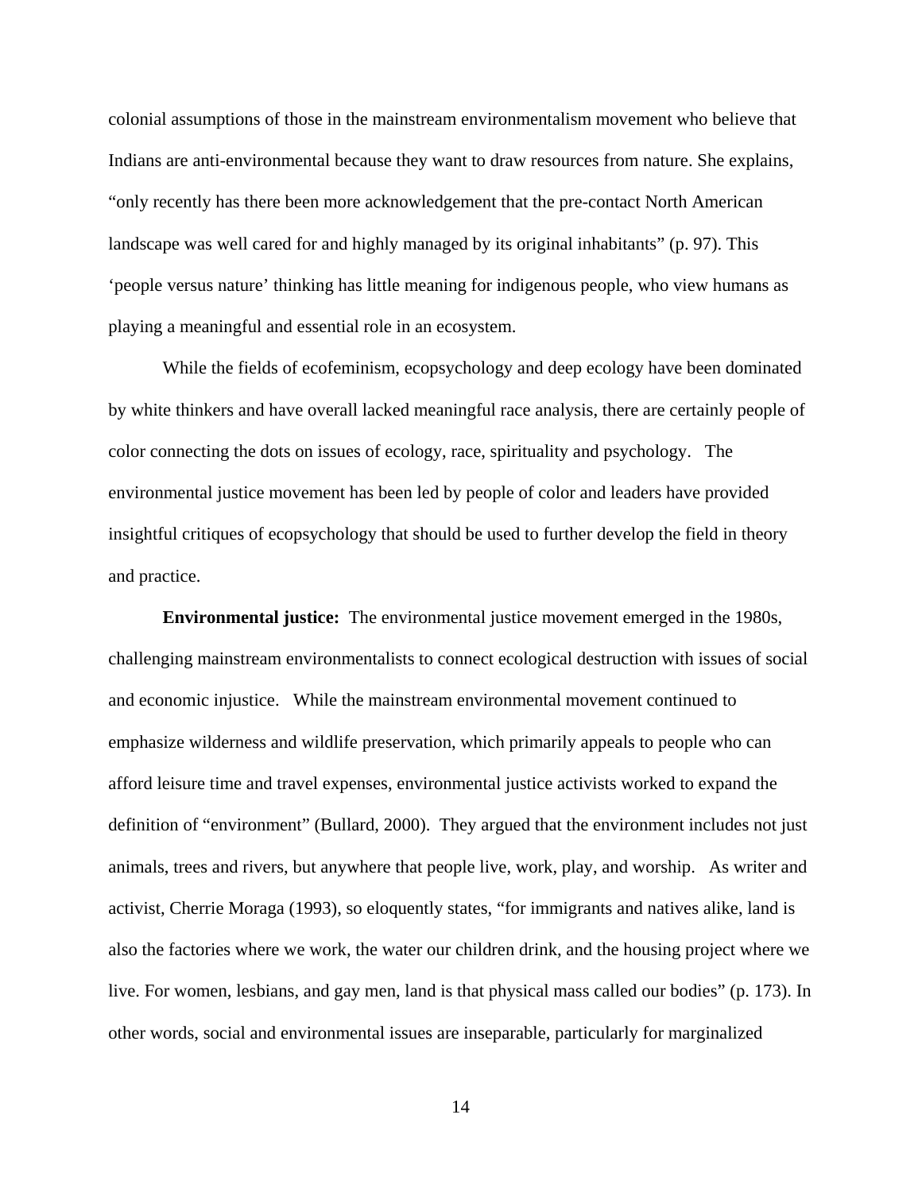colonial assumptions of those in the mainstream environmentalism movement who believe that Indians are anti-environmental because they want to draw resources from nature. She explains, "only recently has there been more acknowledgement that the pre-contact North American landscape was well cared for and highly managed by its original inhabitants" (p. 97). This 'people versus nature' thinking has little meaning for indigenous people, who view humans as playing a meaningful and essential role in an ecosystem.

While the fields of ecofeminism, ecopsychology and deep ecology have been dominated by white thinkers and have overall lacked meaningful race analysis, there are certainly people of color connecting the dots on issues of ecology, race, spirituality and psychology. The environmental justice movement has been led by people of color and leaders have provided insightful critiques of ecopsychology that should be used to further develop the field in theory and practice.

**Environmental justice:** The environmental justice movement emerged in the 1980s, challenging mainstream environmentalists to connect ecological destruction with issues of social and economic injustice. While the mainstream environmental movement continued to emphasize wilderness and wildlife preservation, which primarily appeals to people who can afford leisure time and travel expenses, environmental justice activists worked to expand the definition of "environment" (Bullard, 2000). They argued that the environment includes not just animals, trees and rivers, but anywhere that people live, work, play, and worship. As writer and activist, Cherrie Moraga (1993), so eloquently states, "for immigrants and natives alike, land is also the factories where we work, the water our children drink, and the housing project where we live. For women, lesbians, and gay men, land is that physical mass called our bodies" (p. 173). In other words, social and environmental issues are inseparable, particularly for marginalized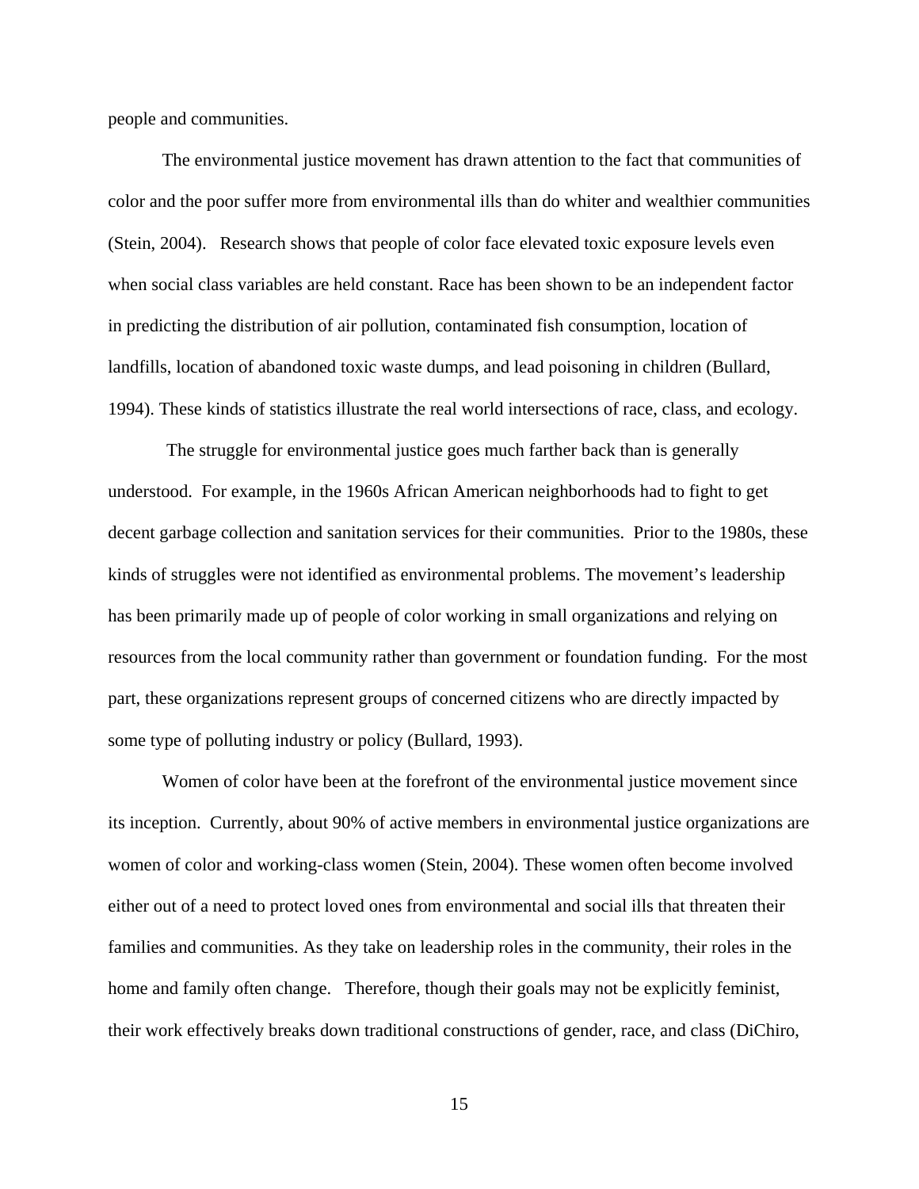people and communities.

The environmental justice movement has drawn attention to the fact that communities of color and the poor suffer more from environmental ills than do whiter and wealthier communities (Stein, 2004). Research shows that people of color face elevated toxic exposure levels even when social class variables are held constant. Race has been shown to be an independent factor in predicting the distribution of air pollution, contaminated fish consumption, location of landfills, location of abandoned toxic waste dumps, and lead poisoning in children (Bullard, 1994). These kinds of statistics illustrate the real world intersections of race, class, and ecology.

The struggle for environmental justice goes much farther back than is generally understood. For example, in the 1960s African American neighborhoods had to fight to get decent garbage collection and sanitation services for their communities. Prior to the 1980s, these kinds of struggles were not identified as environmental problems. The movement's leadership has been primarily made up of people of color working in small organizations and relying on resources from the local community rather than government or foundation funding. For the most part, these organizations represent groups of concerned citizens who are directly impacted by some type of polluting industry or policy (Bullard, 1993).

Women of color have been at the forefront of the environmental justice movement since its inception. Currently, about 90% of active members in environmental justice organizations are women of color and working-class women (Stein, 2004). These women often become involved either out of a need to protect loved ones from environmental and social ills that threaten their families and communities. As they take on leadership roles in the community, their roles in the home and family often change. Therefore, though their goals may not be explicitly feminist, their work effectively breaks down traditional constructions of gender, race, and class (DiChiro,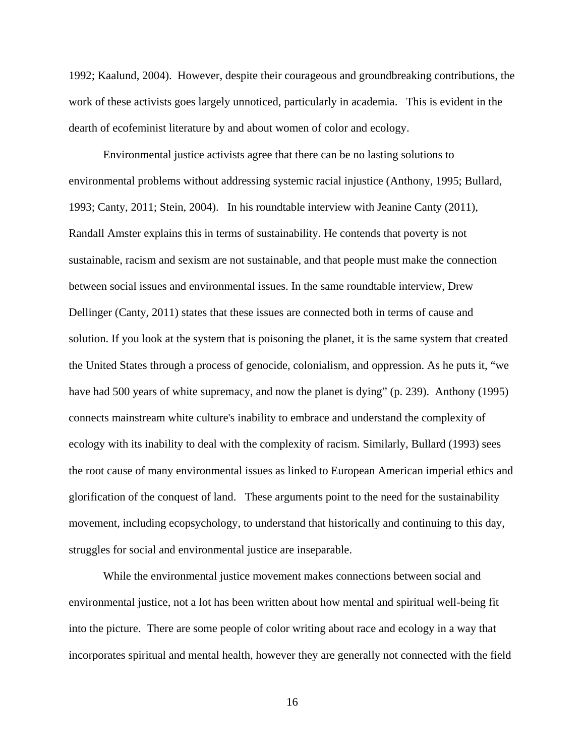1992; Kaalund, 2004). However, despite their courageous and groundbreaking contributions, the work of these activists goes largely unnoticed, particularly in academia. This is evident in the dearth of ecofeminist literature by and about women of color and ecology.

Environmental justice activists agree that there can be no lasting solutions to environmental problems without addressing systemic racial injustice (Anthony, 1995; Bullard, 1993; Canty, 2011; Stein, 2004). In his roundtable interview with Jeanine Canty (2011), Randall Amster explains this in terms of sustainability. He contends that poverty is not sustainable, racism and sexism are not sustainable, and that people must make the connection between social issues and environmental issues. In the same roundtable interview, Drew Dellinger (Canty, 2011) states that these issues are connected both in terms of cause and solution. If you look at the system that is poisoning the planet, it is the same system that created the United States through a process of genocide, colonialism, and oppression. As he puts it, "we have had 500 years of white supremacy, and now the planet is dying" (p. 239). Anthony (1995) connects mainstream white culture's inability to embrace and understand the complexity of ecology with its inability to deal with the complexity of racism. Similarly, Bullard (1993) sees the root cause of many environmental issues as linked to European American imperial ethics and glorification of the conquest of land. These arguments point to the need for the sustainability movement, including ecopsychology, to understand that historically and continuing to this day, struggles for social and environmental justice are inseparable.

While the environmental justice movement makes connections between social and environmental justice, not a lot has been written about how mental and spiritual well-being fit into the picture. There are some people of color writing about race and ecology in a way that incorporates spiritual and mental health, however they are generally not connected with the field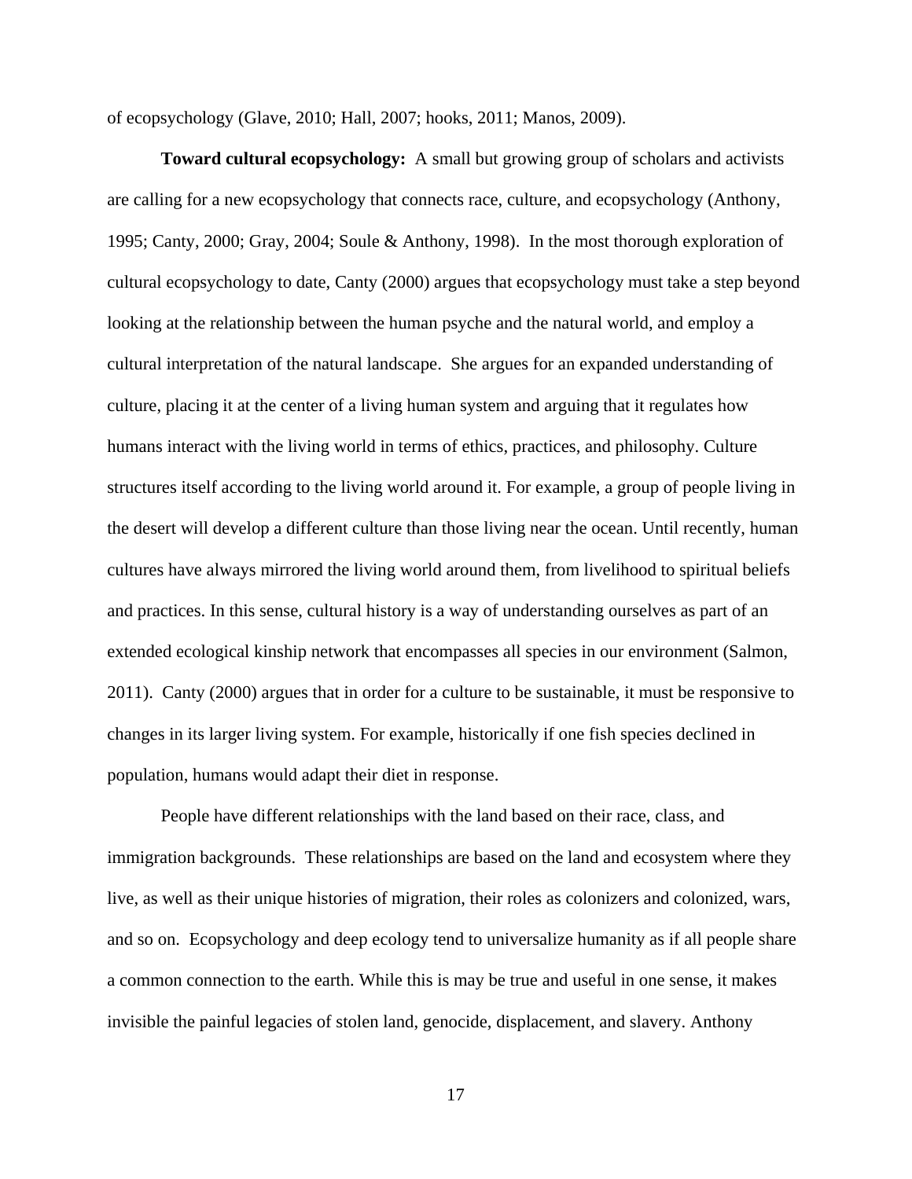of ecopsychology (Glave, 2010; Hall, 2007; hooks, 2011; Manos, 2009).

**Toward cultural ecopsychology:** A small but growing group of scholars and activists are calling for a new ecopsychology that connects race, culture, and ecopsychology (Anthony, 1995; Canty, 2000; Gray, 2004; Soule & Anthony, 1998). In the most thorough exploration of cultural ecopsychology to date, Canty (2000) argues that ecopsychology must take a step beyond looking at the relationship between the human psyche and the natural world, and employ a cultural interpretation of the natural landscape. She argues for an expanded understanding of culture, placing it at the center of a living human system and arguing that it regulates how humans interact with the living world in terms of ethics, practices, and philosophy. Culture structures itself according to the living world around it. For example, a group of people living in the desert will develop a different culture than those living near the ocean. Until recently, human cultures have always mirrored the living world around them, from livelihood to spiritual beliefs and practices. In this sense, cultural history is a way of understanding ourselves as part of an extended ecological kinship network that encompasses all species in our environment (Salmon, 2011). Canty (2000) argues that in order for a culture to be sustainable, it must be responsive to changes in its larger living system. For example, historically if one fish species declined in population, humans would adapt their diet in response.

People have different relationships with the land based on their race, class, and immigration backgrounds. These relationships are based on the land and ecosystem where they live, as well as their unique histories of migration, their roles as colonizers and colonized, wars, and so on. Ecopsychology and deep ecology tend to universalize humanity as if all people share a common connection to the earth. While this is may be true and useful in one sense, it makes invisible the painful legacies of stolen land, genocide, displacement, and slavery. Anthony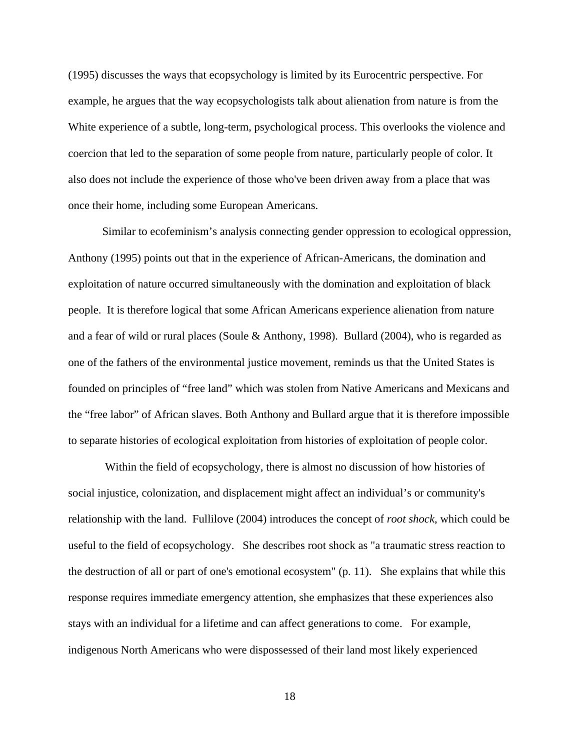(1995) discusses the ways that ecopsychology is limited by its Eurocentric perspective. For example, he argues that the way ecopsychologists talk about alienation from nature is from the White experience of a subtle, long-term, psychological process. This overlooks the violence and coercion that led to the separation of some people from nature, particularly people of color. It also does not include the experience of those who've been driven away from a place that was once their home, including some European Americans.

Similar to ecofeminism's analysis connecting gender oppression to ecological oppression, Anthony (1995) points out that in the experience of African-Americans, the domination and exploitation of nature occurred simultaneously with the domination and exploitation of black people. It is therefore logical that some African Americans experience alienation from nature and a fear of wild or rural places (Soule & Anthony, 1998). Bullard (2004), who is regarded as one of the fathers of the environmental justice movement, reminds us that the United States is founded on principles of "free land" which was stolen from Native Americans and Mexicans and the "free labor" of African slaves. Both Anthony and Bullard argue that it is therefore impossible to separate histories of ecological exploitation from histories of exploitation of people color.

Within the field of ecopsychology, there is almost no discussion of how histories of social injustice, colonization, and displacement might affect an individual's or community's relationship with the land. Fullilove (2004) introduces the concept of *root shock*, which could be useful to the field of ecopsychology. She describes root shock as "a traumatic stress reaction to the destruction of all or part of one's emotional ecosystem" (p. 11). She explains that while this response requires immediate emergency attention, she emphasizes that these experiences also stays with an individual for a lifetime and can affect generations to come. For example, indigenous North Americans who were dispossessed of their land most likely experienced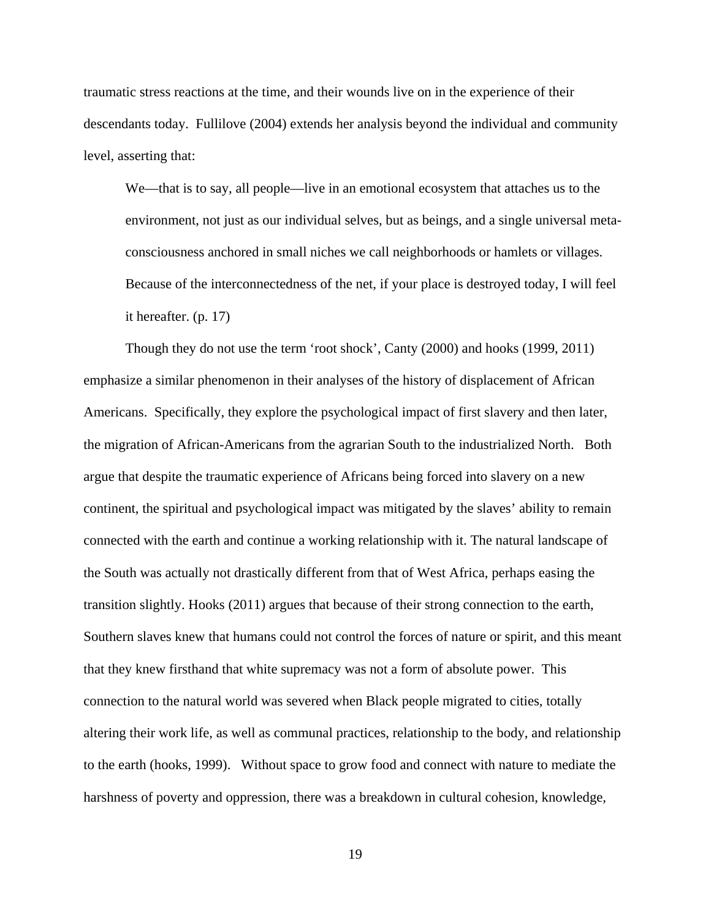traumatic stress reactions at the time, and their wounds live on in the experience of their descendants today. Fullilove (2004) extends her analysis beyond the individual and community level, asserting that:

> We—that is to say, all people—live in an emotional ecosystem that attaches us to the environment, not just as our individual selves, but as beings, and a single universal meta-consciousness anchored in small niches we call neighborhoods or hamlets or villages. Because of the interconnectedness of the net, if your place is destroyed today, I will feel it hereafter. (p. 17)

Though they do not use the term 'root shock', Canty (2000) and hooks (1999, 2011) emphasize a similar phenomenon in their analyses of the history of displacement of African Americans. Specifically, they explore the psychological impact of first slavery and then later, the migration of African-Americans from the agrarian South to the industrialized North. Both argue that despite the traumatic experience of Africans being forced into slavery on a new continent, the spiritual and psychological impact was mitigated by the slaves' ability to remain connected with the earth and continue a working relationship with it. The natural landscape of the South was actually not drastically different from that of West Africa, perhaps easing the transition slightly. Hooks (2011) argues that because of their strong connection to the earth, Southern slaves knew that humans could not control the forces of nature or spirit, and this meant that they knew firsthand that white supremacy was not a form of absolute power. This connection to the natural world was severed when Black people migrated to cities, totally altering their work life, as well as communal practices, relationship to the body, and relationship to the earth (hooks, 1999). Without space to grow food and connect with nature to mediate the harshness of poverty and oppression, there was a breakdown in cultural cohesion, knowledge,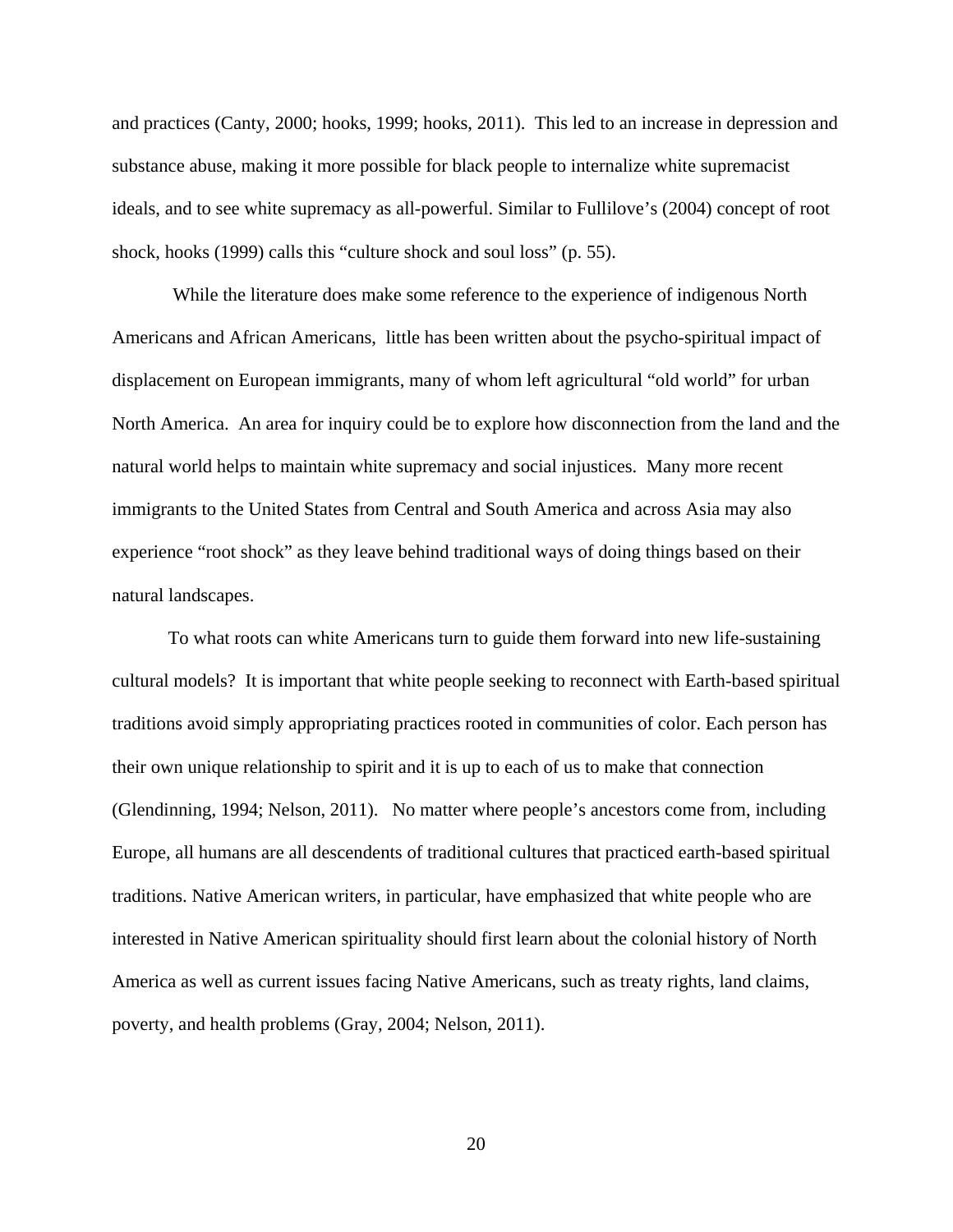and practices (Canty, 2000; hooks, 1999; hooks, 2011). This led to an increase in depression and substance abuse, making it more possible for black people to internalize white supremacist ideals, and to see white supremacy as all-powerful. Similar to Fullilove's (2004) concept of root shock, hooks (1999) calls this "culture shock and soul loss" (p. 55).

While the literature does make some reference to the experience of indigenous North Americans and African Americans, little has been written about the psycho-spiritual impact of displacement on European immigrants, many of whom left agricultural "old world" for urban North America. An area for inquiry could be to explore how disconnection from the land and the natural world helps to maintain white supremacy and social injustices. Many more recent immigrants to the United States from Central and South America and across Asia may also experience "root shock" as they leave behind traditional ways of doing things based on their natural landscapes.

To what roots can white Americans turn to guide them forward into new life-sustaining cultural models? It is important that white people seeking to reconnect with Earth-based spiritual traditions avoid simply appropriating practices rooted in communities of color. Each person has their own unique relationship to spirit and it is up to each of us to make that connection (Glendinning, 1994; Nelson, 2011). No matter where people's ancestors come from, including Europe, all humans are all descendents of traditional cultures that practiced earth-based spiritual traditions. Native American writers, in particular, have emphasized that white people who are interested in Native American spirituality should first learn about the colonial history of North America as well as current issues facing Native Americans, such as treaty rights, land claims, poverty, and health problems (Gray, 2004; Nelson, 2011).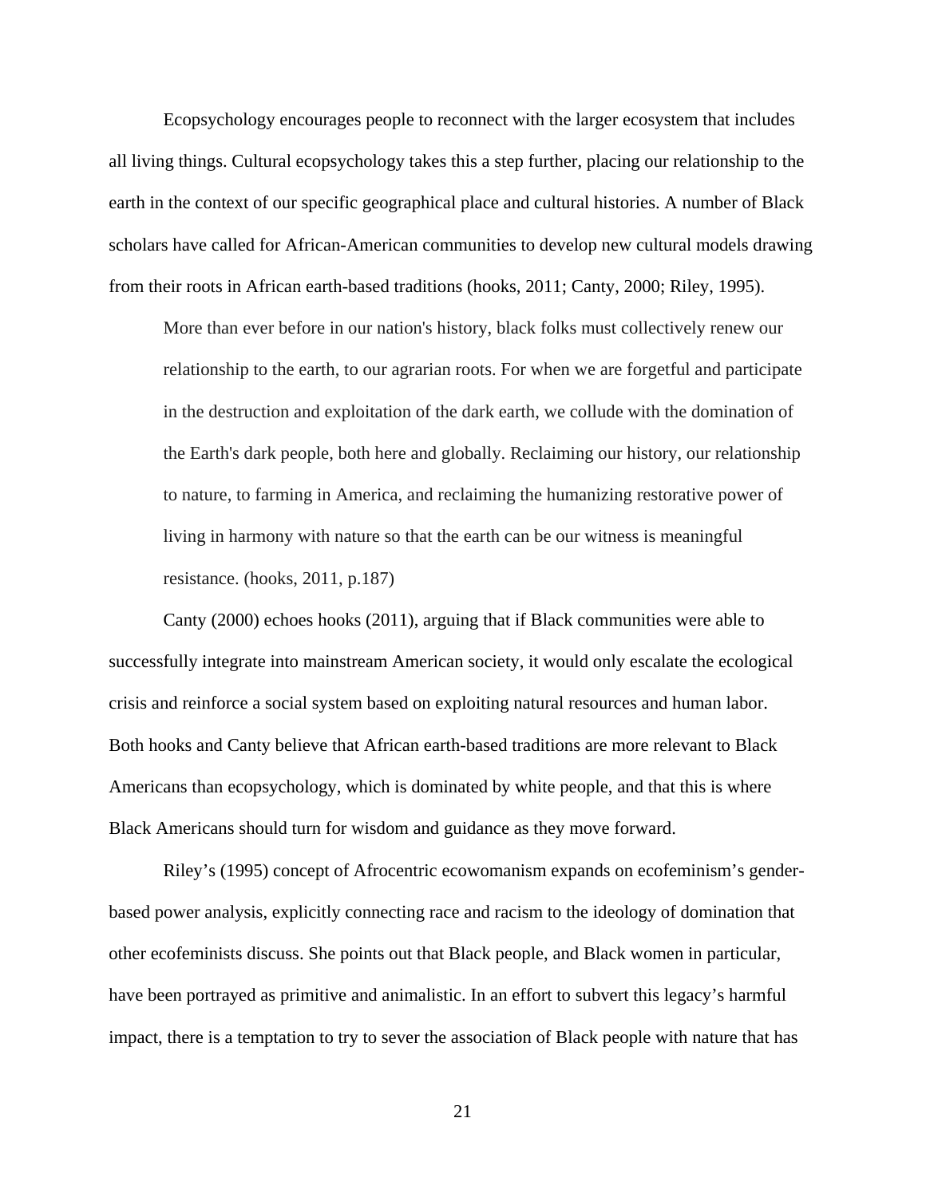Ecopsychology encourages people to reconnect with the larger ecosystem that includes all living things. Cultural ecopsychology takes this a step further, placing our relationship to the earth in the context of our specific geographical place and cultural histories. A number of Black scholars have called for African-American communities to develop new cultural models drawing from their roots in African earth-based traditions (hooks, 2011; Canty, 2000; Riley, 1995).

> More than ever before in our nation's history, black folks must collectively renew our relationship to the earth, to our agrarian roots. For when we are forgetful and participate in the destruction and exploitation of the dark earth, we collude with the domination of the Earth's dark people, both here and globally. Reclaiming our history, our relationship to nature, to farming in America, and reclaiming the humanizing restorative power of living in harmony with nature so that the earth can be our witness is meaningful resistance. (hooks, 2011, p.187)

Canty (2000) echoes hooks (2011), arguing that if Black communities were able to successfully integrate into mainstream American society, it would only escalate the ecological crisis and reinforce a social system based on exploiting natural resources and human labor. Both hooks and Canty believe that African earth-based traditions are more relevant to Black Americans than ecopsychology, which is dominated by white people, and that this is where Black Americans should turn for wisdom and guidance as they move forward.

Riley's (1995) concept of Afrocentric ecowomanism expands on ecofeminism's gender-based power analysis, explicitly connecting race and racism to the ideology of domination that other ecofeminists discuss. She points out that Black people, and Black women in particular, have been portrayed as primitive and animalistic. In an effort to subvert this legacy's harmful impact, there is a temptation to try to sever the association of Black people with nature that has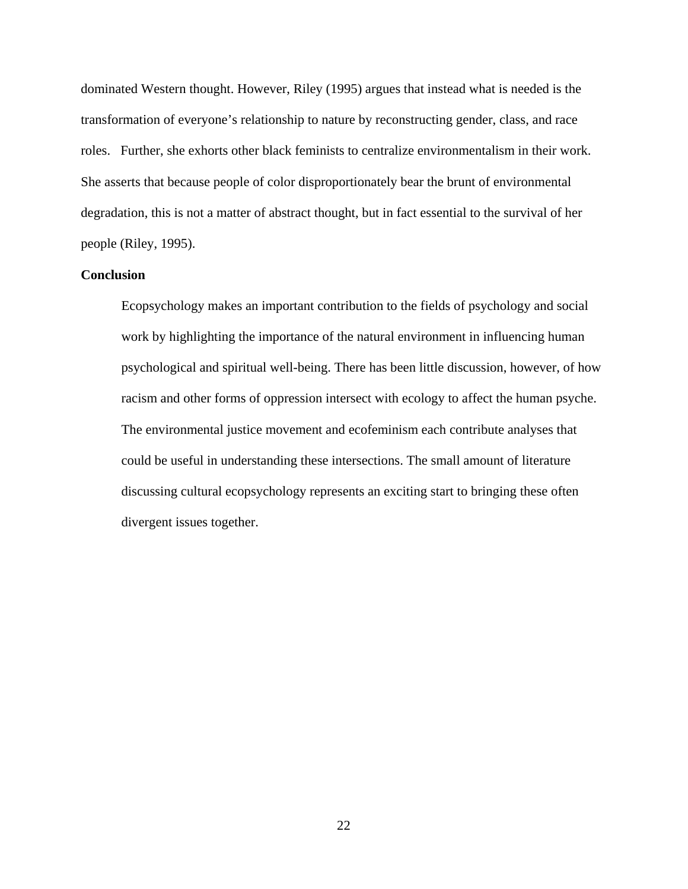dominated Western thought. However, Riley (1995) argues that instead what is needed is the transformation of everyone's relationship to nature by reconstructing gender, class, and race roles. Further, she exhorts other black feminists to centralize environmentalism in their work. She asserts that because people of color disproportionately bear the brunt of environmental degradation, this is not a matter of abstract thought, but in fact essential to the survival of her people (Riley, 1995).

**Conclusion**

Ecopsychology makes an important contribution to the fields of psychology and social work by highlighting the importance of the natural environment in influencing human psychological and spiritual well-being. There has been little discussion, however, of how racism and other forms of oppression intersect with ecology to affect the human psyche. The environmental justice movement and ecofeminism each contribute analyses that could be useful in understanding these intersections. The small amount of literature discussing cultural ecopsychology represents an exciting start to bringing these often divergent issues together.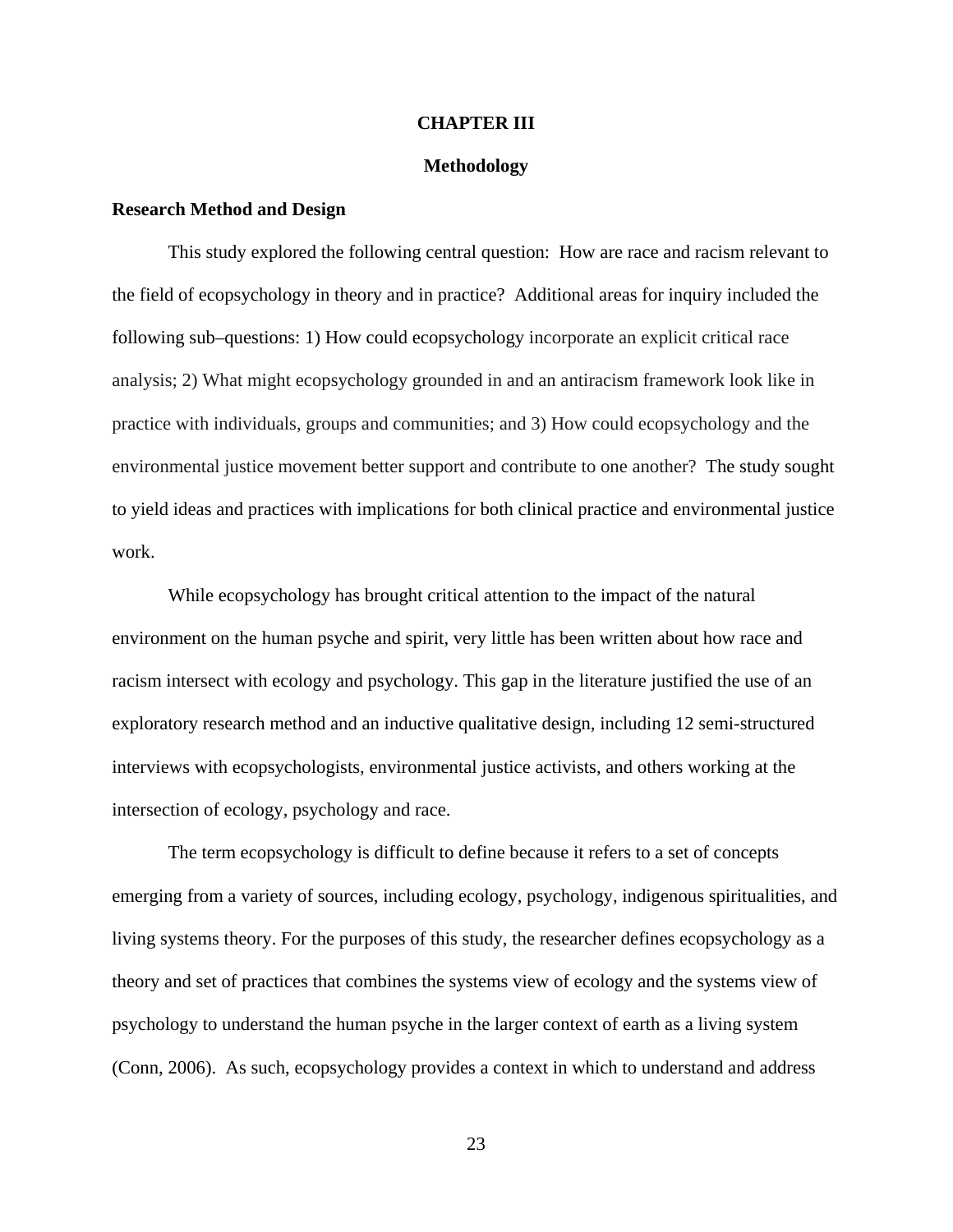# CHAPTER III

## Methodology

### Research Method and Design

This study explored the following central question: How are race and racism relevant to the field of ecopsychology in theory and in practice? Additional areas for inquiry included the following sub–questions: 1) How could ecopsychology incorporate an explicit critical race analysis; 2) What might ecopsychology grounded in and an antiracism framework look like in practice with individuals, groups and communities; and 3) How could ecopsychology and the environmental justice movement better support and contribute to one another? The study sought to yield ideas and practices with implications for both clinical practice and environmental justice work.

While ecopsychology has brought critical attention to the impact of the natural environment on the human psyche and spirit, very little has been written about how race and racism intersect with ecology and psychology. This gap in the literature justified the use of an exploratory research method and an inductive qualitative design, including 12 semi-structured interviews with ecopsychologists, environmental justice activists, and others working at the intersection of ecology, psychology and race.

The term ecopsychology is difficult to define because it refers to a set of concepts emerging from a variety of sources, including ecology, psychology, indigenous spiritualities, and living systems theory. For the purposes of this study, the researcher defines ecopsychology as a theory and set of practices that combines the systems view of ecology and the systems view of psychology to understand the human psyche in the larger context of earth as a living system (Conn, 2006). As such, ecopsychology provides a context in which to understand and address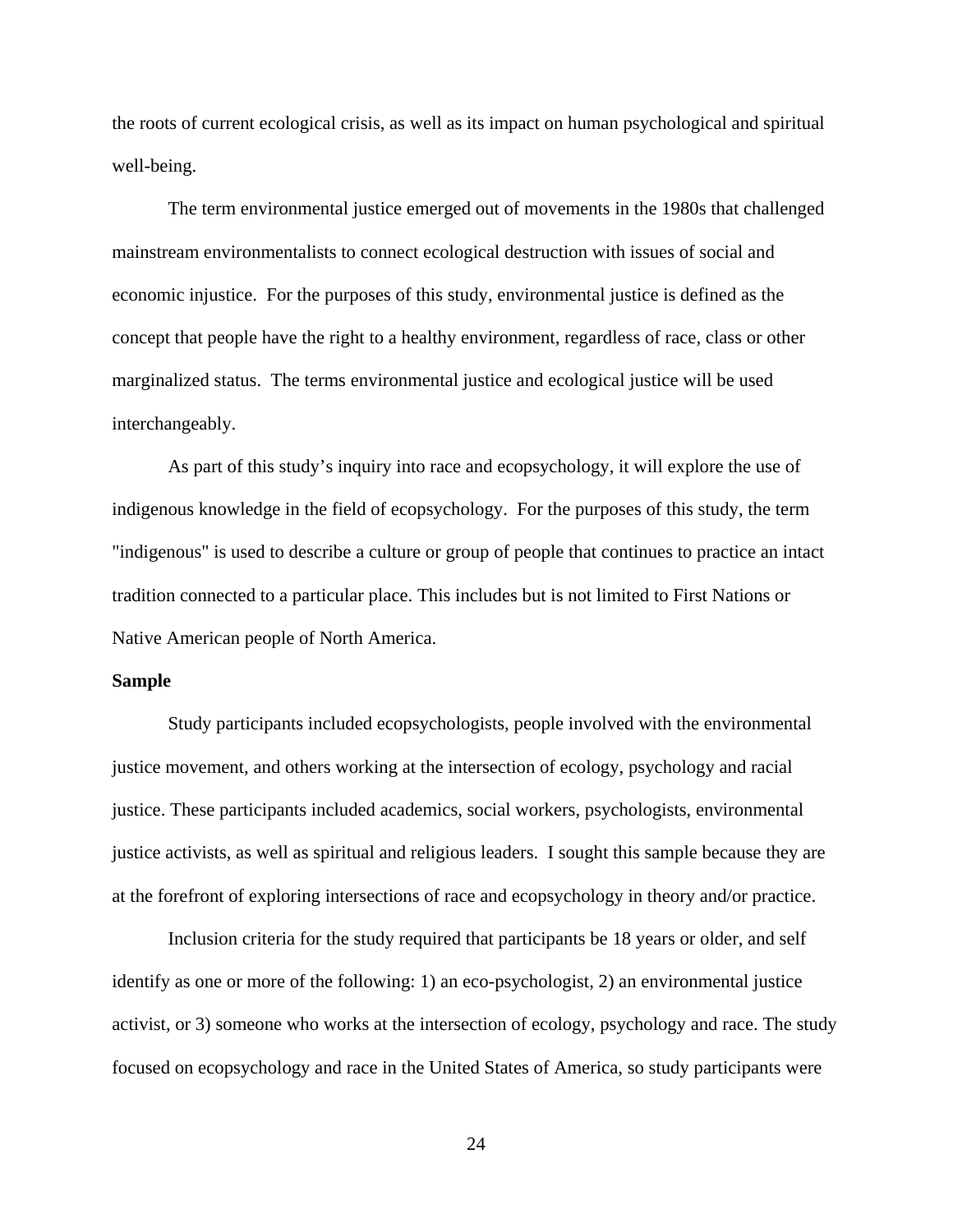the roots of current ecological crisis, as well as its impact on human psychological and spiritual well-being.

The term environmental justice emerged out of movements in the 1980s that challenged mainstream environmentalists to connect ecological destruction with issues of social and economic injustice. For the purposes of this study, environmental justice is defined as the concept that people have the right to a healthy environment, regardless of race, class or other marginalized status. The terms environmental justice and ecological justice will be used interchangeably.

As part of this study's inquiry into race and ecopsychology, it will explore the use of indigenous knowledge in the field of ecopsychology. For the purposes of this study, the term "indigenous" is used to describe a culture or group of people that continues to practice an intact tradition connected to a particular place. This includes but is not limited to First Nations or Native American people of North America.

**Sample**

Study participants included ecopsychologists, people involved with the environmental justice movement, and others working at the intersection of ecology, psychology and racial justice. These participants included academics, social workers, psychologists, environmental justice activists, as well as spiritual and religious leaders. I sought this sample because they are at the forefront of exploring intersections of race and ecopsychology in theory and/or practice.

Inclusion criteria for the study required that participants be 18 years or older, and self identify as one or more of the following: 1) an eco-psychologist, 2) an environmental justice activist, or 3) someone who works at the intersection of ecology, psychology and race. The study focused on ecopsychology and race in the United States of America, so study participants were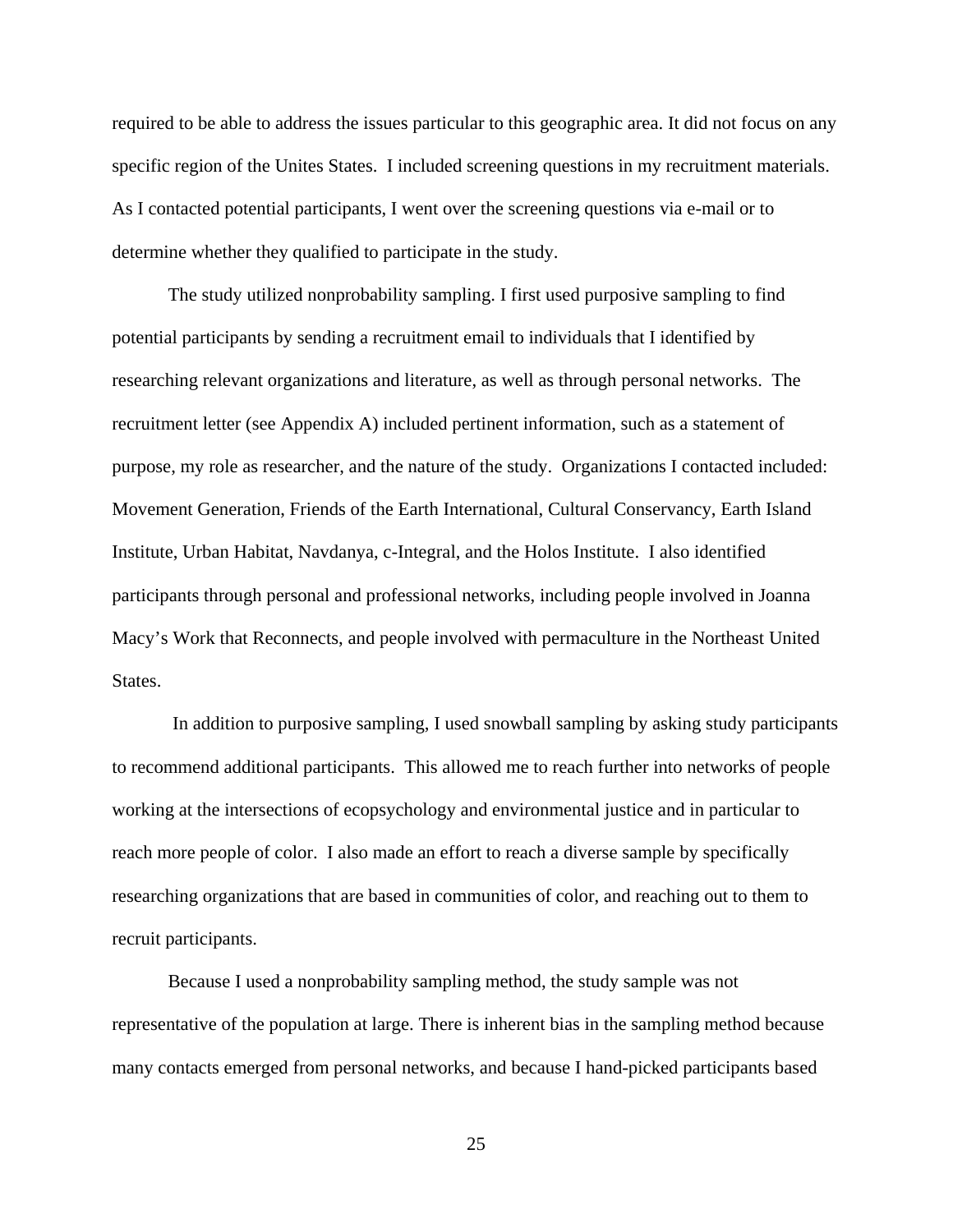required to be able to address the issues particular to this geographic area. It did not focus on any specific region of the Unites States. I included screening questions in my recruitment materials. As I contacted potential participants, I went over the screening questions via e-mail or to determine whether they qualified to participate in the study.

The study utilized nonprobability sampling. I first used purposive sampling to find potential participants by sending a recruitment email to individuals that I identified by researching relevant organizations and literature, as well as through personal networks. The recruitment letter (see Appendix A) included pertinent information, such as a statement of purpose, my role as researcher, and the nature of the study. Organizations I contacted included: Movement Generation, Friends of the Earth International, Cultural Conservancy, Earth Island Institute, Urban Habitat, Navdanya, c-Integral, and the Holos Institute. I also identified participants through personal and professional networks, including people involved in Joanna Macy's Work that Reconnects, and people involved with permaculture in the Northeast United States.

In addition to purposive sampling, I used snowball sampling by asking study participants to recommend additional participants. This allowed me to reach further into networks of people working at the intersections of ecopsychology and environmental justice and in particular to reach more people of color. I also made an effort to reach a diverse sample by specifically researching organizations that are based in communities of color, and reaching out to them to recruit participants.

Because I used a nonprobability sampling method, the study sample was not representative of the population at large. There is inherent bias in the sampling method because many contacts emerged from personal networks, and because I hand-picked participants based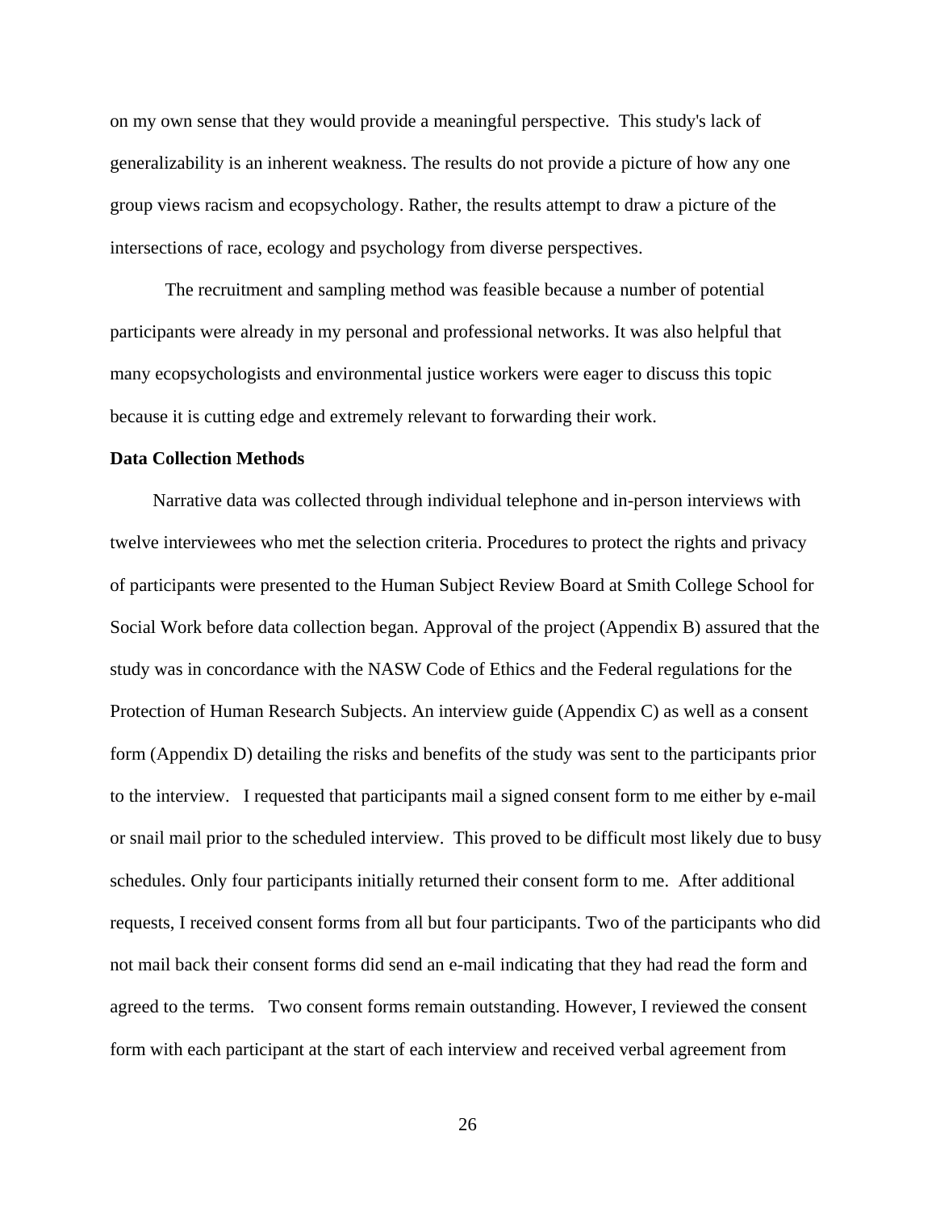on my own sense that they would provide a meaningful perspective. This study's lack of generalizability is an inherent weakness. The results do not provide a picture of how any one group views racism and ecopsychology. Rather, the results attempt to draw a picture of the intersections of race, ecology and psychology from diverse perspectives.

The recruitment and sampling method was feasible because a number of potential participants were already in my personal and professional networks. It was also helpful that many ecopsychologists and environmental justice workers were eager to discuss this topic because it is cutting edge and extremely relevant to forwarding their work.

**Data Collection Methods**

Narrative data was collected through individual telephone and in-person interviews with twelve interviewees who met the selection criteria. Procedures to protect the rights and privacy of participants were presented to the Human Subject Review Board at Smith College School for Social Work before data collection began. Approval of the project (Appendix B) assured that the study was in concordance with the NASW Code of Ethics and the Federal regulations for the Protection of Human Research Subjects. An interview guide (Appendix C) as well as a consent form (Appendix D) detailing the risks and benefits of the study was sent to the participants prior to the interview. I requested that participants mail a signed consent form to me either by e-mail or snail mail prior to the scheduled interview. This proved to be difficult most likely due to busy schedules. Only four participants initially returned their consent form to me. After additional requests, I received consent forms from all but four participants. Two of the participants who did not mail back their consent forms did send an e-mail indicating that they had read the form and agreed to the terms. Two consent forms remain outstanding. However, I reviewed the consent form with each participant at the start of each interview and received verbal agreement from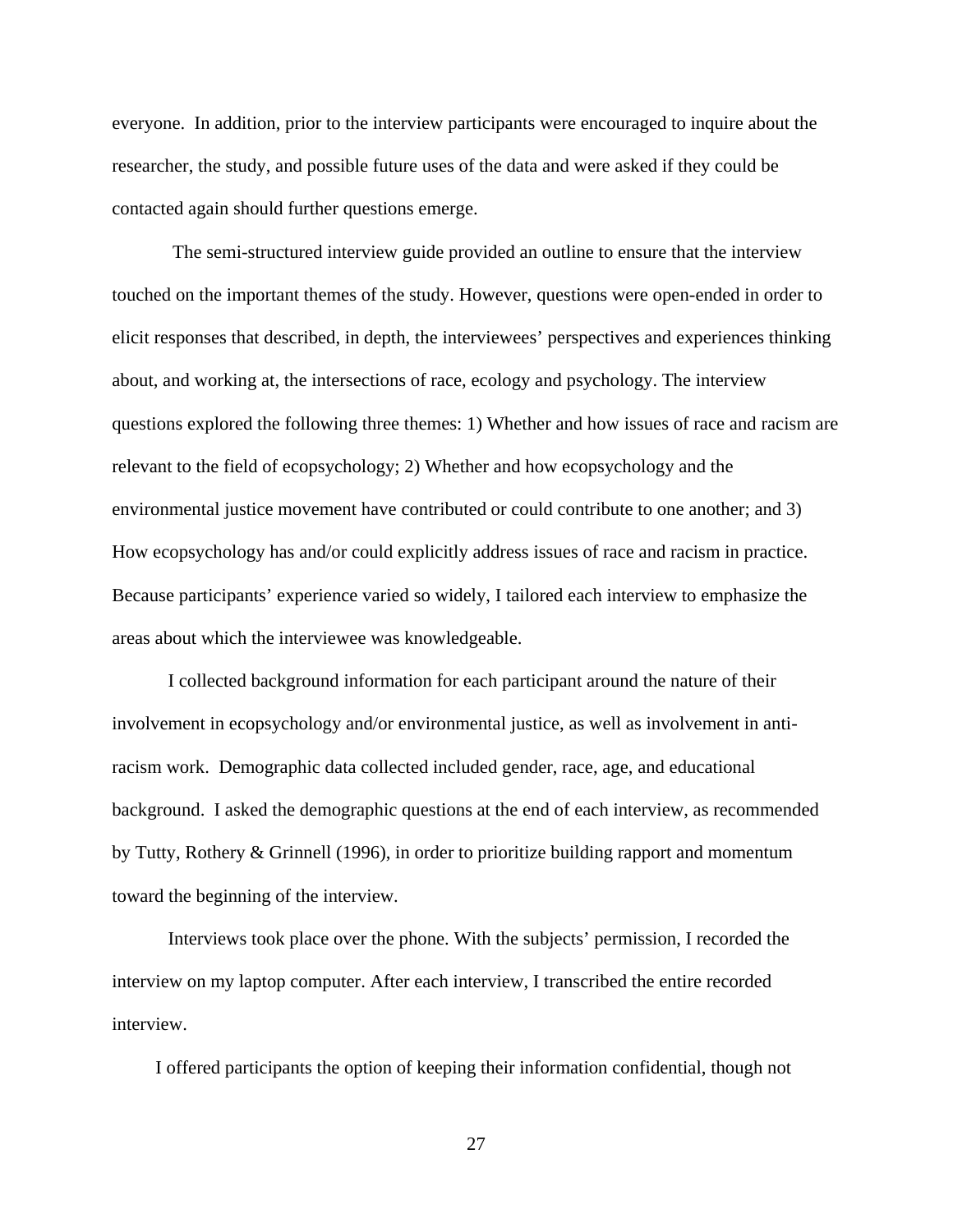everyone. In addition, prior to the interview participants were encouraged to inquire about the researcher, the study, and possible future uses of the data and were asked if they could be contacted again should further questions emerge.

The semi-structured interview guide provided an outline to ensure that the interview touched on the important themes of the study. However, questions were open-ended in order to elicit responses that described, in depth, the interviewees' perspectives and experiences thinking about, and working at, the intersections of race, ecology and psychology. The interview questions explored the following three themes: 1) Whether and how issues of race and racism are relevant to the field of ecopsychology; 2) Whether and how ecopsychology and the environmental justice movement have contributed or could contribute to one another; and 3) How ecopsychology has and/or could explicitly address issues of race and racism in practice. Because participants' experience varied so widely, I tailored each interview to emphasize the areas about which the interviewee was knowledgeable.

I collected background information for each participant around the nature of their involvement in ecopsychology and/or environmental justice, as well as involvement in anti-racism work. Demographic data collected included gender, race, age, and educational background. I asked the demographic questions at the end of each interview, as recommended by Tutty, Rothery & Grinnell (1996), in order to prioritize building rapport and momentum toward the beginning of the interview.

Interviews took place over the phone. With the subjects' permission, I recorded the interview on my laptop computer. After each interview, I transcribed the entire recorded interview.

I offered participants the option of keeping their information confidential, though not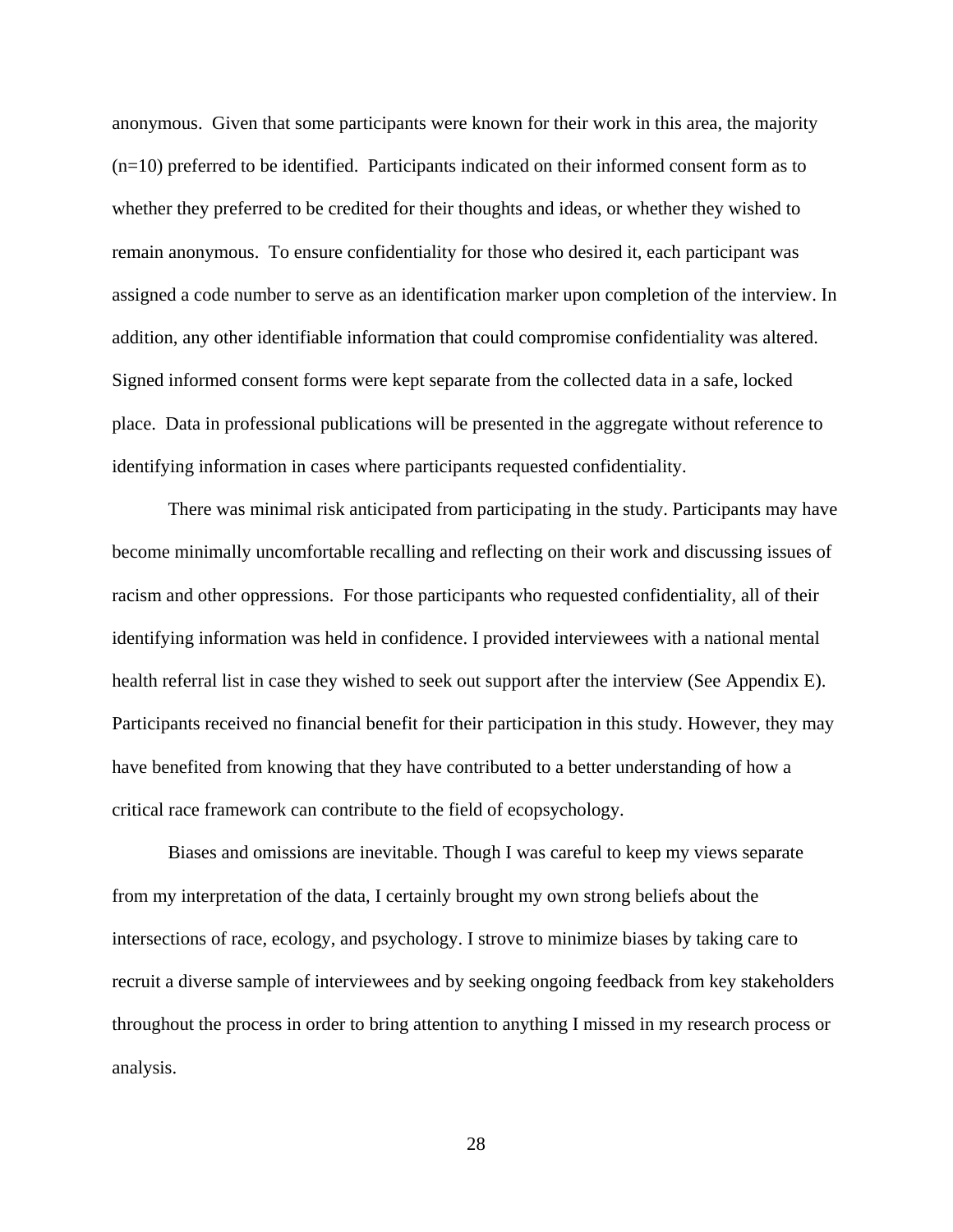anonymous. Given that some participants were known for their work in this area, the majority (n=10) preferred to be identified. Participants indicated on their informed consent form as to whether they preferred to be credited for their thoughts and ideas, or whether they wished to remain anonymous. To ensure confidentiality for those who desired it, each participant was assigned a code number to serve as an identification marker upon completion of the interview. In addition, any other identifiable information that could compromise confidentiality was altered. Signed informed consent forms were kept separate from the collected data in a safe, locked place. Data in professional publications will be presented in the aggregate without reference to identifying information in cases where participants requested confidentiality.

There was minimal risk anticipated from participating in the study. Participants may have become minimally uncomfortable recalling and reflecting on their work and discussing issues of racism and other oppressions. For those participants who requested confidentiality, all of their identifying information was held in confidence. I provided interviewees with a national mental health referral list in case they wished to seek out support after the interview (See Appendix E). Participants received no financial benefit for their participation in this study. However, they may have benefited from knowing that they have contributed to a better understanding of how a critical race framework can contribute to the field of ecopsychology.

Biases and omissions are inevitable. Though I was careful to keep my views separate from my interpretation of the data, I certainly brought my own strong beliefs about the intersections of race, ecology, and psychology. I strove to minimize biases by taking care to recruit a diverse sample of interviewees and by seeking ongoing feedback from key stakeholders throughout the process in order to bring attention to anything I missed in my research process or analysis.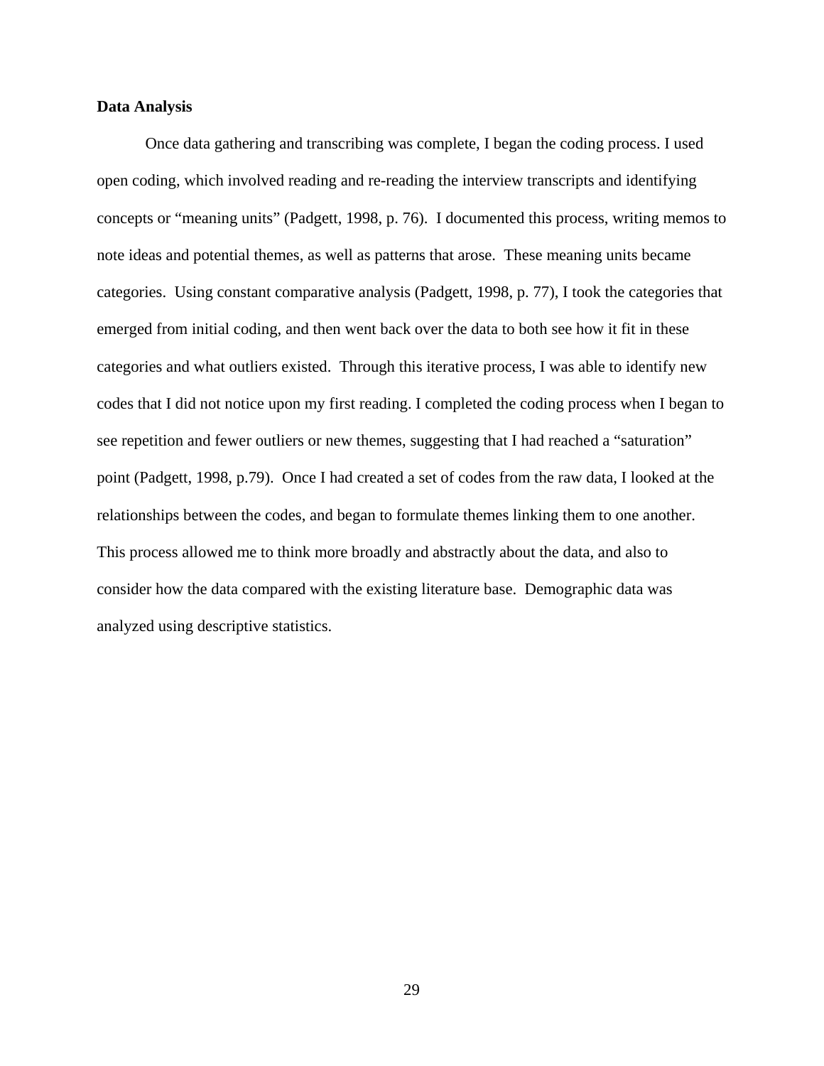**Data Analysis**

Once data gathering and transcribing was complete, I began the coding process. I used open coding, which involved reading and re-reading the interview transcripts and identifying concepts or "meaning units" (Padgett, 1998, p. 76). I documented this process, writing memos to note ideas and potential themes, as well as patterns that arose. These meaning units became categories. Using constant comparative analysis (Padgett, 1998, p. 77), I took the categories that emerged from initial coding, and then went back over the data to both see how it fit in these categories and what outliers existed. Through this iterative process, I was able to identify new codes that I did not notice upon my first reading. I completed the coding process when I began to see repetition and fewer outliers or new themes, suggesting that I had reached a "saturation" point (Padgett, 1998, p.79). Once I had created a set of codes from the raw data, I looked at the relationships between the codes, and began to formulate themes linking them to one another. This process allowed me to think more broadly and abstractly about the data, and also to consider how the data compared with the existing literature base. Demographic data was analyzed using descriptive statistics.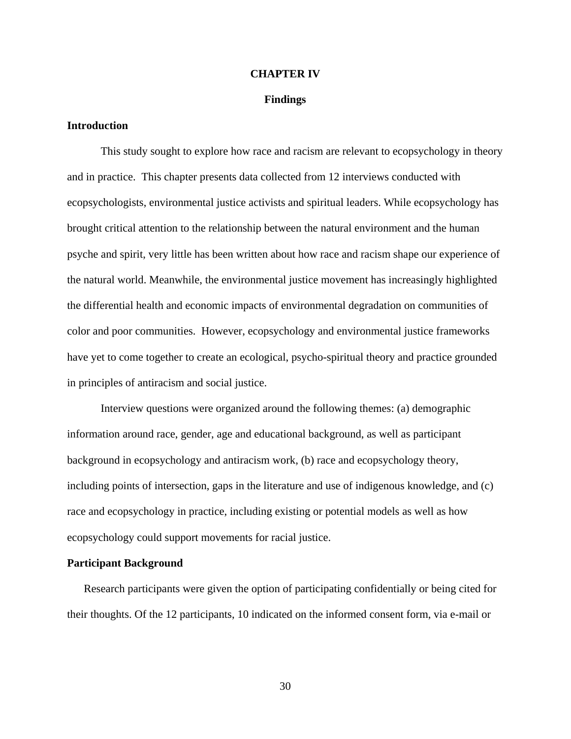# CHAPTER IV

## Findings

### Introduction

This study sought to explore how race and racism are relevant to ecopsychology in theory and in practice. This chapter presents data collected from 12 interviews conducted with ecopsychologists, environmental justice activists and spiritual leaders. While ecopsychology has brought critical attention to the relationship between the natural environment and the human psyche and spirit, very little has been written about how race and racism shape our experience of the natural world. Meanwhile, the environmental justice movement has increasingly highlighted the differential health and economic impacts of environmental degradation on communities of color and poor communities. However, ecopsychology and environmental justice frameworks have yet to come together to create an ecological, psycho-spiritual theory and practice grounded in principles of antiracism and social justice.

Interview questions were organized around the following themes: (a) demographic information around race, gender, age and educational background, as well as participant background in ecopsychology and antiracism work, (b) race and ecopsychology theory, including points of intersection, gaps in the literature and use of indigenous knowledge, and (c) race and ecopsychology in practice, including existing or potential models as well as how ecopsychology could support movements for racial justice.

### Participant Background

Research participants were given the option of participating confidentially or being cited for their thoughts. Of the 12 participants, 10 indicated on the informed consent form, via e-mail or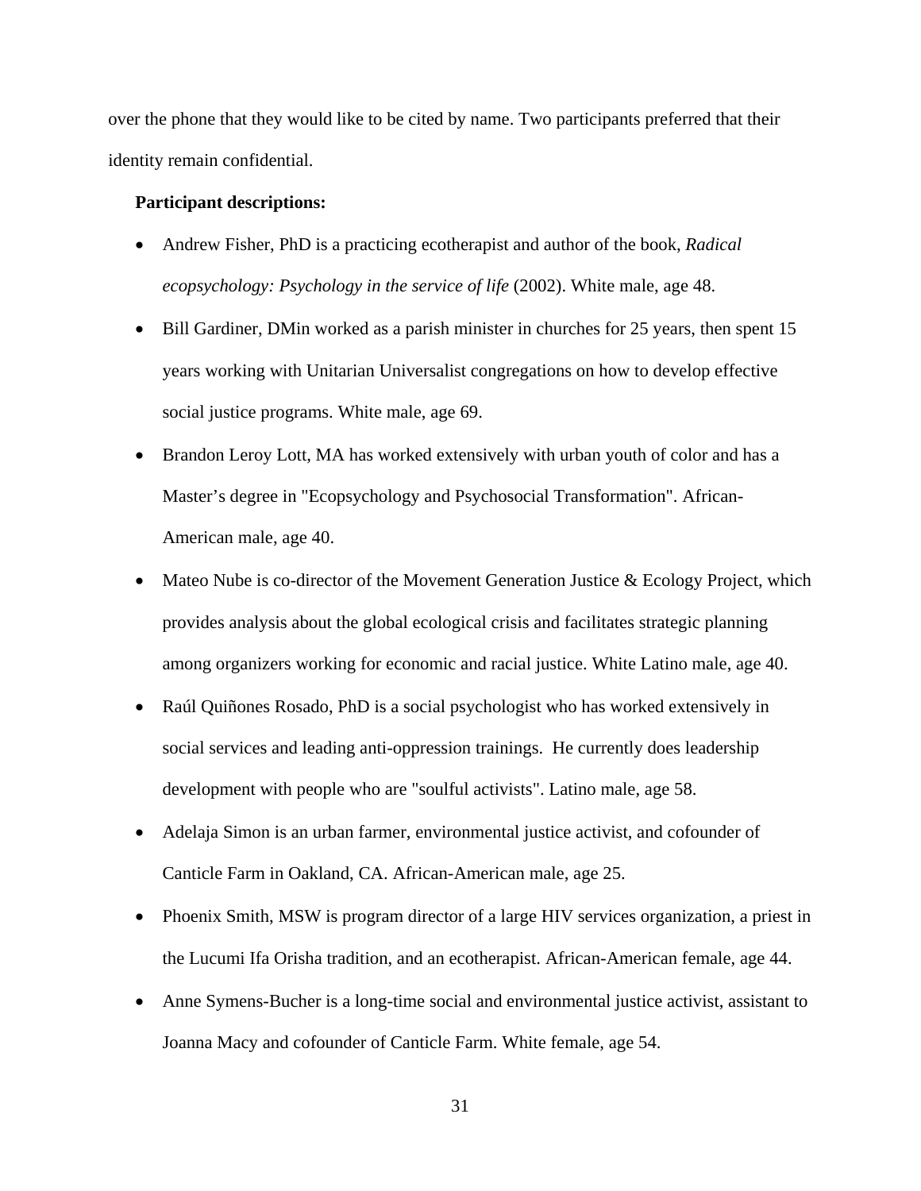over the phone that they would like to be cited by name. Two participants preferred that their identity remain confidential.

**Participant descriptions:**

- Andrew Fisher, PhD is a practicing ecotherapist and author of the book, *Radical ecopsychology: Psychology in the service of life* (2002). White male, age 48.
- Bill Gardiner, DMin worked as a parish minister in churches for 25 years, then spent 15 years working with Unitarian Universalist congregations on how to develop effective social justice programs. White male, age 69.
- Brandon Leroy Lott, MA has worked extensively with urban youth of color and has a Master's degree in "Ecopsychology and Psychosocial Transformation". African-American male, age 40.
- Mateo Nube is co-director of the Movement Generation Justice & Ecology Project, which provides analysis about the global ecological crisis and facilitates strategic planning among organizers working for economic and racial justice. White Latino male, age 40.
- Raúl Quiñones Rosado, PhD is a social psychologist who has worked extensively in social services and leading anti-oppression trainings. He currently does leadership development with people who are "soulful activists". Latino male, age 58.
- Adelaja Simon is an urban farmer, environmental justice activist, and cofounder of Canticle Farm in Oakland, CA. African-American male, age 25.
- Phoenix Smith, MSW is program director of a large HIV services organization, a priest in the Lucumi Ifa Orisha tradition, and an ecotherapist. African-American female, age 44.
- Anne Symens-Bucher is a long-time social and environmental justice activist, assistant to Joanna Macy and cofounder of Canticle Farm. White female, age 54.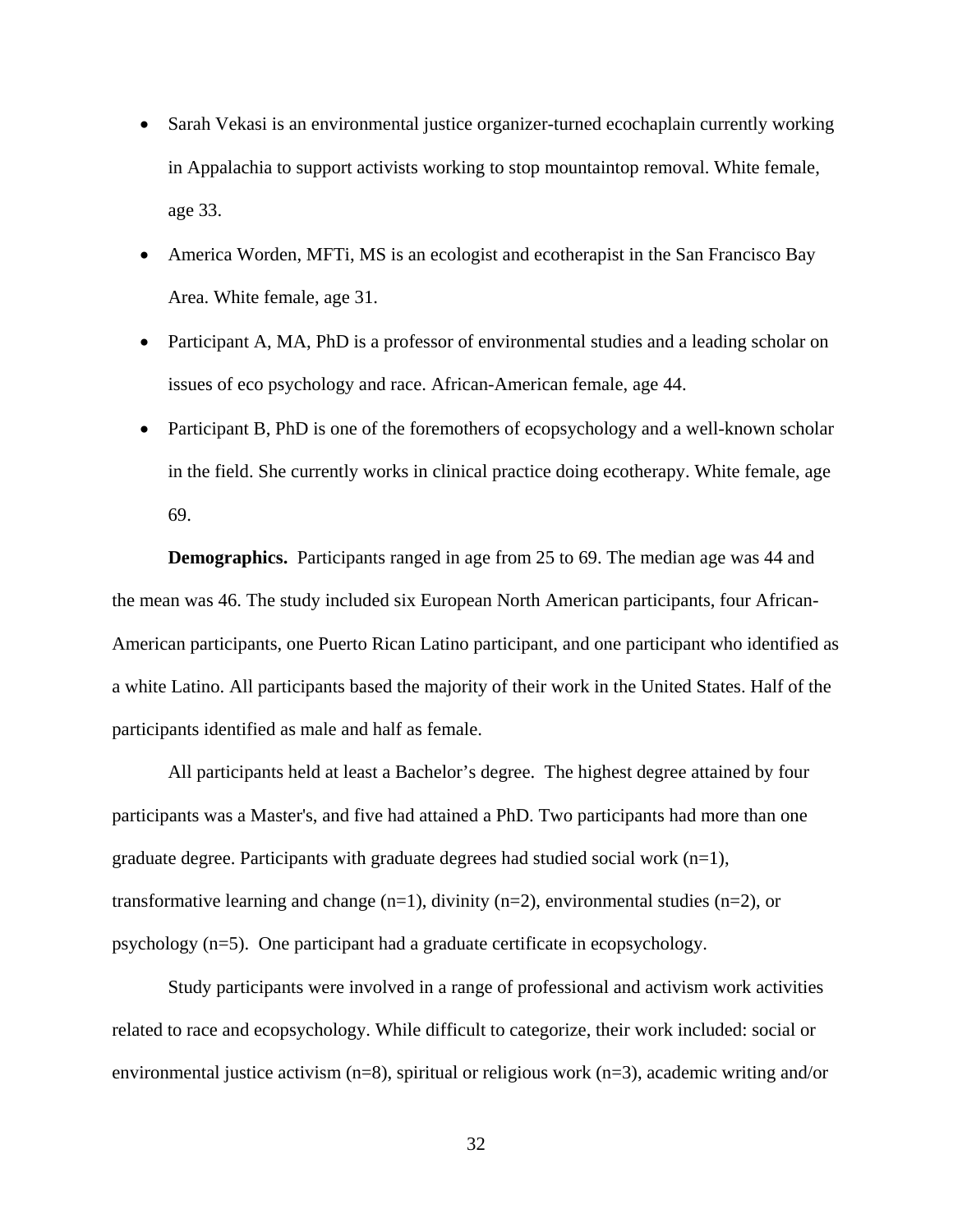- Sarah Vekasi is an environmental justice organizer-turned ecochaplain currently working in Appalachia to support activists working to stop mountaintop removal. White female, age 33.
- America Worden, MFTi, MS is an ecologist and ecotherapist in the San Francisco Bay Area. White female, age 31.
- Participant A, MA, PhD is a professor of environmental studies and a leading scholar on issues of eco psychology and race. African-American female, age 44.
- Participant B, PhD is one of the foremothers of ecopsychology and a well-known scholar in the field. She currently works in clinical practice doing ecotherapy. White female, age 69.

**Demographics.** Participants ranged in age from 25 to 69. The median age was 44 and the mean was 46. The study included six European North American participants, four African-American participants, one Puerto Rican Latino participant, and one participant who identified as a white Latino. All participants based the majority of their work in the United States. Half of the participants identified as male and half as female.

All participants held at least a Bachelor's degree. The highest degree attained by four participants was a Master's, and five had attained a PhD. Two participants had more than one graduate degree. Participants with graduate degrees had studied social work (n=1), transformative learning and change (n=1), divinity (n=2), environmental studies (n=2), or psychology (n=5). One participant had a graduate certificate in ecopsychology.

Study participants were involved in a range of professional and activism work activities related to race and ecopsychology. While difficult to categorize, their work included: social or environmental justice activism (n=8), spiritual or religious work (n=3), academic writing and/or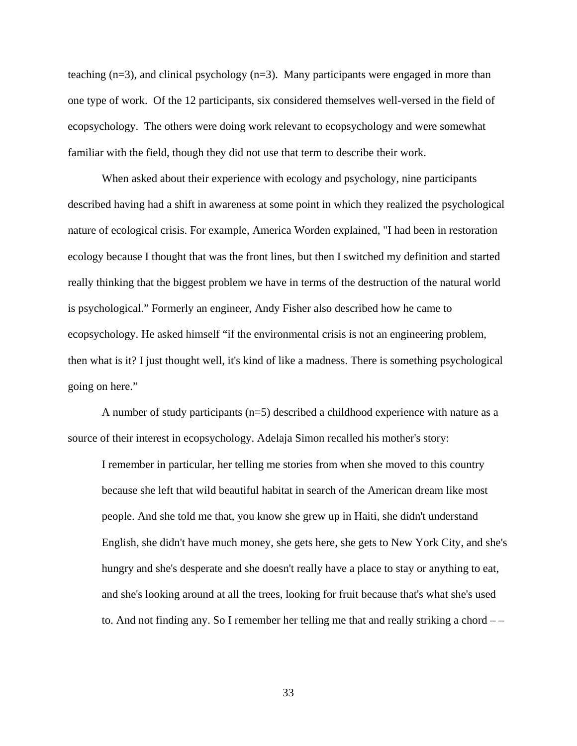teaching (n=3), and clinical psychology (n=3). Many participants were engaged in more than one type of work. Of the 12 participants, six considered themselves well-versed in the field of ecopsychology. The others were doing work relevant to ecopsychology and were somewhat familiar with the field, though they did not use that term to describe their work.

When asked about their experience with ecology and psychology, nine participants described having had a shift in awareness at some point in which they realized the psychological nature of ecological crisis. For example, America Worden explained, "I had been in restoration ecology because I thought that was the front lines, but then I switched my definition and started really thinking that the biggest problem we have in terms of the destruction of the natural world is psychological." Formerly an engineer, Andy Fisher also described how he came to ecopsychology. He asked himself "if the environmental crisis is not an engineering problem, then what is it? I just thought well, it's kind of like a madness. There is something psychological going on here."

A number of study participants (n=5) described a childhood experience with nature as a source of their interest in ecopsychology. Adelaja Simon recalled his mother's story:

> I remember in particular, her telling me stories from when she moved to this country because she left that wild beautiful habitat in search of the American dream like most people. And she told me that, you know she grew up in Haiti, she didn't understand English, she didn't have much money, she gets here, she gets to New York City, and she's hungry and she's desperate and she doesn't really have a place to stay or anything to eat, and she's looking around at all the trees, looking for fruit because that's what she's used to. And not finding any. So I remember her telling me that and really striking a chord – –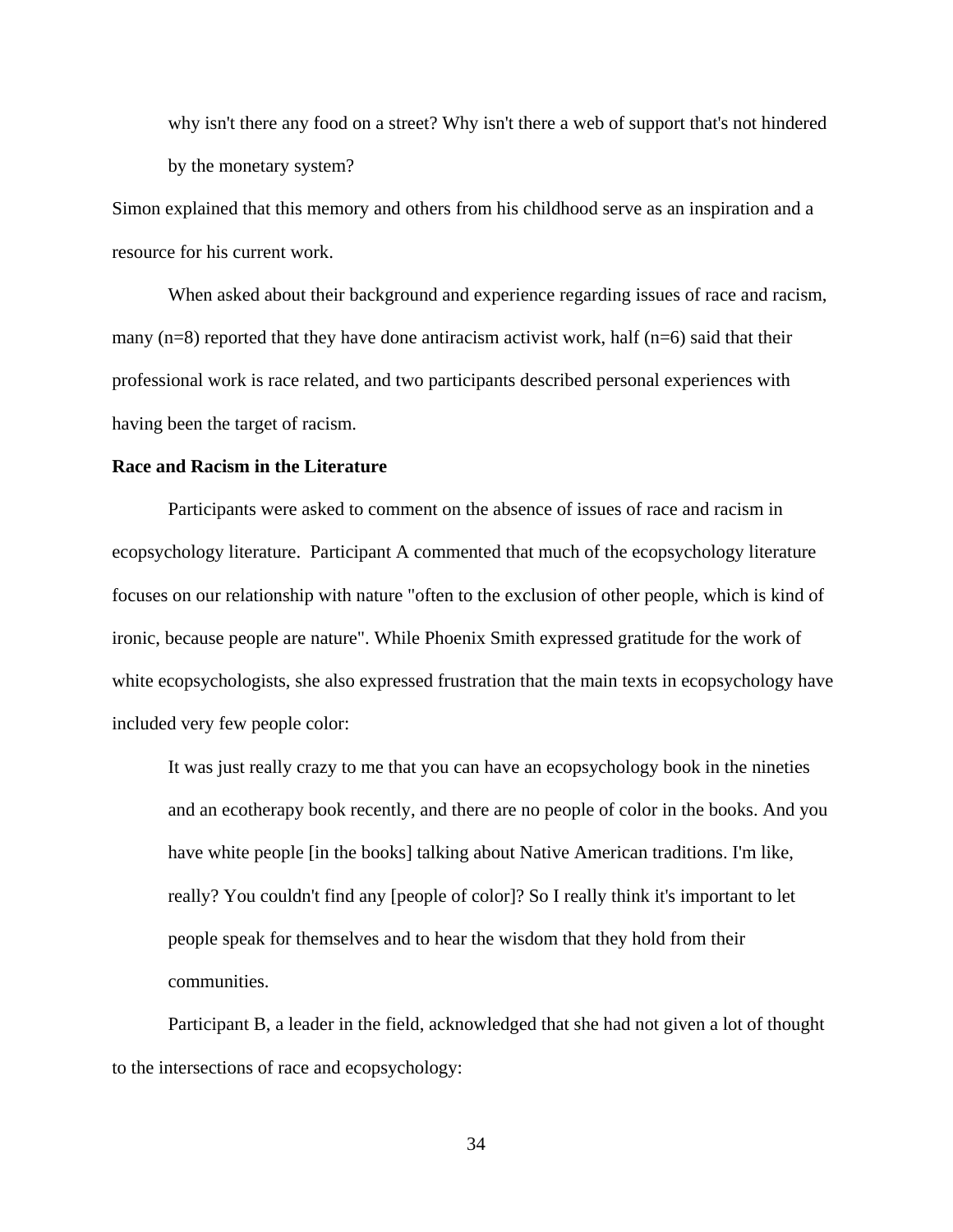> why isn't there any food on a street? Why isn't there a web of support that's not hindered by the monetary system?

Simon explained that this memory and others from his childhood serve as an inspiration and a resource for his current work.

When asked about their background and experience regarding issues of race and racism, many (n=8) reported that they have done antiracism activist work, half (n=6) said that their professional work is race related, and two participants described personal experiences with having been the target of racism.

**Race and Racism in the Literature**

Participants were asked to comment on the absence of issues of race and racism in ecopsychology literature. Participant A commented that much of the ecopsychology literature focuses on our relationship with nature "often to the exclusion of other people, which is kind of ironic, because people are nature". While Phoenix Smith expressed gratitude for the work of white ecopsychologists, she also expressed frustration that the main texts in ecopsychology have included very few people color:

> It was just really crazy to me that you can have an ecopsychology book in the nineties and an ecotherapy book recently, and there are no people of color in the books. And you have white people [in the books] talking about Native American traditions. I'm like, really? You couldn't find any [people of color]? So I really think it's important to let people speak for themselves and to hear the wisdom that they hold from their communities.

Participant B, a leader in the field, acknowledged that she had not given a lot of thought to the intersections of race and ecopsychology: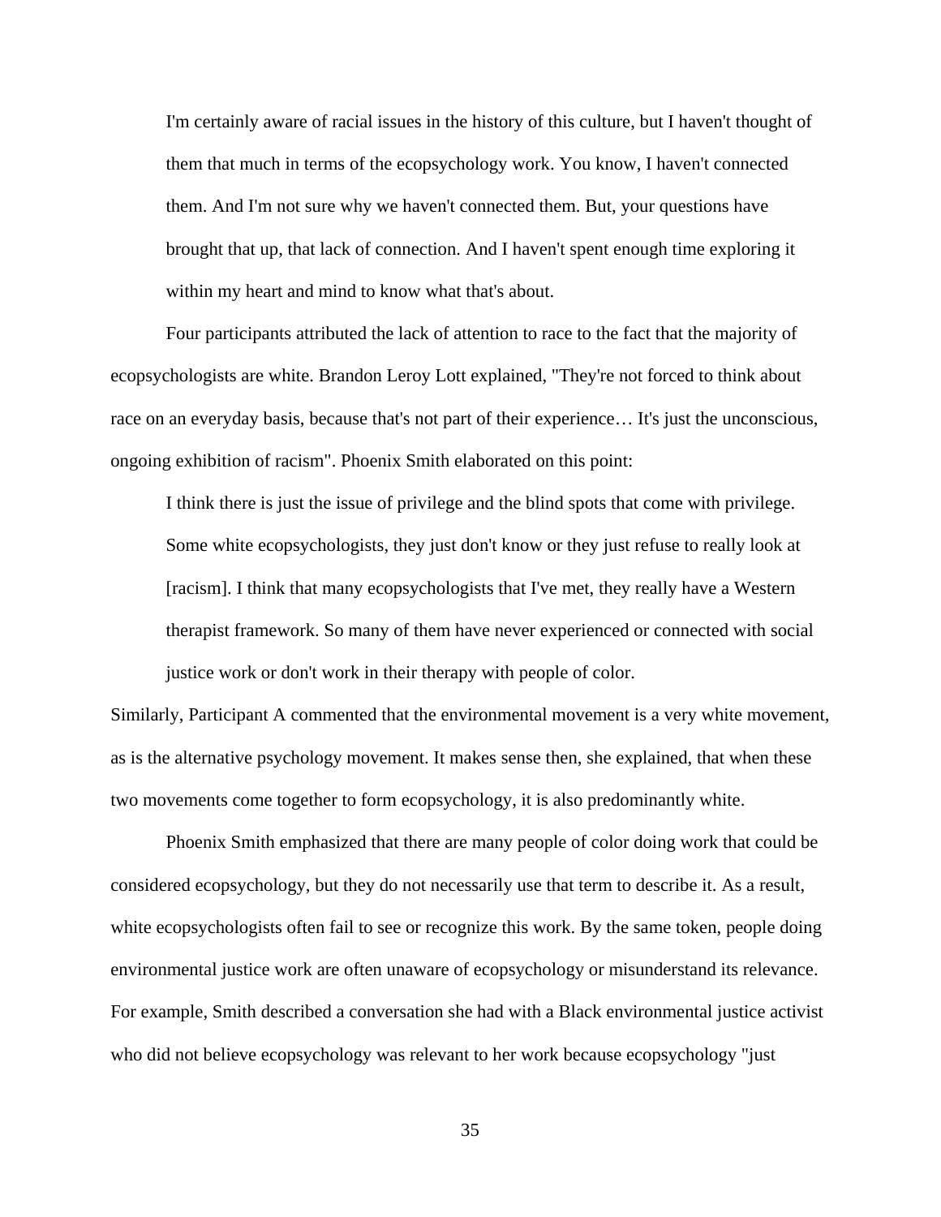> I'm certainly aware of racial issues in the history of this culture, but I haven't thought of them that much in terms of the ecopsychology work. You know, I haven't connected them. And I'm not sure why we haven't connected them. But, your questions have brought that up, that lack of connection. And I haven't spent enough time exploring it within my heart and mind to know what that's about.

Four participants attributed the lack of attention to race to the fact that the majority of ecopsychologists are white. Brandon Leroy Lott explained, "They're not forced to think about race on an everyday basis, because that's not part of their experience… It's just the unconscious, ongoing exhibition of racism". Phoenix Smith elaborated on this point:

> I think there is just the issue of privilege and the blind spots that come with privilege. Some white ecopsychologists, they just don't know or they just refuse to really look at [racism]. I think that many ecopsychologists that I've met, they really have a Western therapist framework. So many of them have never experienced or connected with social justice work or don't work in their therapy with people of color.

Similarly, Participant A commented that the environmental movement is a very white movement, as is the alternative psychology movement. It makes sense then, she explained, that when these two movements come together to form ecopsychology, it is also predominantly white.

Phoenix Smith emphasized that there are many people of color doing work that could be considered ecopsychology, but they do not necessarily use that term to describe it. As a result, white ecopsychologists often fail to see or recognize this work. By the same token, people doing environmental justice work are often unaware of ecopsychology or misunderstand its relevance. For example, Smith described a conversation she had with a Black environmental justice activist who did not believe ecopsychology was relevant to her work because ecopsychology "just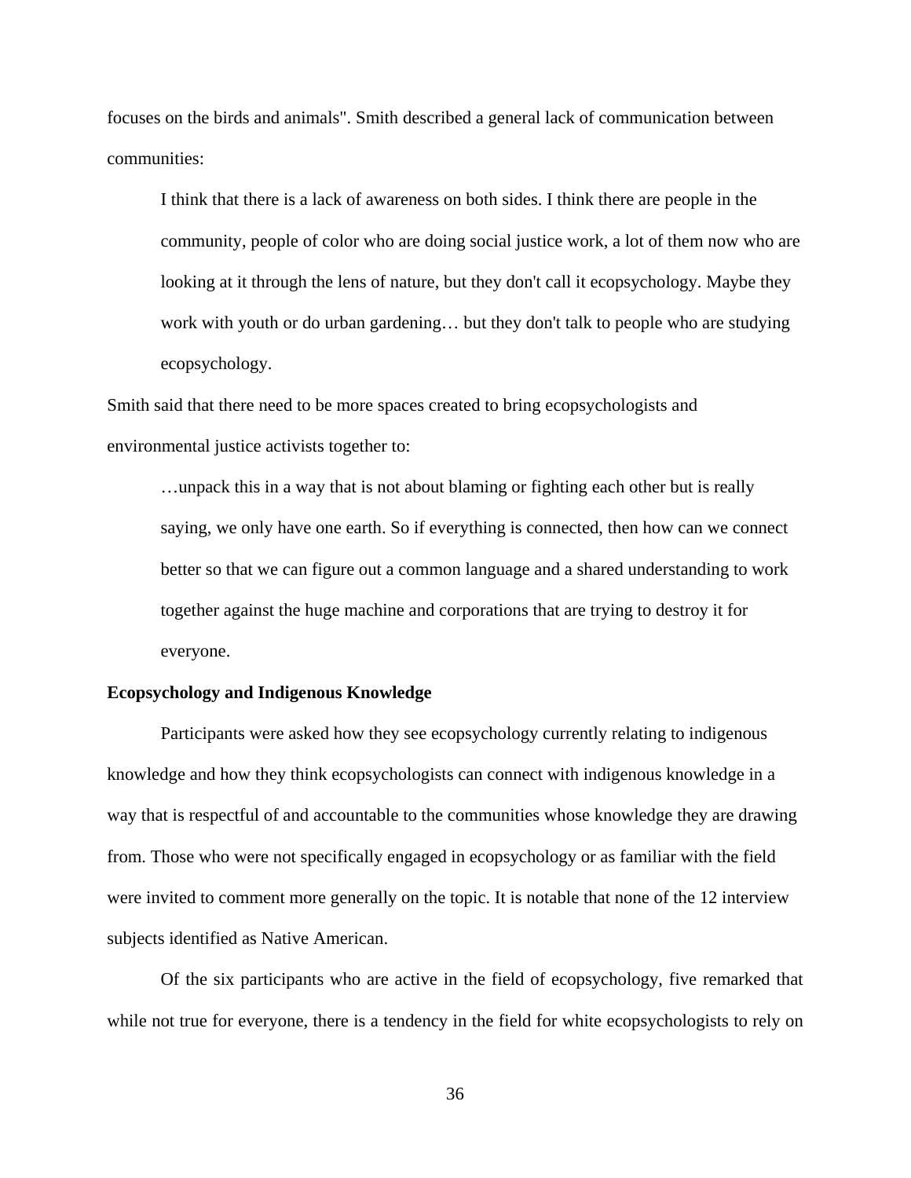focuses on the birds and animals". Smith described a general lack of communication between communities:

> I think that there is a lack of awareness on both sides. I think there are people in the community, people of color who are doing social justice work, a lot of them now who are looking at it through the lens of nature, but they don't call it ecopsychology. Maybe they work with youth or do urban gardening… but they don't talk to people who are studying ecopsychology.

Smith said that there need to be more spaces created to bring ecopsychologists and environmental justice activists together to:

> …unpack this in a way that is not about blaming or fighting each other but is really saying, we only have one earth. So if everything is connected, then how can we connect better so that we can figure out a common language and a shared understanding to work together against the huge machine and corporations that are trying to destroy it for everyone.

**Ecopsychology and Indigenous Knowledge**

Participants were asked how they see ecopsychology currently relating to indigenous knowledge and how they think ecopsychologists can connect with indigenous knowledge in a way that is respectful of and accountable to the communities whose knowledge they are drawing from. Those who were not specifically engaged in ecopsychology or as familiar with the field were invited to comment more generally on the topic. It is notable that none of the 12 interview subjects identified as Native American.

Of the six participants who are active in the field of ecopsychology, five remarked that while not true for everyone, there is a tendency in the field for white ecopsychologists to rely on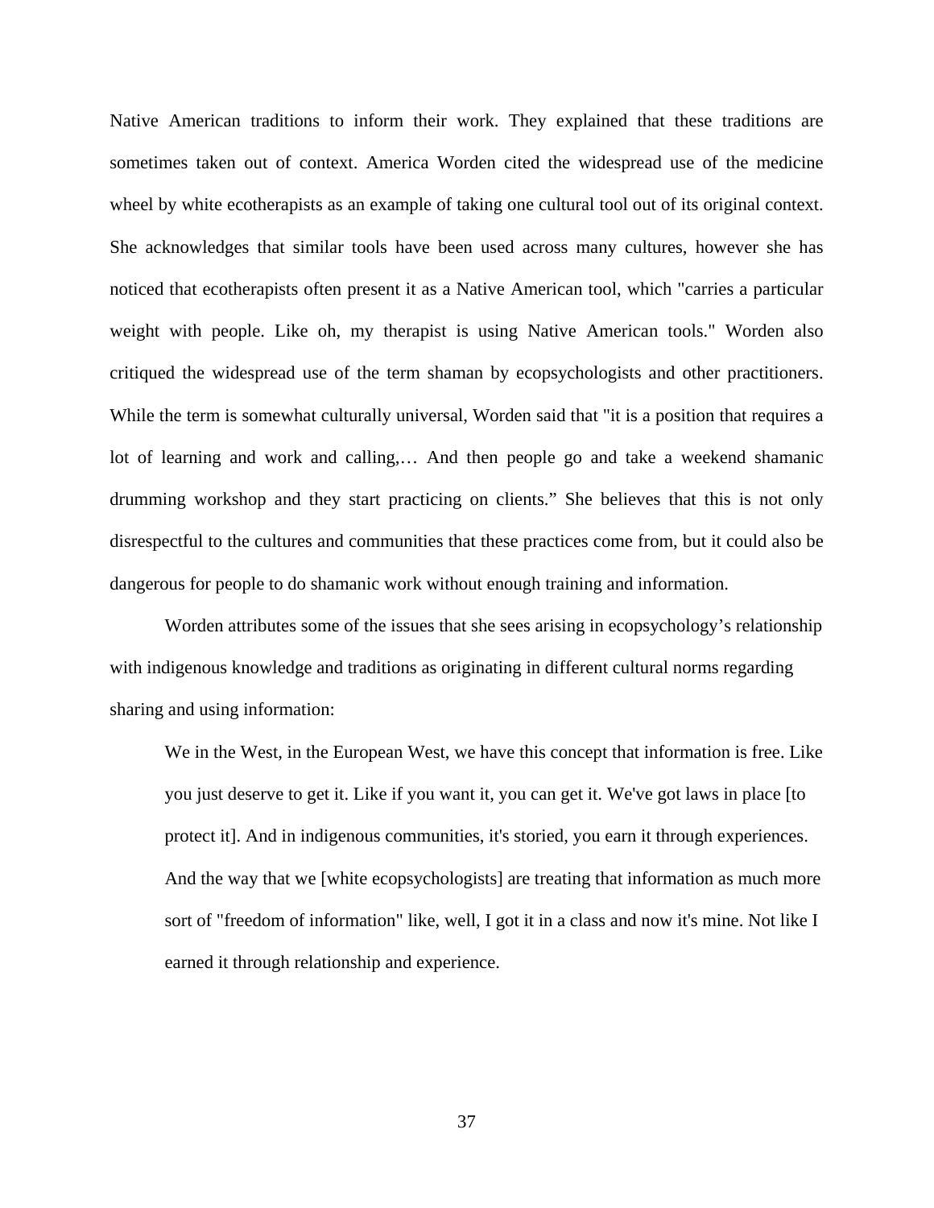Native American traditions to inform their work. They explained that these traditions are sometimes taken out of context. America Worden cited the widespread use of the medicine wheel by white ecotherapists as an example of taking one cultural tool out of its original context. She acknowledges that similar tools have been used across many cultures, however she has noticed that ecotherapists often present it as a Native American tool, which "carries a particular weight with people. Like oh, my therapist is using Native American tools." Worden also critiqued the widespread use of the term shaman by ecopsychologists and other practitioners. While the term is somewhat culturally universal, Worden said that "it is a position that requires a lot of learning and work and calling,… And then people go and take a weekend shamanic drumming workshop and they start practicing on clients." She believes that this is not only disrespectful to the cultures and communities that these practices come from, but it could also be dangerous for people to do shamanic work without enough training and information.

Worden attributes some of the issues that she sees arising in ecopsychology's relationship with indigenous knowledge and traditions as originating in different cultural norms regarding sharing and using information:

> We in the West, in the European West, we have this concept that information is free. Like you just deserve to get it. Like if you want it, you can get it. We've got laws in place [to protect it]. And in indigenous communities, it's storied, you earn it through experiences. And the way that we [white ecopsychologists] are treating that information as much more sort of "freedom of information" like, well, I got it in a class and now it's mine. Not like I earned it through relationship and experience.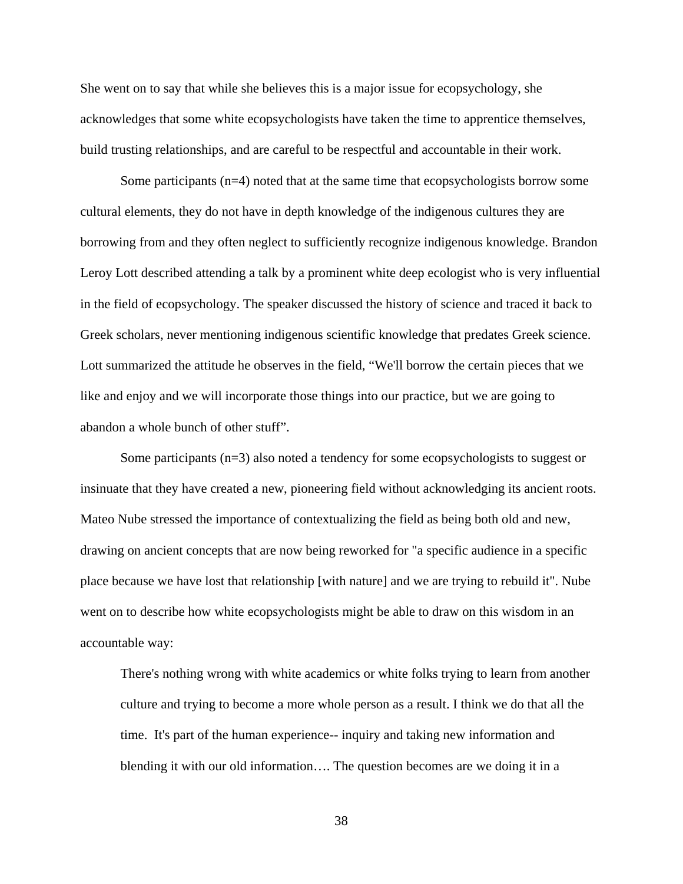She went on to say that while she believes this is a major issue for ecopsychology, she acknowledges that some white ecopsychologists have taken the time to apprentice themselves, build trusting relationships, and are careful to be respectful and accountable in their work.

Some participants (n=4) noted that at the same time that ecopsychologists borrow some cultural elements, they do not have in depth knowledge of the indigenous cultures they are borrowing from and they often neglect to sufficiently recognize indigenous knowledge. Brandon Leroy Lott described attending a talk by a prominent white deep ecologist who is very influential in the field of ecopsychology. The speaker discussed the history of science and traced it back to Greek scholars, never mentioning indigenous scientific knowledge that predates Greek science. Lott summarized the attitude he observes in the field, “We'll borrow the certain pieces that we like and enjoy and we will incorporate those things into our practice, but we are going to abandon a whole bunch of other stuff”.

Some participants (n=3) also noted a tendency for some ecopsychologists to suggest or insinuate that they have created a new, pioneering field without acknowledging its ancient roots. Mateo Nube stressed the importance of contextualizing the field as being both old and new, drawing on ancient concepts that are now being reworked for "a specific audience in a specific place because we have lost that relationship [with nature] and we are trying to rebuild it". Nube went on to describe how white ecopsychologists might be able to draw on this wisdom in an accountable way:

> There's nothing wrong with white academics or white folks trying to learn from another culture and trying to become a more whole person as a result. I think we do that all the time. It's part of the human experience-- inquiry and taking new information and blending it with our old information…. The question becomes are we doing it in a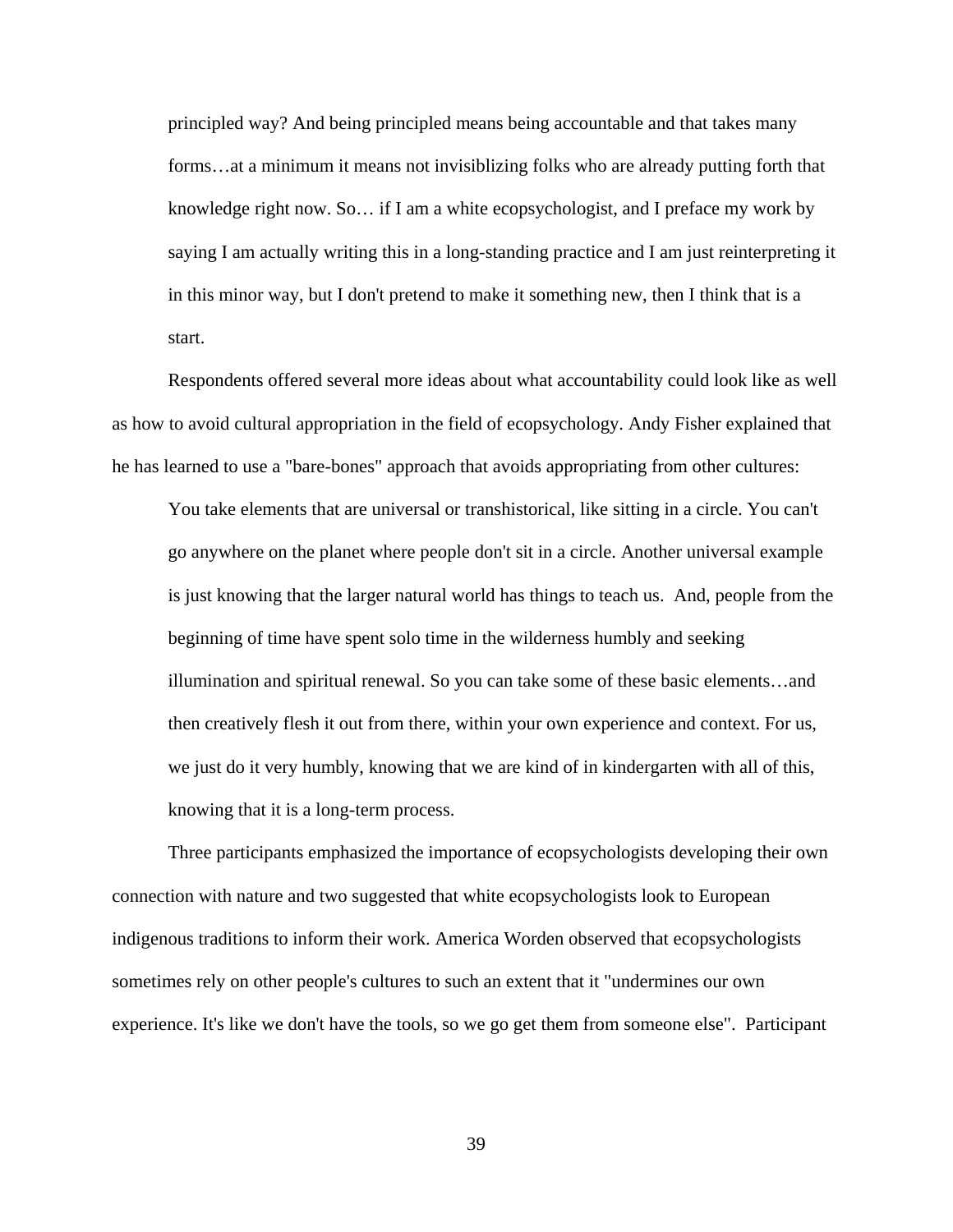> principled way? And being principled means being accountable and that takes many forms…at a minimum it means not invisiblizing folks who are already putting forth that knowledge right now. So… if I am a white ecopsychologist, and I preface my work by saying I am actually writing this in a long-standing practice and I am just reinterpreting it in this minor way, but I don't pretend to make it something new, then I think that is a start.

Respondents offered several more ideas about what accountability could look like as well as how to avoid cultural appropriation in the field of ecopsychology. Andy Fisher explained that he has learned to use a "bare-bones" approach that avoids appropriating from other cultures:

> You take elements that are universal or transhistorical, like sitting in a circle. You can't go anywhere on the planet where people don't sit in a circle. Another universal example is just knowing that the larger natural world has things to teach us. And, people from the beginning of time have spent solo time in the wilderness humbly and seeking illumination and spiritual renewal. So you can take some of these basic elements…and then creatively flesh it out from there, within your own experience and context. For us, we just do it very humbly, knowing that we are kind of in kindergarten with all of this, knowing that it is a long-term process.

Three participants emphasized the importance of ecopsychologists developing their own connection with nature and two suggested that white ecopsychologists look to European indigenous traditions to inform their work. America Worden observed that ecopsychologists sometimes rely on other people's cultures to such an extent that it "undermines our own experience. It's like we don't have the tools, so we go get them from someone else". Participant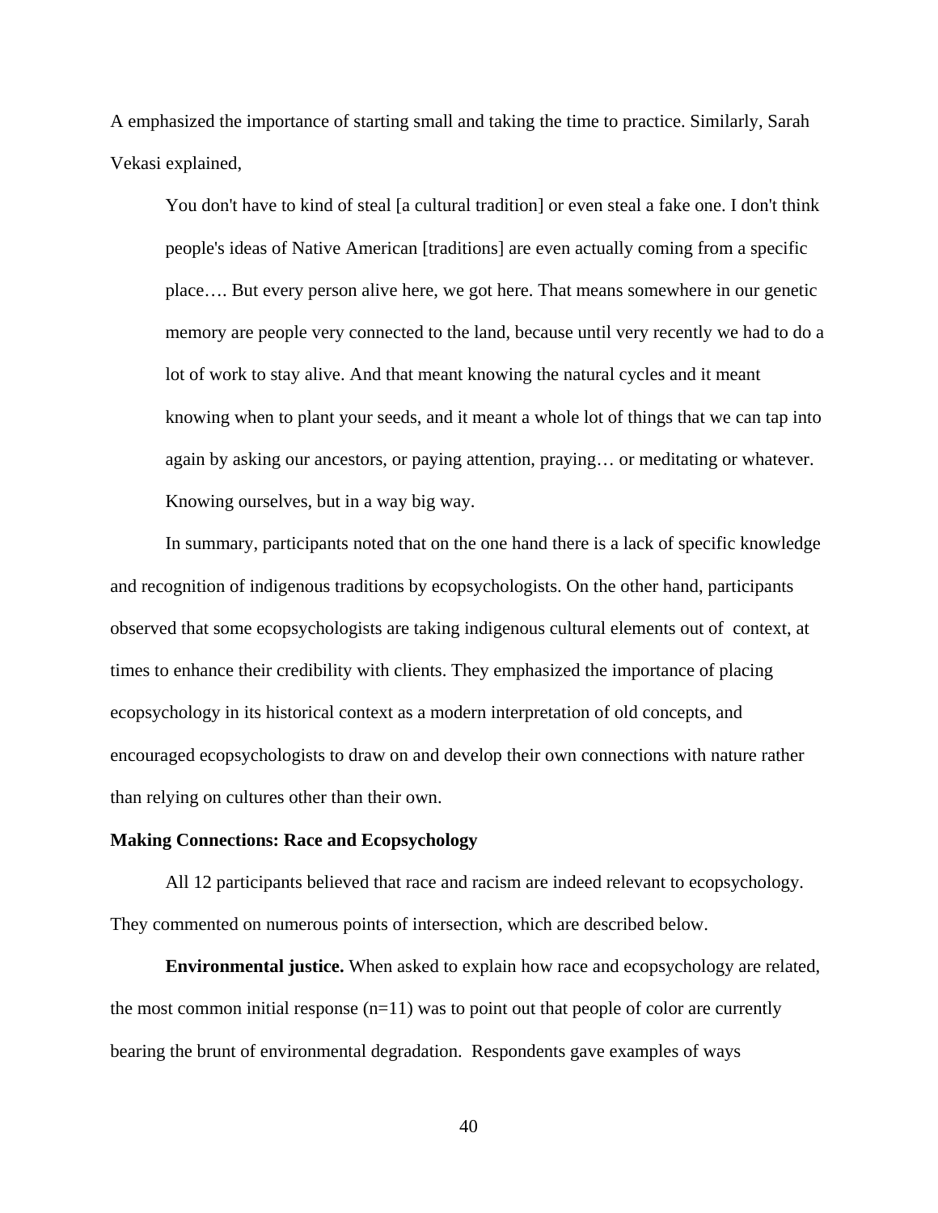A emphasized the importance of starting small and taking the time to practice. Similarly, Sarah Vekasi explained,

> You don't have to kind of steal [a cultural tradition] or even steal a fake one. I don't think people's ideas of Native American [traditions] are even actually coming from a specific place…. But every person alive here, we got here. That means somewhere in our genetic memory are people very connected to the land, because until very recently we had to do a lot of work to stay alive. And that meant knowing the natural cycles and it meant knowing when to plant your seeds, and it meant a whole lot of things that we can tap into again by asking our ancestors, or paying attention, praying… or meditating or whatever. Knowing ourselves, but in a way big way.

In summary, participants noted that on the one hand there is a lack of specific knowledge and recognition of indigenous traditions by ecopsychologists. On the other hand, participants observed that some ecopsychologists are taking indigenous cultural elements out of context, at times to enhance their credibility with clients. They emphasized the importance of placing ecopsychology in its historical context as a modern interpretation of old concepts, and encouraged ecopsychologists to draw on and develop their own connections with nature rather than relying on cultures other than their own.

**Making Connections: Race and Ecopsychology**

All 12 participants believed that race and racism are indeed relevant to ecopsychology. They commented on numerous points of intersection, which are described below.

**Environmental justice.** When asked to explain how race and ecopsychology are related, the most common initial response (n=11) was to point out that people of color are currently bearing the brunt of environmental degradation. Respondents gave examples of ways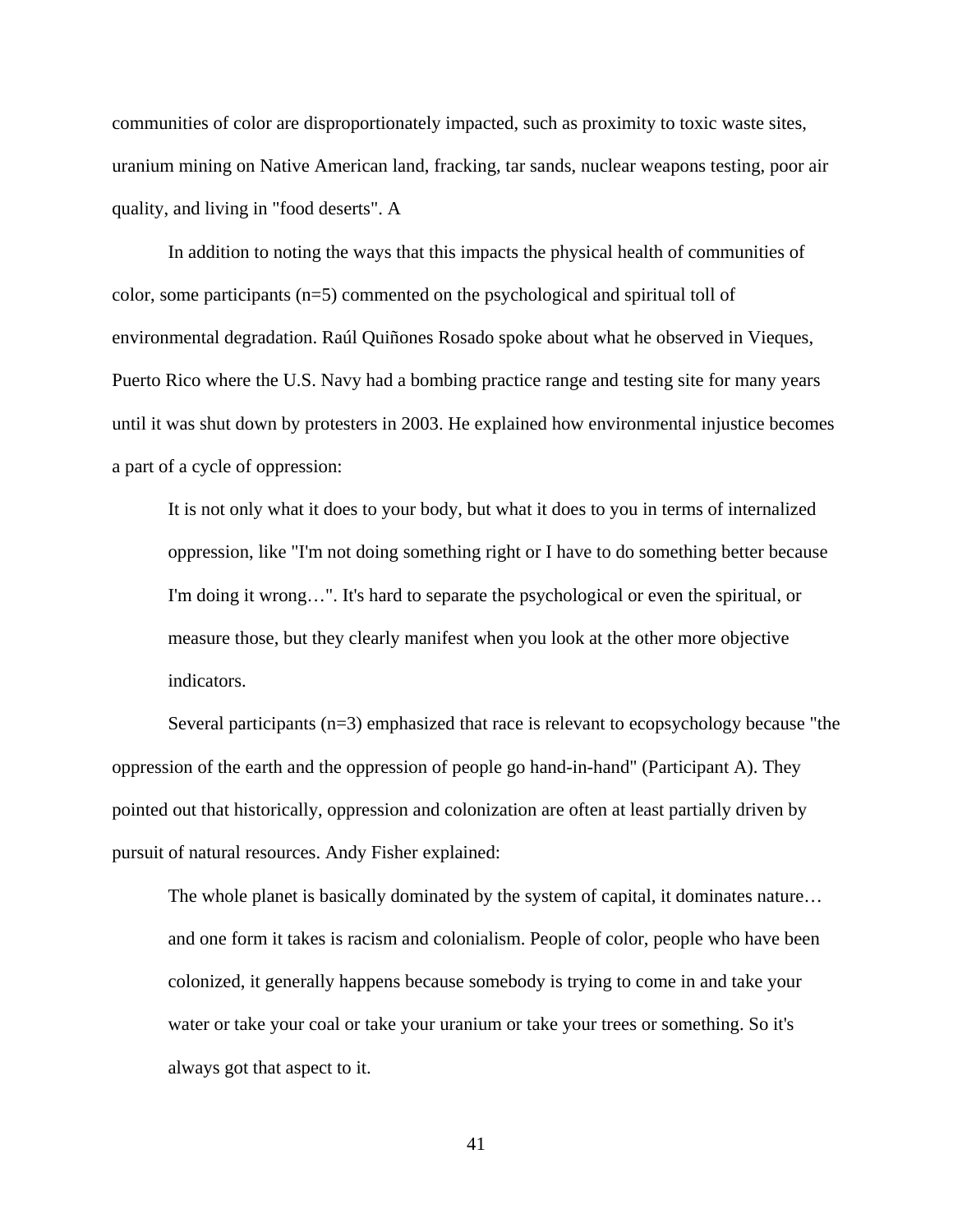communities of color are disproportionately impacted, such as proximity to toxic waste sites, uranium mining on Native American land, fracking, tar sands, nuclear weapons testing, poor air quality, and living in "food deserts". A

In addition to noting the ways that this impacts the physical health of communities of color, some participants (n=5) commented on the psychological and spiritual toll of environmental degradation. Raúl Quiñones Rosado spoke about what he observed in Vieques, Puerto Rico where the U.S. Navy had a bombing practice range and testing site for many years until it was shut down by protesters in 2003. He explained how environmental injustice becomes a part of a cycle of oppression:

> It is not only what it does to your body, but what it does to you in terms of internalized oppression, like "I'm not doing something right or I have to do something better because I'm doing it wrong…". It's hard to separate the psychological or even the spiritual, or measure those, but they clearly manifest when you look at the other more objective indicators.

Several participants (n=3) emphasized that race is relevant to ecopsychology because "the oppression of the earth and the oppression of people go hand-in-hand" (Participant A). They pointed out that historically, oppression and colonization are often at least partially driven by pursuit of natural resources. Andy Fisher explained:

> The whole planet is basically dominated by the system of capital, it dominates nature… and one form it takes is racism and colonialism. People of color, people who have been colonized, it generally happens because somebody is trying to come in and take your water or take your coal or take your uranium or take your trees or something. So it's always got that aspect to it.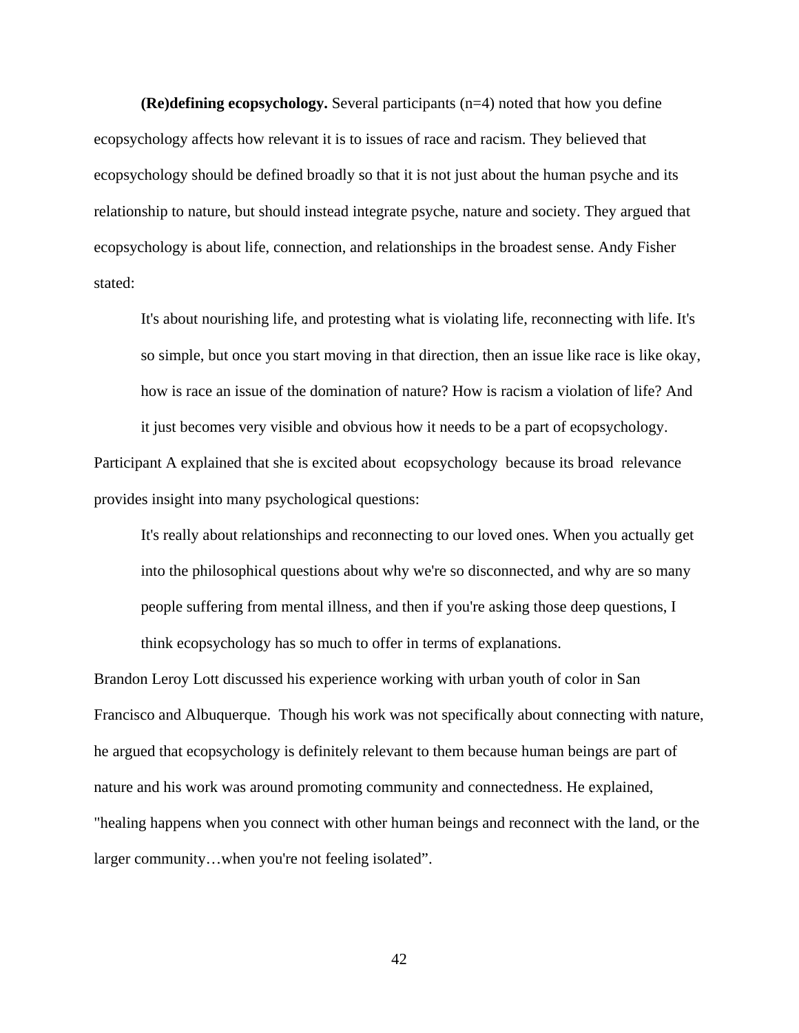**(Re)defining ecopsychology.** Several participants (n=4) noted that how you define ecopsychology affects how relevant it is to issues of race and racism. They believed that ecopsychology should be defined broadly so that it is not just about the human psyche and its relationship to nature, but should instead integrate psyche, nature and society. They argued that ecopsychology is about life, connection, and relationships in the broadest sense. Andy Fisher stated:

> It's about nourishing life, and protesting what is violating life, reconnecting with life. It's so simple, but once you start moving in that direction, then an issue like race is like okay, how is race an issue of the domination of nature? How is racism a violation of life? And it just becomes very visible and obvious how it needs to be a part of ecopsychology.

Participant A explained that she is excited about ecopsychology because its broad relevance provides insight into many psychological questions:

> It's really about relationships and reconnecting to our loved ones. When you actually get into the philosophical questions about why we're so disconnected, and why are so many people suffering from mental illness, and then if you're asking those deep questions, I think ecopsychology has so much to offer in terms of explanations.

Brandon Leroy Lott discussed his experience working with urban youth of color in San Francisco and Albuquerque. Though his work was not specifically about connecting with nature, he argued that ecopsychology is definitely relevant to them because human beings are part of nature and his work was around promoting community and connectedness. He explained, "healing happens when you connect with other human beings and reconnect with the land, or the larger community…when you're not feeling isolated".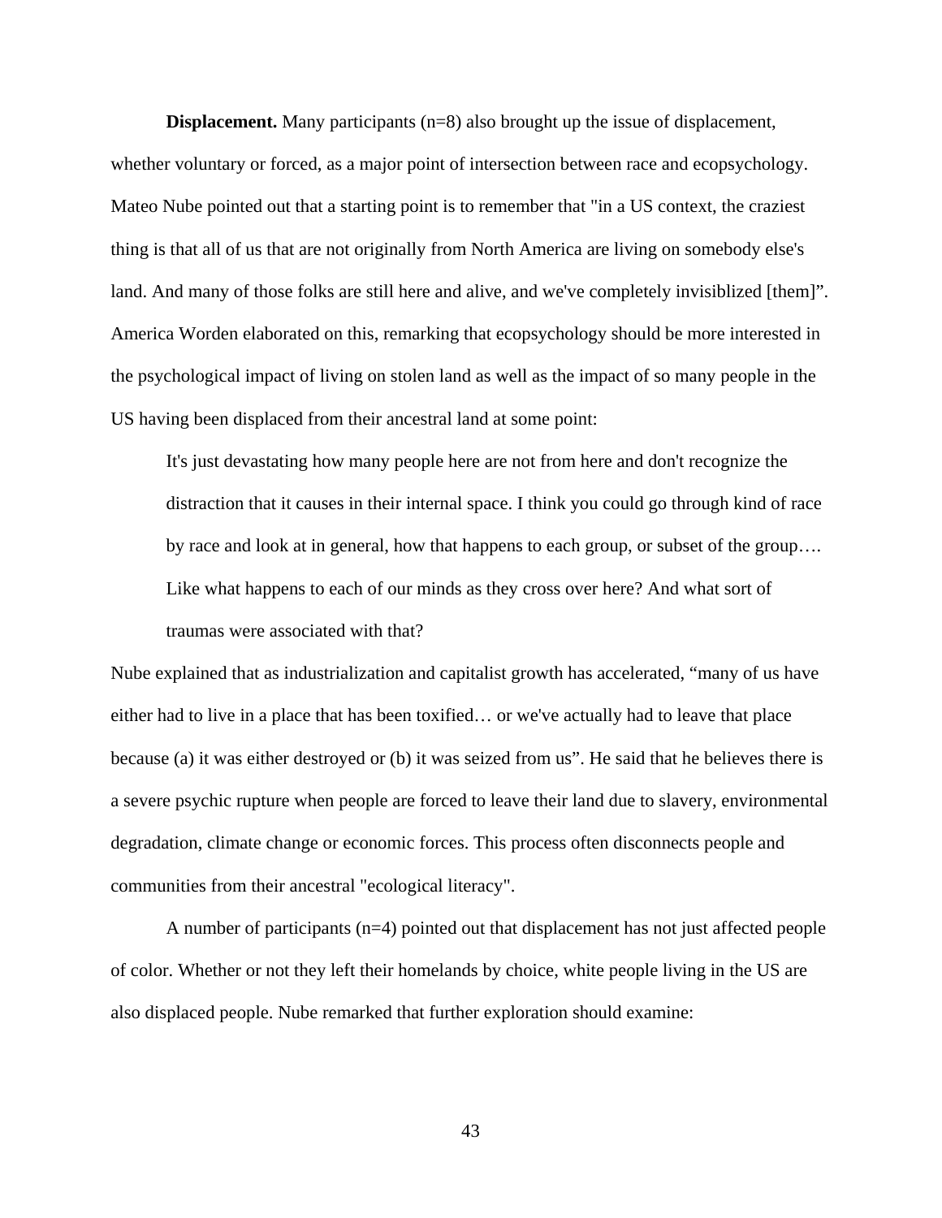**Displacement.** Many participants (n=8) also brought up the issue of displacement, whether voluntary or forced, as a major point of intersection between race and ecopsychology. Mateo Nube pointed out that a starting point is to remember that "in a US context, the craziest thing is that all of us that are not originally from North America are living on somebody else's land. And many of those folks are still here and alive, and we've completely invisiblized [them]". America Worden elaborated on this, remarking that ecopsychology should be more interested in the psychological impact of living on stolen land as well as the impact of so many people in the US having been displaced from their ancestral land at some point:

> It's just devastating how many people here are not from here and don't recognize the distraction that it causes in their internal space. I think you could go through kind of race by race and look at in general, how that happens to each group, or subset of the group…. Like what happens to each of our minds as they cross over here? And what sort of traumas were associated with that?

Nube explained that as industrialization and capitalist growth has accelerated, "many of us have either had to live in a place that has been toxified… or we've actually had to leave that place because (a) it was either destroyed or (b) it was seized from us". He said that he believes there is a severe psychic rupture when people are forced to leave their land due to slavery, environmental degradation, climate change or economic forces. This process often disconnects people and communities from their ancestral "ecological literacy".

A number of participants (n=4) pointed out that displacement has not just affected people of color. Whether or not they left their homelands by choice, white people living in the US are also displaced people. Nube remarked that further exploration should examine: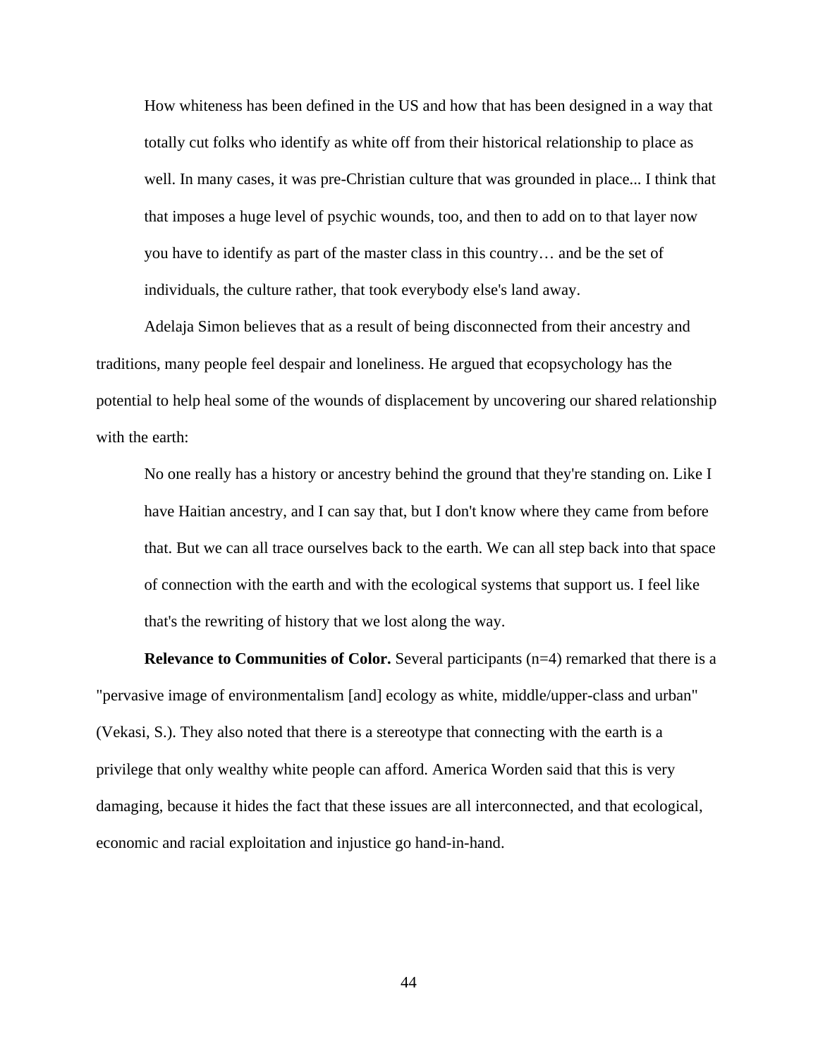> How whiteness has been defined in the US and how that has been designed in a way that totally cut folks who identify as white off from their historical relationship to place as well. In many cases, it was pre-Christian culture that was grounded in place... I think that that imposes a huge level of psychic wounds, too, and then to add on to that layer now you have to identify as part of the master class in this country… and be the set of individuals, the culture rather, that took everybody else's land away.

Adelaja Simon believes that as a result of being disconnected from their ancestry and traditions, many people feel despair and loneliness. He argued that ecopsychology has the potential to help heal some of the wounds of displacement by uncovering our shared relationship with the earth:

> No one really has a history or ancestry behind the ground that they're standing on. Like I have Haitian ancestry, and I can say that, but I don't know where they came from before that. But we can all trace ourselves back to the earth. We can all step back into that space of connection with the earth and with the ecological systems that support us. I feel like that's the rewriting of history that we lost along the way.

**Relevance to Communities of Color.** Several participants (n=4) remarked that there is a "pervasive image of environmentalism [and] ecology as white, middle/upper-class and urban" (Vekasi, S.). They also noted that there is a stereotype that connecting with the earth is a privilege that only wealthy white people can afford. America Worden said that this is very damaging, because it hides the fact that these issues are all interconnected, and that ecological, economic and racial exploitation and injustice go hand-in-hand.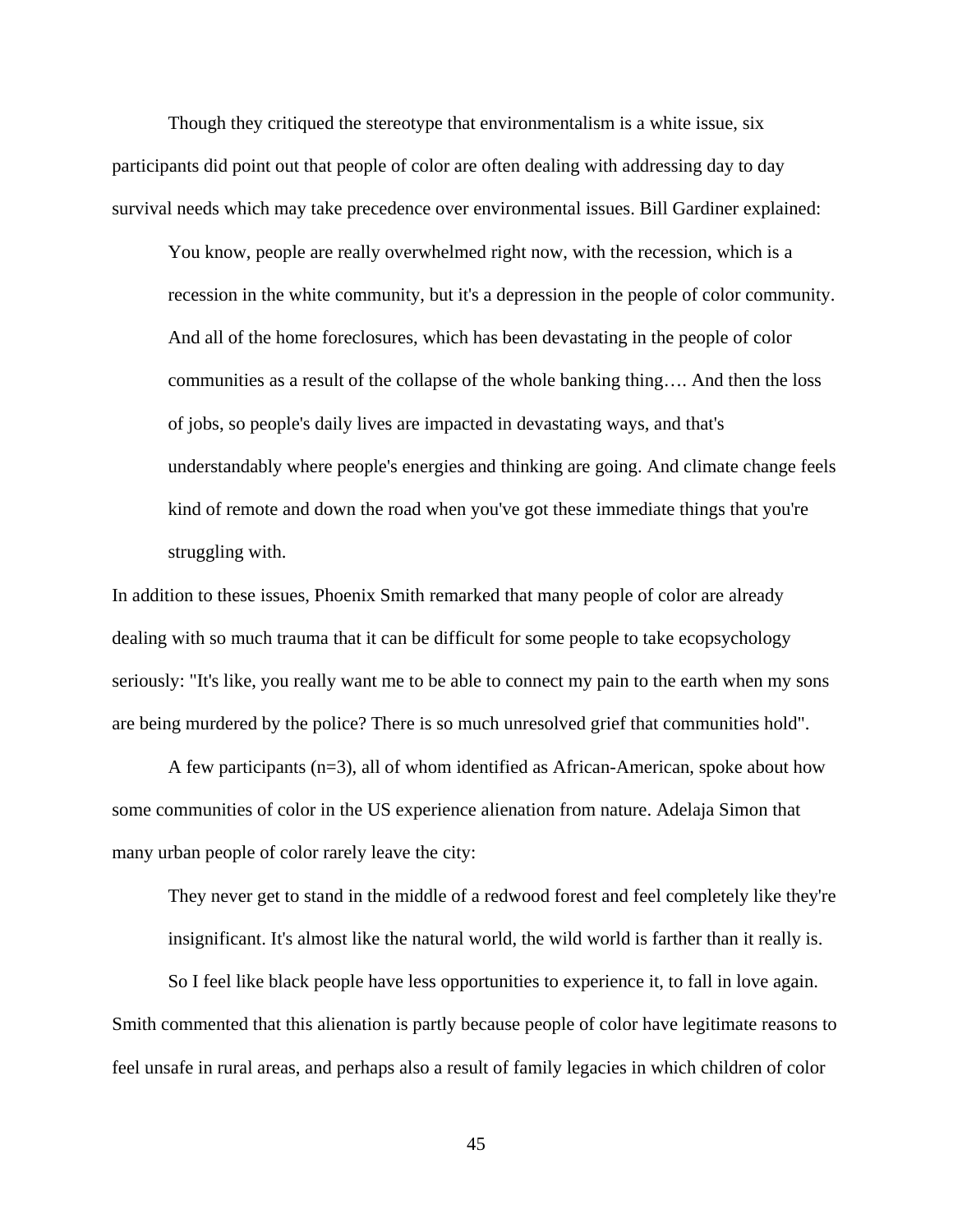Though they critiqued the stereotype that environmentalism is a white issue, six participants did point out that people of color are often dealing with addressing day to day survival needs which may take precedence over environmental issues. Bill Gardiner explained:

> You know, people are really overwhelmed right now, with the recession, which is a recession in the white community, but it's a depression in the people of color community. And all of the home foreclosures, which has been devastating in the people of color communities as a result of the collapse of the whole banking thing…. And then the loss of jobs, so people's daily lives are impacted in devastating ways, and that's understandably where people's energies and thinking are going. And climate change feels kind of remote and down the road when you've got these immediate things that you're struggling with.

In addition to these issues, Phoenix Smith remarked that many people of color are already dealing with so much trauma that it can be difficult for some people to take ecopsychology seriously: "It's like, you really want me to be able to connect my pain to the earth when my sons are being murdered by the police? There is so much unresolved grief that communities hold".

A few participants (n=3), all of whom identified as African-American, spoke about how some communities of color in the US experience alienation from nature. Adelaja Simon that many urban people of color rarely leave the city:

> They never get to stand in the middle of a redwood forest and feel completely like they're insignificant. It's almost like the natural world, the wild world is farther than it really is.
>
> So I feel like black people have less opportunities to experience it, to fall in love again.

Smith commented that this alienation is partly because people of color have legitimate reasons to feel unsafe in rural areas, and perhaps also a result of family legacies in which children of color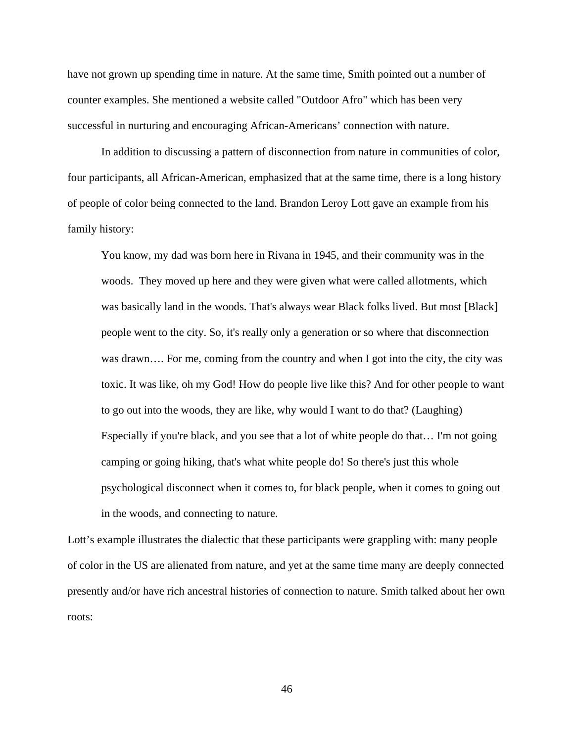have not grown up spending time in nature. At the same time, Smith pointed out a number of counter examples. She mentioned a website called "Outdoor Afro" which has been very successful in nurturing and encouraging African-Americans' connection with nature.

In addition to discussing a pattern of disconnection from nature in communities of color, four participants, all African-American, emphasized that at the same time, there is a long history of people of color being connected to the land. Brandon Leroy Lott gave an example from his family history:

> You know, my dad was born here in Rivana in 1945, and their community was in the woods. They moved up here and they were given what were called allotments, which was basically land in the woods. That's always wear Black folks lived. But most [Black] people went to the city. So, it's really only a generation or so where that disconnection was drawn…. For me, coming from the country and when I got into the city, the city was toxic. It was like, oh my God! How do people live like this? And for other people to want to go out into the woods, they are like, why would I want to do that? (Laughing) Especially if you're black, and you see that a lot of white people do that… I'm not going camping or going hiking, that's what white people do! So there's just this whole psychological disconnect when it comes to, for black people, when it comes to going out in the woods, and connecting to nature.

Lott's example illustrates the dialectic that these participants were grappling with: many people of color in the US are alienated from nature, and yet at the same time many are deeply connected presently and/or have rich ancestral histories of connection to nature. Smith talked about her own roots: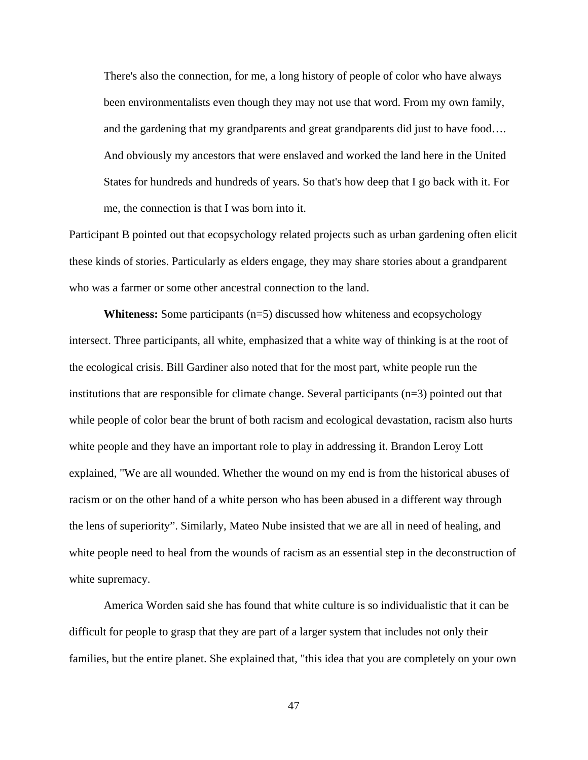> There's also the connection, for me, a long history of people of color who have always been environmentalists even though they may not use that word. From my own family, and the gardening that my grandparents and great grandparents did just to have food…. And obviously my ancestors that were enslaved and worked the land here in the United States for hundreds and hundreds of years. So that's how deep that I go back with it. For me, the connection is that I was born into it.

Participant B pointed out that ecopsychology related projects such as urban gardening often elicit these kinds of stories. Particularly as elders engage, they may share stories about a grandparent who was a farmer or some other ancestral connection to the land.

**Whiteness:** Some participants (n=5) discussed how whiteness and ecopsychology intersect. Three participants, all white, emphasized that a white way of thinking is at the root of the ecological crisis. Bill Gardiner also noted that for the most part, white people run the institutions that are responsible for climate change. Several participants (n=3) pointed out that while people of color bear the brunt of both racism and ecological devastation, racism also hurts white people and they have an important role to play in addressing it. Brandon Leroy Lott explained, "We are all wounded. Whether the wound on my end is from the historical abuses of racism or on the other hand of a white person who has been abused in a different way through the lens of superiority". Similarly, Mateo Nube insisted that we are all in need of healing, and white people need to heal from the wounds of racism as an essential step in the deconstruction of white supremacy.

America Worden said she has found that white culture is so individualistic that it can be difficult for people to grasp that they are part of a larger system that includes not only their families, but the entire planet. She explained that, "this idea that you are completely on your own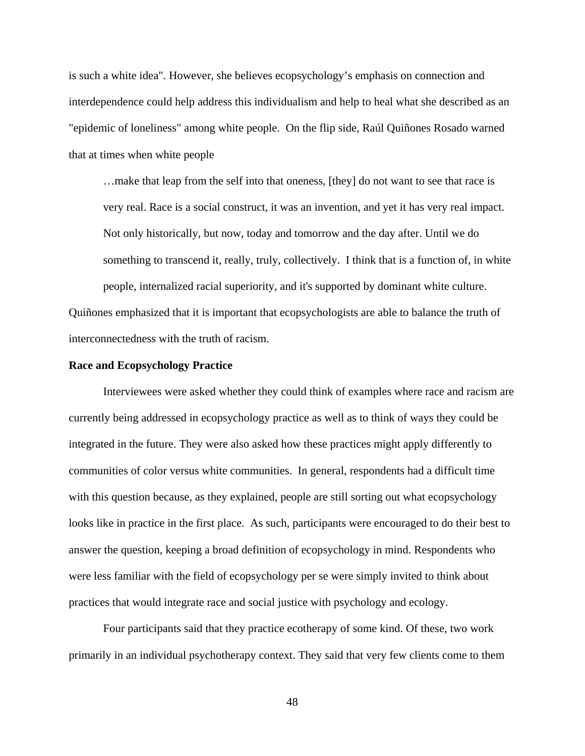is such a white idea". However, she believes ecopsychology's emphasis on connection and interdependence could help address this individualism and help to heal what she described as an "epidemic of loneliness" among white people. On the flip side, Raúl Quiñones Rosado warned that at times when white people

> …make that leap from the self into that oneness, [they] do not want to see that race is very real. Race is a social construct, it was an invention, and yet it has very real impact. Not only historically, but now, today and tomorrow and the day after. Until we do something to transcend it, really, truly, collectively. I think that is a function of, in white people, internalized racial superiority, and it's supported by dominant white culture.

Quiñones emphasized that it is important that ecopsychologists are able to balance the truth of interconnectedness with the truth of racism.

**Race and Ecopsychology Practice**

Interviewees were asked whether they could think of examples where race and racism are currently being addressed in ecopsychology practice as well as to think of ways they could be integrated in the future. They were also asked how these practices might apply differently to communities of color versus white communities. In general, respondents had a difficult time with this question because, as they explained, people are still sorting out what ecopsychology looks like in practice in the first place. As such, participants were encouraged to do their best to answer the question, keeping a broad definition of ecopsychology in mind. Respondents who were less familiar with the field of ecopsychology per se were simply invited to think about practices that would integrate race and social justice with psychology and ecology.

Four participants said that they practice ecotherapy of some kind. Of these, two work primarily in an individual psychotherapy context. They said that very few clients come to them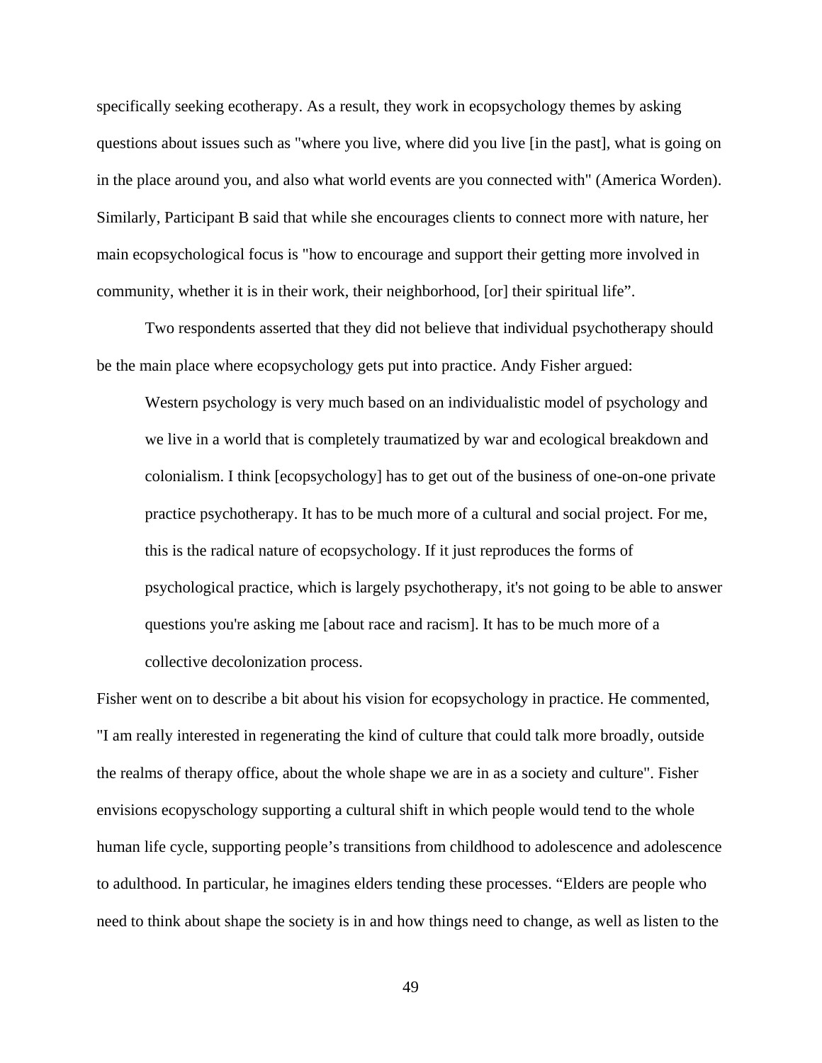specifically seeking ecotherapy. As a result, they work in ecopsychology themes by asking questions about issues such as "where you live, where did you live [in the past], what is going on in the place around you, and also what world events are you connected with" (America Worden). Similarly, Participant B said that while she encourages clients to connect more with nature, her main ecopsychological focus is "how to encourage and support their getting more involved in community, whether it is in their work, their neighborhood, [or] their spiritual life".

Two respondents asserted that they did not believe that individual psychotherapy should be the main place where ecopsychology gets put into practice. Andy Fisher argued:

> Western psychology is very much based on an individualistic model of psychology and we live in a world that is completely traumatized by war and ecological breakdown and colonialism. I think [ecopsychology] has to get out of the business of one-on-one private practice psychotherapy. It has to be much more of a cultural and social project. For me, this is the radical nature of ecopsychology. If it just reproduces the forms of psychological practice, which is largely psychotherapy, it's not going to be able to answer questions you're asking me [about race and racism]. It has to be much more of a collective decolonization process.

Fisher went on to describe a bit about his vision for ecopsychology in practice. He commented, "I am really interested in regenerating the kind of culture that could talk more broadly, outside the realms of therapy office, about the whole shape we are in as a society and culture". Fisher envisions ecopyschology supporting a cultural shift in which people would tend to the whole human life cycle, supporting people's transitions from childhood to adolescence and adolescence to adulthood. In particular, he imagines elders tending these processes. "Elders are people who need to think about shape the society is in and how things need to change, as well as listen to the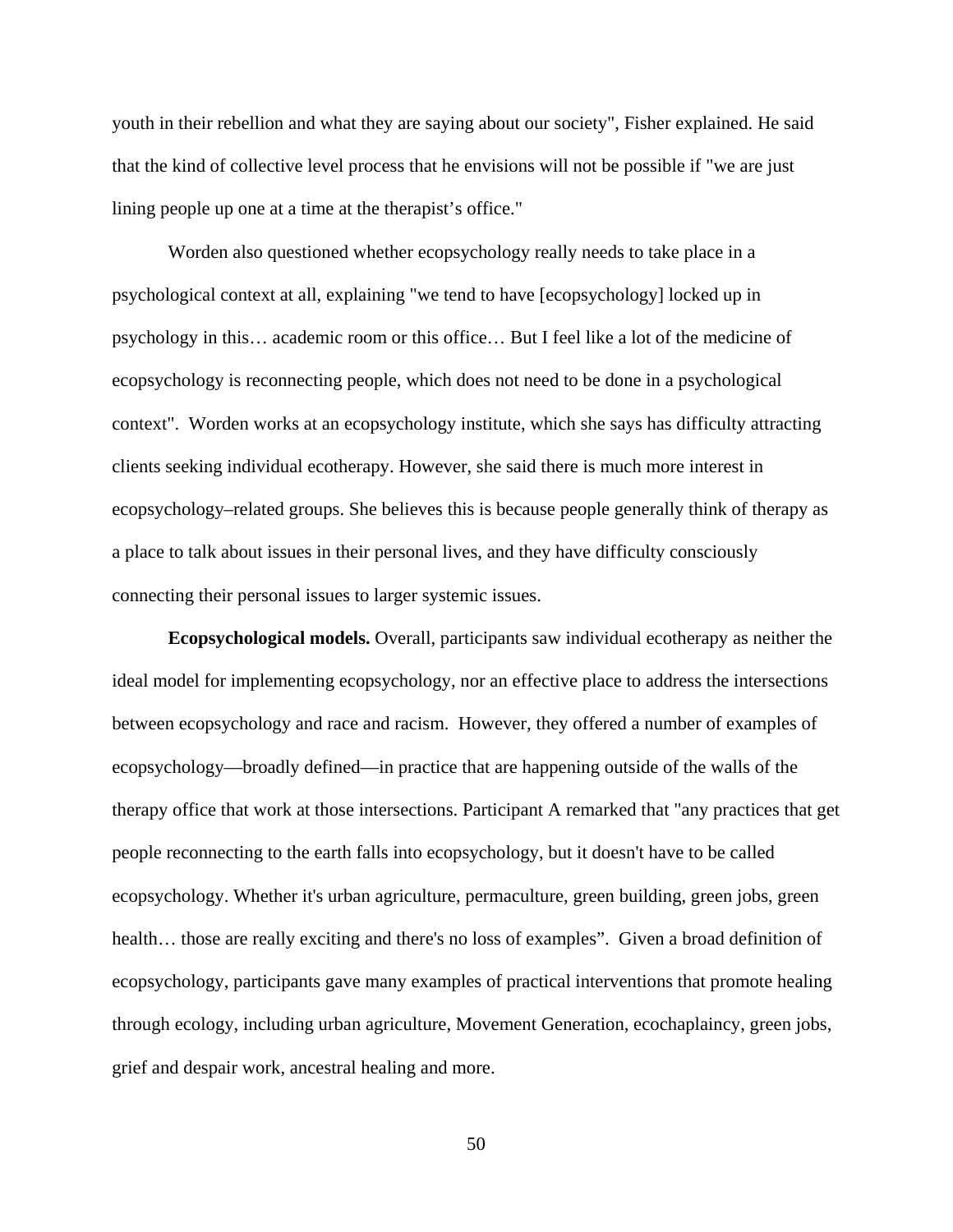youth in their rebellion and what they are saying about our society", Fisher explained. He said that the kind of collective level process that he envisions will not be possible if "we are just lining people up one at a time at the therapist's office."

Worden also questioned whether ecopsychology really needs to take place in a psychological context at all, explaining "we tend to have [ecopsychology] locked up in psychology in this… academic room or this office… But I feel like a lot of the medicine of ecopsychology is reconnecting people, which does not need to be done in a psychological context". Worden works at an ecopsychology institute, which she says has difficulty attracting clients seeking individual ecotherapy. However, she said there is much more interest in ecopsychology–related groups. She believes this is because people generally think of therapy as a place to talk about issues in their personal lives, and they have difficulty consciously connecting their personal issues to larger systemic issues.

**Ecopsychological models.** Overall, participants saw individual ecotherapy as neither the ideal model for implementing ecopsychology, nor an effective place to address the intersections between ecopsychology and race and racism. However, they offered a number of examples of ecopsychology—broadly defined—in practice that are happening outside of the walls of the therapy office that work at those intersections. Participant A remarked that "any practices that get people reconnecting to the earth falls into ecopsychology, but it doesn't have to be called ecopsychology. Whether it's urban agriculture, permaculture, green building, green jobs, green health… those are really exciting and there's no loss of examples". Given a broad definition of ecopsychology, participants gave many examples of practical interventions that promote healing through ecology, including urban agriculture, Movement Generation, ecochaplaincy, green jobs, grief and despair work, ancestral healing and more.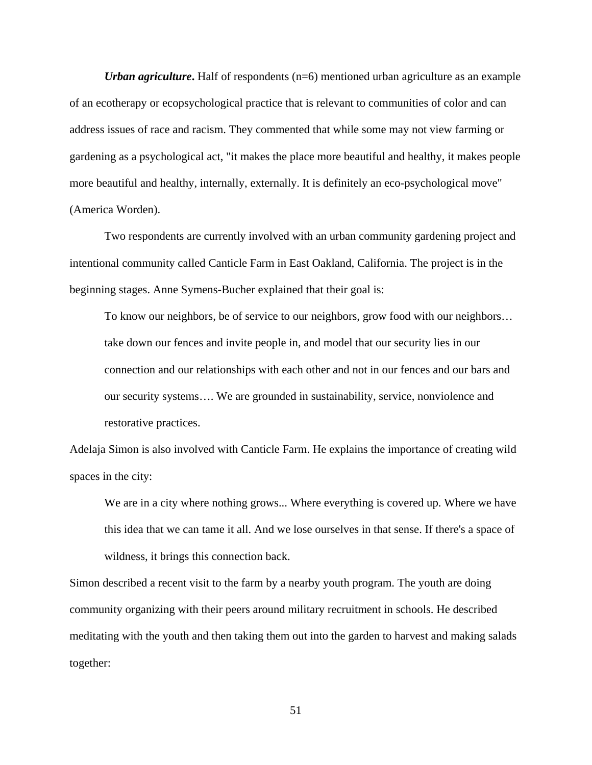***Urban agriculture*.** Half of respondents (n=6) mentioned urban agriculture as an example of an ecotherapy or ecopsychological practice that is relevant to communities of color and can address issues of race and racism. They commented that while some may not view farming or gardening as a psychological act, "it makes the place more beautiful and healthy, it makes people more beautiful and healthy, internally, externally. It is definitely an eco-psychological move" (America Worden).

Two respondents are currently involved with an urban community gardening project and intentional community called Canticle Farm in East Oakland, California. The project is in the beginning stages. Anne Symens-Bucher explained that their goal is:

> To know our neighbors, be of service to our neighbors, grow food with our neighbors… take down our fences and invite people in, and model that our security lies in our connection and our relationships with each other and not in our fences and our bars and our security systems…. We are grounded in sustainability, service, nonviolence and restorative practices.

Adelaja Simon is also involved with Canticle Farm. He explains the importance of creating wild spaces in the city:

> We are in a city where nothing grows... Where everything is covered up. Where we have this idea that we can tame it all. And we lose ourselves in that sense. If there's a space of wildness, it brings this connection back.

Simon described a recent visit to the farm by a nearby youth program. The youth are doing community organizing with their peers around military recruitment in schools. He described meditating with the youth and then taking them out into the garden to harvest and making salads together: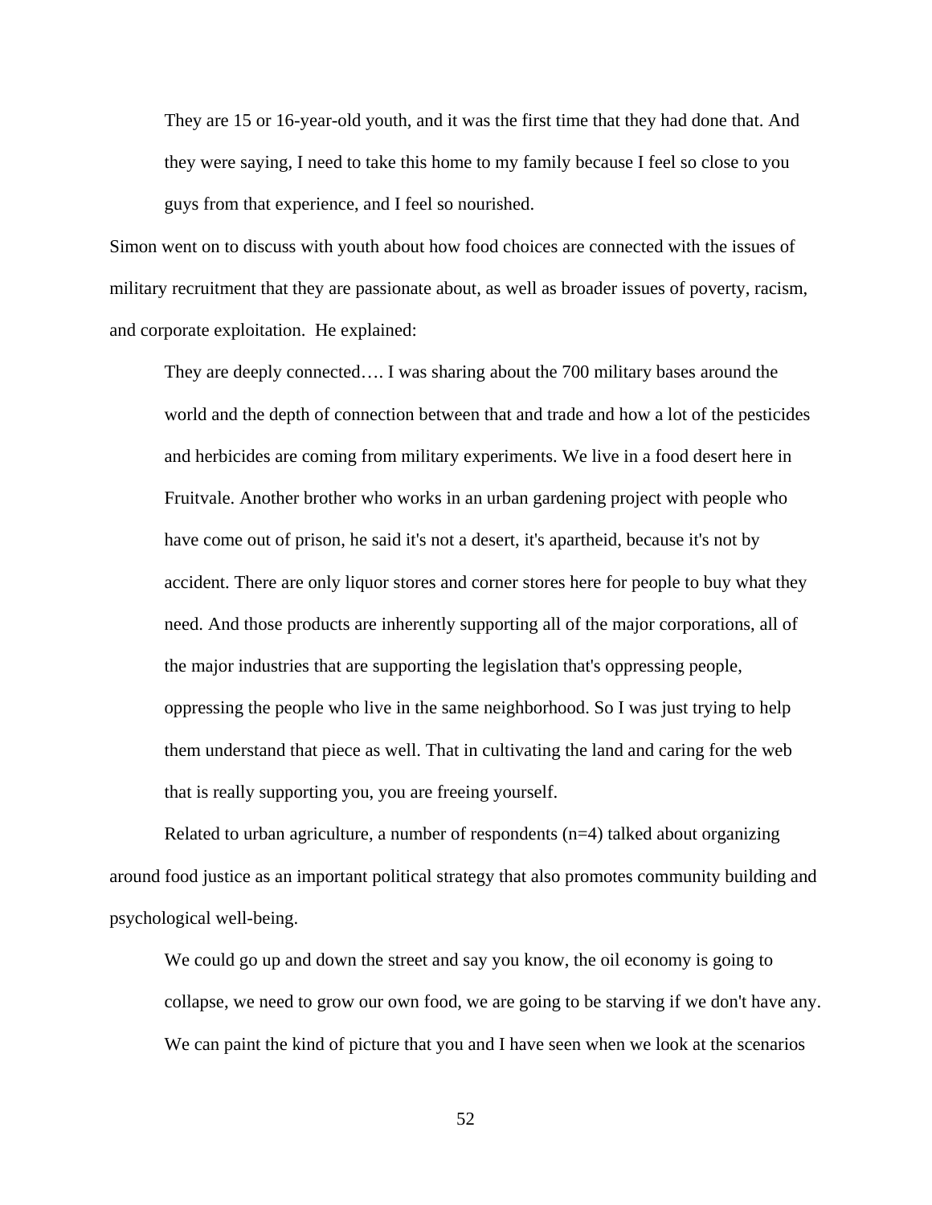> They are 15 or 16-year-old youth, and it was the first time that they had done that. And they were saying, I need to take this home to my family because I feel so close to you guys from that experience, and I feel so nourished.

Simon went on to discuss with youth about how food choices are connected with the issues of military recruitment that they are passionate about, as well as broader issues of poverty, racism, and corporate exploitation. He explained:

> They are deeply connected…. I was sharing about the 700 military bases around the world and the depth of connection between that and trade and how a lot of the pesticides and herbicides are coming from military experiments. We live in a food desert here in Fruitvale. Another brother who works in an urban gardening project with people who have come out of prison, he said it's not a desert, it's apartheid, because it's not by accident. There are only liquor stores and corner stores here for people to buy what they need. And those products are inherently supporting all of the major corporations, all of the major industries that are supporting the legislation that's oppressing people, oppressing the people who live in the same neighborhood. So I was just trying to help them understand that piece as well. That in cultivating the land and caring for the web that is really supporting you, you are freeing yourself.

Related to urban agriculture, a number of respondents (n=4) talked about organizing around food justice as an important political strategy that also promotes community building and psychological well-being.

> We could go up and down the street and say you know, the oil economy is going to collapse, we need to grow our own food, we are going to be starving if we don't have any. We can paint the kind of picture that you and I have seen when we look at the scenarios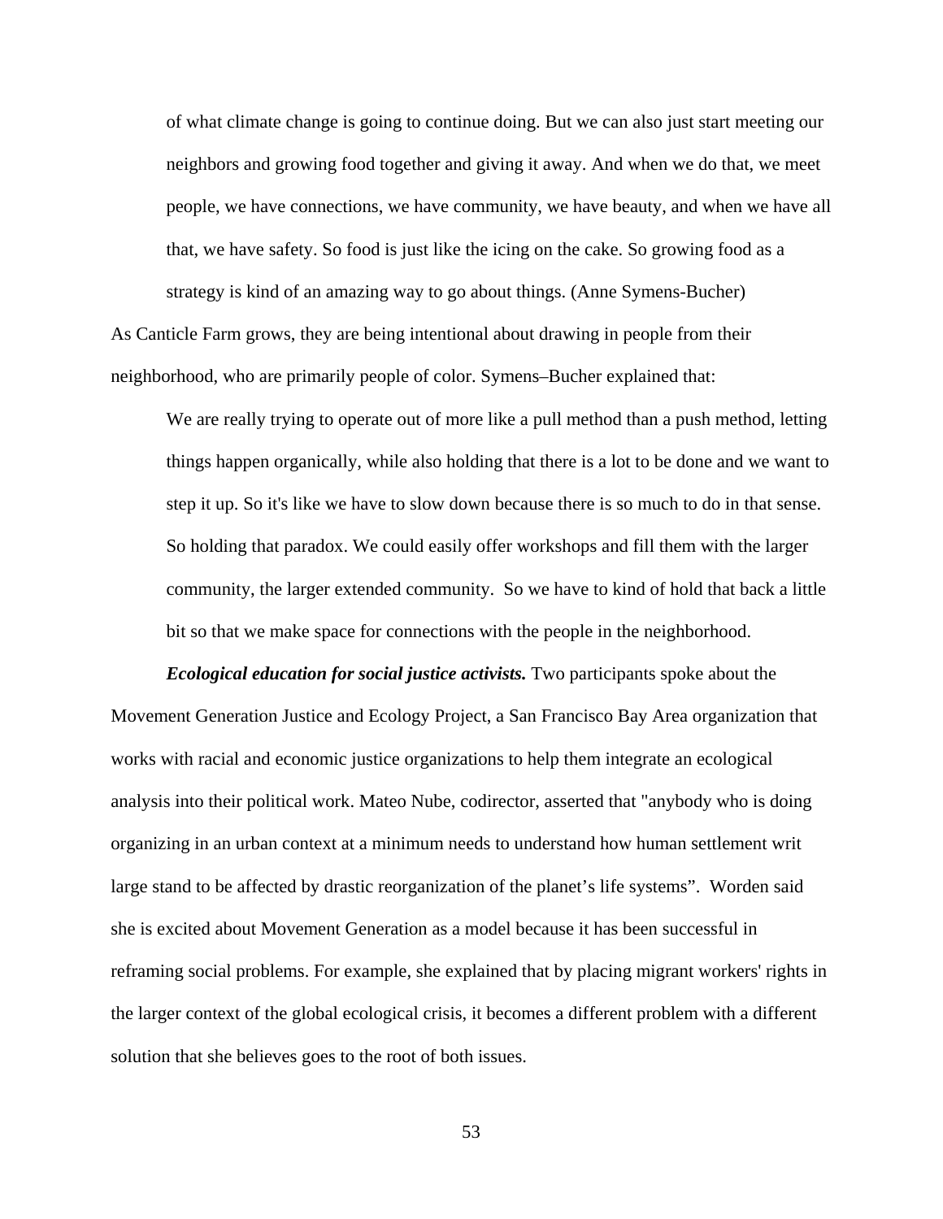> of what climate change is going to continue doing. But we can also just start meeting our neighbors and growing food together and giving it away. And when we do that, we meet people, we have connections, we have community, we have beauty, and when we have all that, we have safety. So food is just like the icing on the cake. So growing food as a strategy is kind of an amazing way to go about things. (Anne Symens-Bucher)

As Canticle Farm grows, they are being intentional about drawing in people from their neighborhood, who are primarily people of color. Symens–Bucher explained that:

> We are really trying to operate out of more like a pull method than a push method, letting things happen organically, while also holding that there is a lot to be done and we want to step it up. So it's like we have to slow down because there is so much to do in that sense. So holding that paradox. We could easily offer workshops and fill them with the larger community, the larger extended community. So we have to kind of hold that back a little bit so that we make space for connections with the people in the neighborhood.

***Ecological education for social justice activists.*** Two participants spoke about the Movement Generation Justice and Ecology Project, a San Francisco Bay Area organization that works with racial and economic justice organizations to help them integrate an ecological analysis into their political work. Mateo Nube, codirector, asserted that "anybody who is doing organizing in an urban context at a minimum needs to understand how human settlement writ large stand to be affected by drastic reorganization of the planet's life systems". Worden said she is excited about Movement Generation as a model because it has been successful in reframing social problems. For example, she explained that by placing migrant workers' rights in the larger context of the global ecological crisis, it becomes a different problem with a different solution that she believes goes to the root of both issues.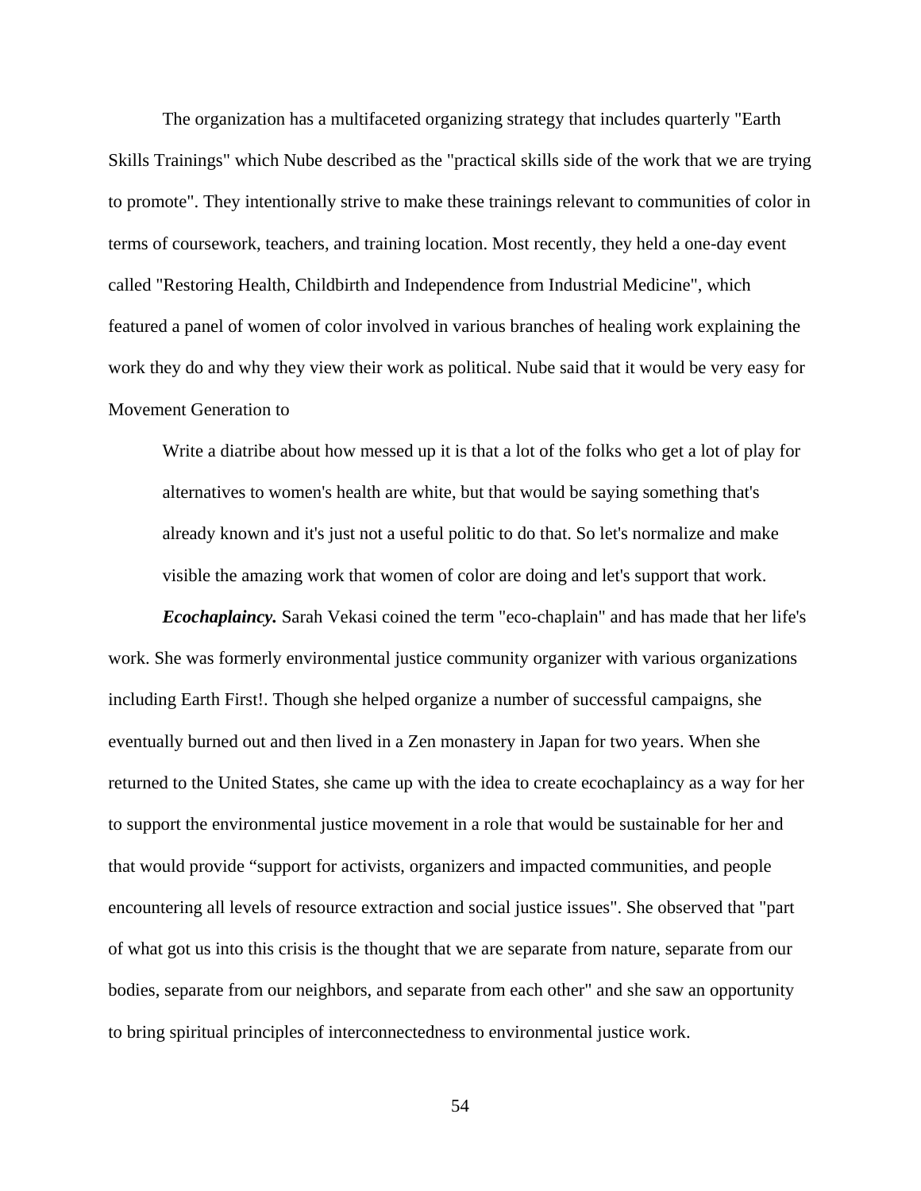The organization has a multifaceted organizing strategy that includes quarterly "Earth Skills Trainings" which Nube described as the "practical skills side of the work that we are trying to promote". They intentionally strive to make these trainings relevant to communities of color in terms of coursework, teachers, and training location. Most recently, they held a one-day event called "Restoring Health, Childbirth and Independence from Industrial Medicine", which featured a panel of women of color involved in various branches of healing work explaining the work they do and why they view their work as political. Nube said that it would be very easy for Movement Generation to

> Write a diatribe about how messed up it is that a lot of the folks who get a lot of play for alternatives to women's health are white, but that would be saying something that's already known and it's just not a useful politic to do that. So let's normalize and make visible the amazing work that women of color are doing and let's support that work.

***Ecochaplaincy.*** Sarah Vekasi coined the term "eco-chaplain" and has made that her life's work. She was formerly environmental justice community organizer with various organizations including Earth First!. Though she helped organize a number of successful campaigns, she eventually burned out and then lived in a Zen monastery in Japan for two years. When she returned to the United States, she came up with the idea to create ecochaplaincy as a way for her to support the environmental justice movement in a role that would be sustainable for her and that would provide "support for activists, organizers and impacted communities, and people encountering all levels of resource extraction and social justice issues". She observed that "part of what got us into this crisis is the thought that we are separate from nature, separate from our bodies, separate from our neighbors, and separate from each other" and she saw an opportunity to bring spiritual principles of interconnectedness to environmental justice work.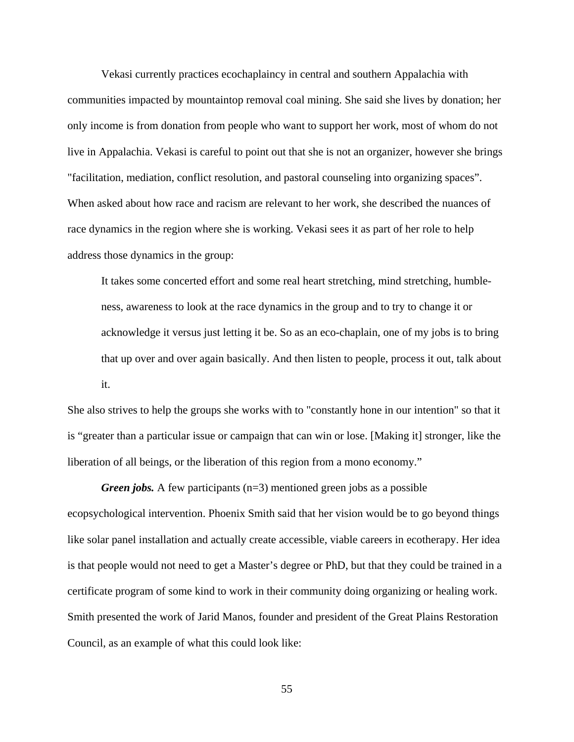Vekasi currently practices ecochaplaincy in central and southern Appalachia with communities impacted by mountaintop removal coal mining. She said she lives by donation; her only income is from donation from people who want to support her work, most of whom do not live in Appalachia. Vekasi is careful to point out that she is not an organizer, however she brings "facilitation, mediation, conflict resolution, and pastoral counseling into organizing spaces”. When asked about how race and racism are relevant to her work, she described the nuances of race dynamics in the region where she is working. Vekasi sees it as part of her role to help address those dynamics in the group:

> It takes some concerted effort and some real heart stretching, mind stretching, humble-ness, awareness to look at the race dynamics in the group and to try to change it or acknowledge it versus just letting it be. So as an eco-chaplain, one of my jobs is to bring that up over and over again basically. And then listen to people, process it out, talk about it.

She also strives to help the groups she works with to "constantly hone in our intention" so that it is “greater than a particular issue or campaign that can win or lose. [Making it] stronger, like the liberation of all beings, or the liberation of this region from a mono economy.”

***Green jobs.*** A few participants (n=3) mentioned green jobs as a possible ecopsychological intervention. Phoenix Smith said that her vision would be to go beyond things like solar panel installation and actually create accessible, viable careers in ecotherapy. Her idea is that people would not need to get a Master’s degree or PhD, but that they could be trained in a certificate program of some kind to work in their community doing organizing or healing work. Smith presented the work of Jarid Manos, founder and president of the Great Plains Restoration Council, as an example of what this could look like: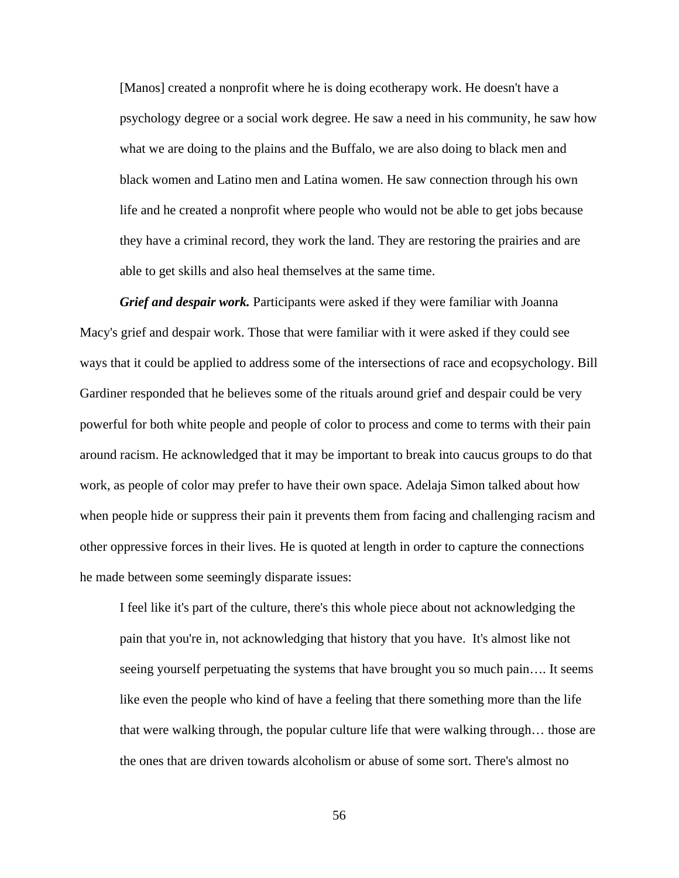> [Manos] created a nonprofit where he is doing ecotherapy work. He doesn't have a psychology degree or a social work degree. He saw a need in his community, he saw how what we are doing to the plains and the Buffalo, we are also doing to black men and black women and Latino men and Latina women. He saw connection through his own life and he created a nonprofit where people who would not be able to get jobs because they have a criminal record, they work the land. They are restoring the prairies and are able to get skills and also heal themselves at the same time.

***Grief and despair work.*** Participants were asked if they were familiar with Joanna Macy's grief and despair work. Those that were familiar with it were asked if they could see ways that it could be applied to address some of the intersections of race and ecopsychology. Bill Gardiner responded that he believes some of the rituals around grief and despair could be very powerful for both white people and people of color to process and come to terms with their pain around racism. He acknowledged that it may be important to break into caucus groups to do that work, as people of color may prefer to have their own space. Adelaja Simon talked about how when people hide or suppress their pain it prevents them from facing and challenging racism and other oppressive forces in their lives. He is quoted at length in order to capture the connections he made between some seemingly disparate issues:

> I feel like it's part of the culture, there's this whole piece about not acknowledging the pain that you're in, not acknowledging that history that you have. It's almost like not seeing yourself perpetuating the systems that have brought you so much pain…. It seems like even the people who kind of have a feeling that there something more than the life that were walking through, the popular culture life that were walking through… those are the ones that are driven towards alcoholism or abuse of some sort. There's almost no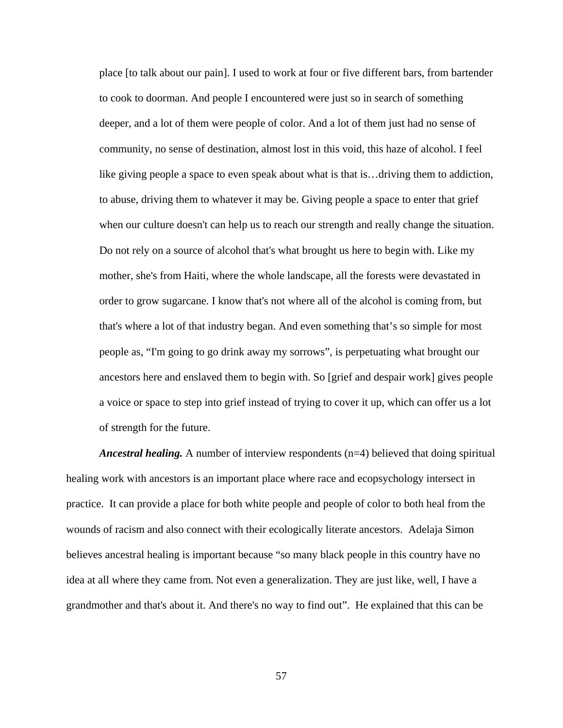> place [to talk about our pain]. I used to work at four or five different bars, from bartender to cook to doorman. And people I encountered were just so in search of something deeper, and a lot of them were people of color. And a lot of them just had no sense of community, no sense of destination, almost lost in this void, this haze of alcohol. I feel like giving people a space to even speak about what is that is…driving them to addiction, to abuse, driving them to whatever it may be. Giving people a space to enter that grief when our culture doesn't can help us to reach our strength and really change the situation. Do not rely on a source of alcohol that's what brought us here to begin with. Like my mother, she's from Haiti, where the whole landscape, all the forests were devastated in order to grow sugarcane. I know that's not where all of the alcohol is coming from, but that's where a lot of that industry began. And even something that's so simple for most people as, "I'm going to go drink away my sorrows", is perpetuating what brought our ancestors here and enslaved them to begin with. So [grief and despair work] gives people a voice or space to step into grief instead of trying to cover it up, which can offer us a lot of strength for the future.

***Ancestral healing.*** A number of interview respondents (n=4) believed that doing spiritual healing work with ancestors is an important place where race and ecopsychology intersect in practice. It can provide a place for both white people and people of color to both heal from the wounds of racism and also connect with their ecologically literate ancestors. Adelaja Simon believes ancestral healing is important because "so many black people in this country have no idea at all where they came from. Not even a generalization. They are just like, well, I have a grandmother and that's about it. And there's no way to find out". He explained that this can be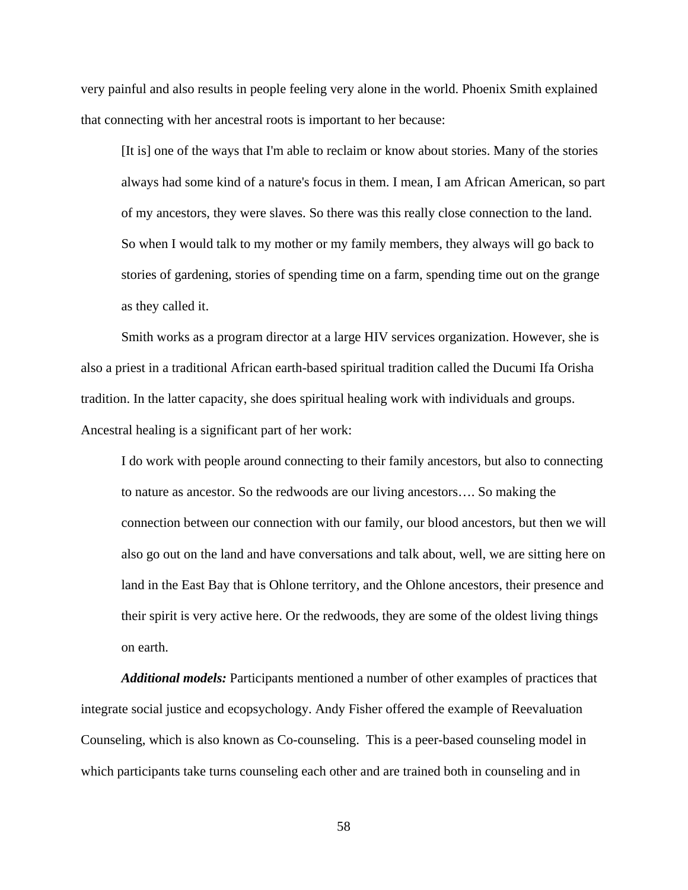very painful and also results in people feeling very alone in the world. Phoenix Smith explained that connecting with her ancestral roots is important to her because:

> [It is] one of the ways that I'm able to reclaim or know about stories. Many of the stories always had some kind of a nature's focus in them. I mean, I am African American, so part of my ancestors, they were slaves. So there was this really close connection to the land. So when I would talk to my mother or my family members, they always will go back to stories of gardening, stories of spending time on a farm, spending time out on the grange as they called it.

Smith works as a program director at a large HIV services organization. However, she is also a priest in a traditional African earth-based spiritual tradition called the Ducumi Ifa Orisha tradition. In the latter capacity, she does spiritual healing work with individuals and groups. Ancestral healing is a significant part of her work:

> I do work with people around connecting to their family ancestors, but also to connecting to nature as ancestor. So the redwoods are our living ancestors…. So making the connection between our connection with our family, our blood ancestors, but then we will also go out on the land and have conversations and talk about, well, we are sitting here on land in the East Bay that is Ohlone territory, and the Ohlone ancestors, their presence and their spirit is very active here. Or the redwoods, they are some of the oldest living things on earth.

***Additional models:*** Participants mentioned a number of other examples of practices that integrate social justice and ecopsychology. Andy Fisher offered the example of Reevaluation Counseling, which is also known as Co-counseling. This is a peer-based counseling model in which participants take turns counseling each other and are trained both in counseling and in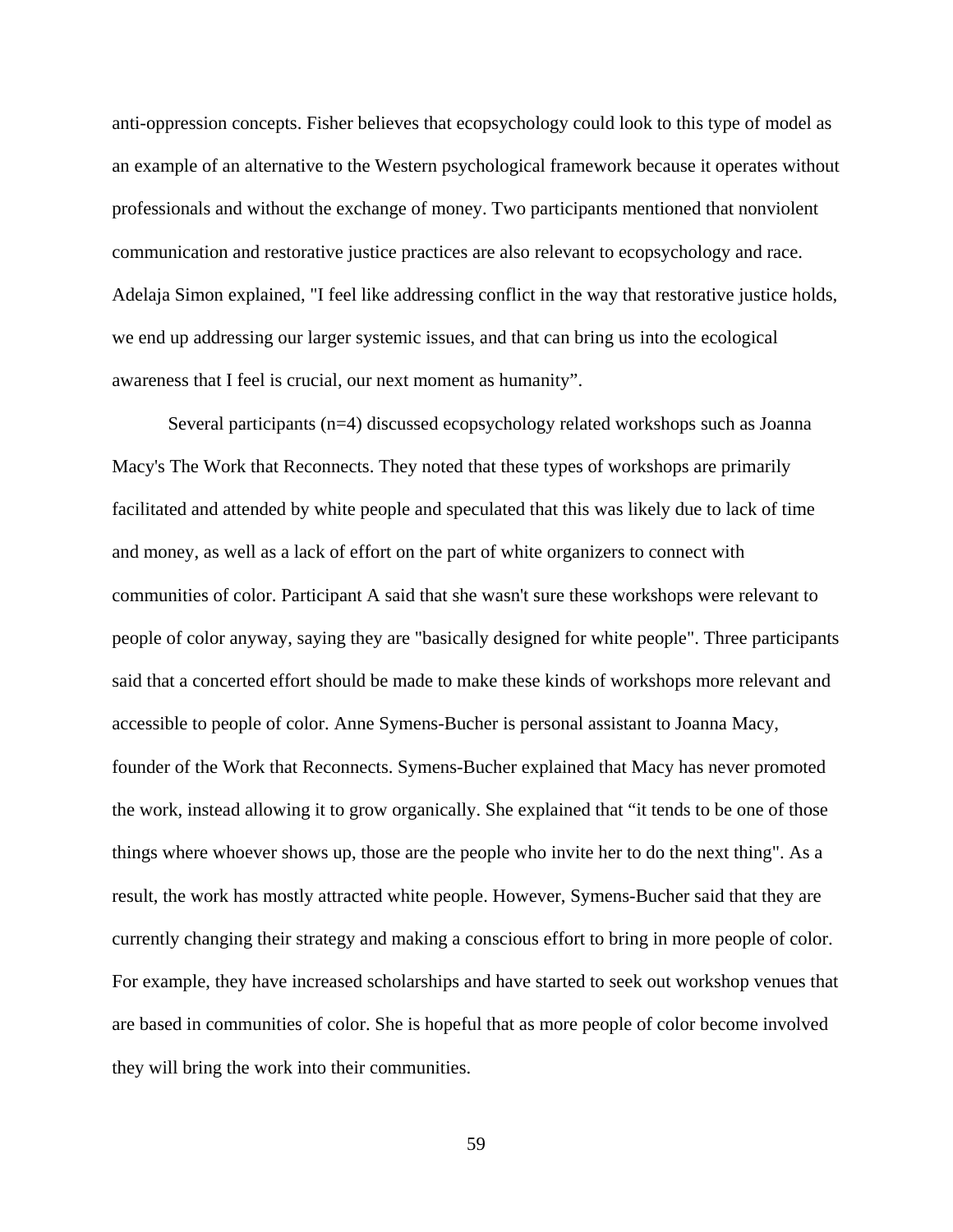anti-oppression concepts. Fisher believes that ecopsychology could look to this type of model as an example of an alternative to the Western psychological framework because it operates without professionals and without the exchange of money. Two participants mentioned that nonviolent communication and restorative justice practices are also relevant to ecopsychology and race. Adelaja Simon explained, "I feel like addressing conflict in the way that restorative justice holds, we end up addressing our larger systemic issues, and that can bring us into the ecological awareness that I feel is crucial, our next moment as humanity".

Several participants (n=4) discussed ecopsychology related workshops such as Joanna Macy's The Work that Reconnects. They noted that these types of workshops are primarily facilitated and attended by white people and speculated that this was likely due to lack of time and money, as well as a lack of effort on the part of white organizers to connect with communities of color. Participant A said that she wasn't sure these workshops were relevant to people of color anyway, saying they are "basically designed for white people". Three participants said that a concerted effort should be made to make these kinds of workshops more relevant and accessible to people of color. Anne Symens-Bucher is personal assistant to Joanna Macy, founder of the Work that Reconnects. Symens-Bucher explained that Macy has never promoted the work, instead allowing it to grow organically. She explained that "it tends to be one of those things where whoever shows up, those are the people who invite her to do the next thing". As a result, the work has mostly attracted white people. However, Symens-Bucher said that they are currently changing their strategy and making a conscious effort to bring in more people of color. For example, they have increased scholarships and have started to seek out workshop venues that are based in communities of color. She is hopeful that as more people of color become involved they will bring the work into their communities.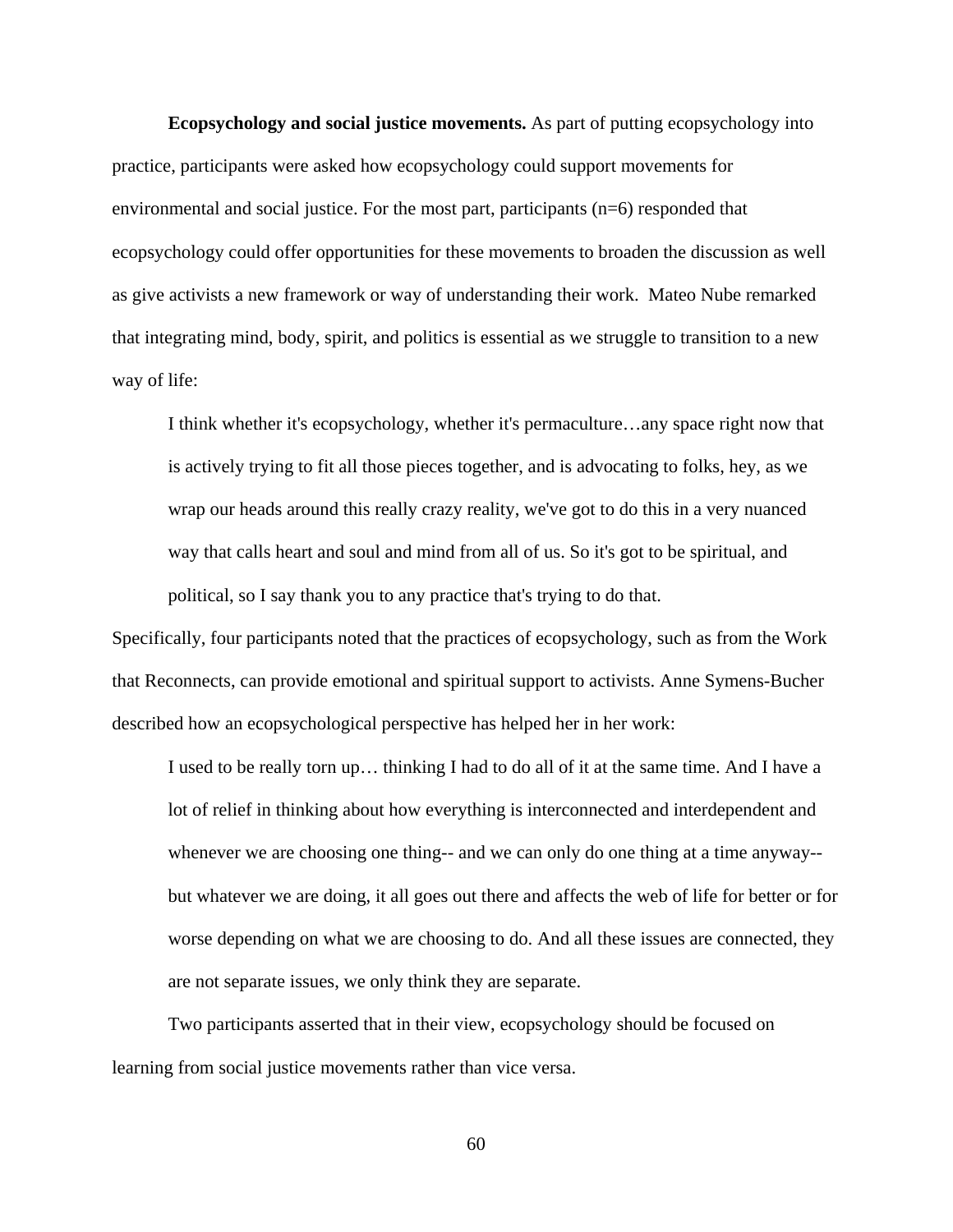**Ecopsychology and social justice movements.** As part of putting ecopsychology into practice, participants were asked how ecopsychology could support movements for environmental and social justice. For the most part, participants (n=6) responded that ecopsychology could offer opportunities for these movements to broaden the discussion as well as give activists a new framework or way of understanding their work. Mateo Nube remarked that integrating mind, body, spirit, and politics is essential as we struggle to transition to a new way of life:

> I think whether it's ecopsychology, whether it's permaculture…any space right now that is actively trying to fit all those pieces together, and is advocating to folks, hey, as we wrap our heads around this really crazy reality, we've got to do this in a very nuanced way that calls heart and soul and mind from all of us. So it's got to be spiritual, and political, so I say thank you to any practice that's trying to do that.

Specifically, four participants noted that the practices of ecopsychology, such as from the Work that Reconnects, can provide emotional and spiritual support to activists. Anne Symens-Bucher described how an ecopsychological perspective has helped her in her work:

> I used to be really torn up… thinking I had to do all of it at the same time. And I have a lot of relief in thinking about how everything is interconnected and interdependent and whenever we are choosing one thing-- and we can only do one thing at a time anyway-- but whatever we are doing, it all goes out there and affects the web of life for better or for worse depending on what we are choosing to do. And all these issues are connected, they are not separate issues, we only think they are separate.

Two participants asserted that in their view, ecopsychology should be focused on learning from social justice movements rather than vice versa.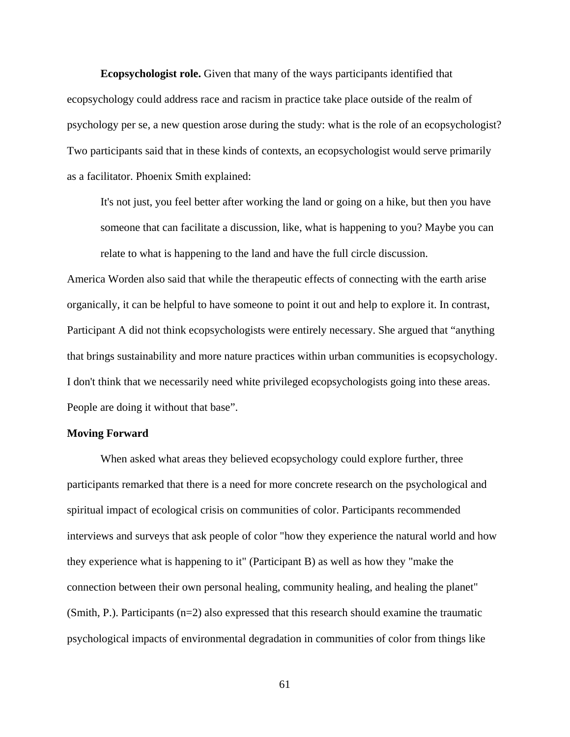**Ecopsychologist role.** Given that many of the ways participants identified that ecopsychology could address race and racism in practice take place outside of the realm of psychology per se, a new question arose during the study: what is the role of an ecopsychologist? Two participants said that in these kinds of contexts, an ecopsychologist would serve primarily as a facilitator. Phoenix Smith explained:

> It's not just, you feel better after working the land or going on a hike, but then you have someone that can facilitate a discussion, like, what is happening to you? Maybe you can relate to what is happening to the land and have the full circle discussion.

America Worden also said that while the therapeutic effects of connecting with the earth arise organically, it can be helpful to have someone to point it out and help to explore it. In contrast, Participant A did not think ecopsychologists were entirely necessary. She argued that "anything that brings sustainability and more nature practices within urban communities is ecopsychology. I don't think that we necessarily need white privileged ecopsychologists going into these areas. People are doing it without that base".

### Moving Forward

When asked what areas they believed ecopsychology could explore further, three participants remarked that there is a need for more concrete research on the psychological and spiritual impact of ecological crisis on communities of color. Participants recommended interviews and surveys that ask people of color "how they experience the natural world and how they experience what is happening to it" (Participant B) as well as how they "make the connection between their own personal healing, community healing, and healing the planet" (Smith, P.). Participants (n=2) also expressed that this research should examine the traumatic psychological impacts of environmental degradation in communities of color from things like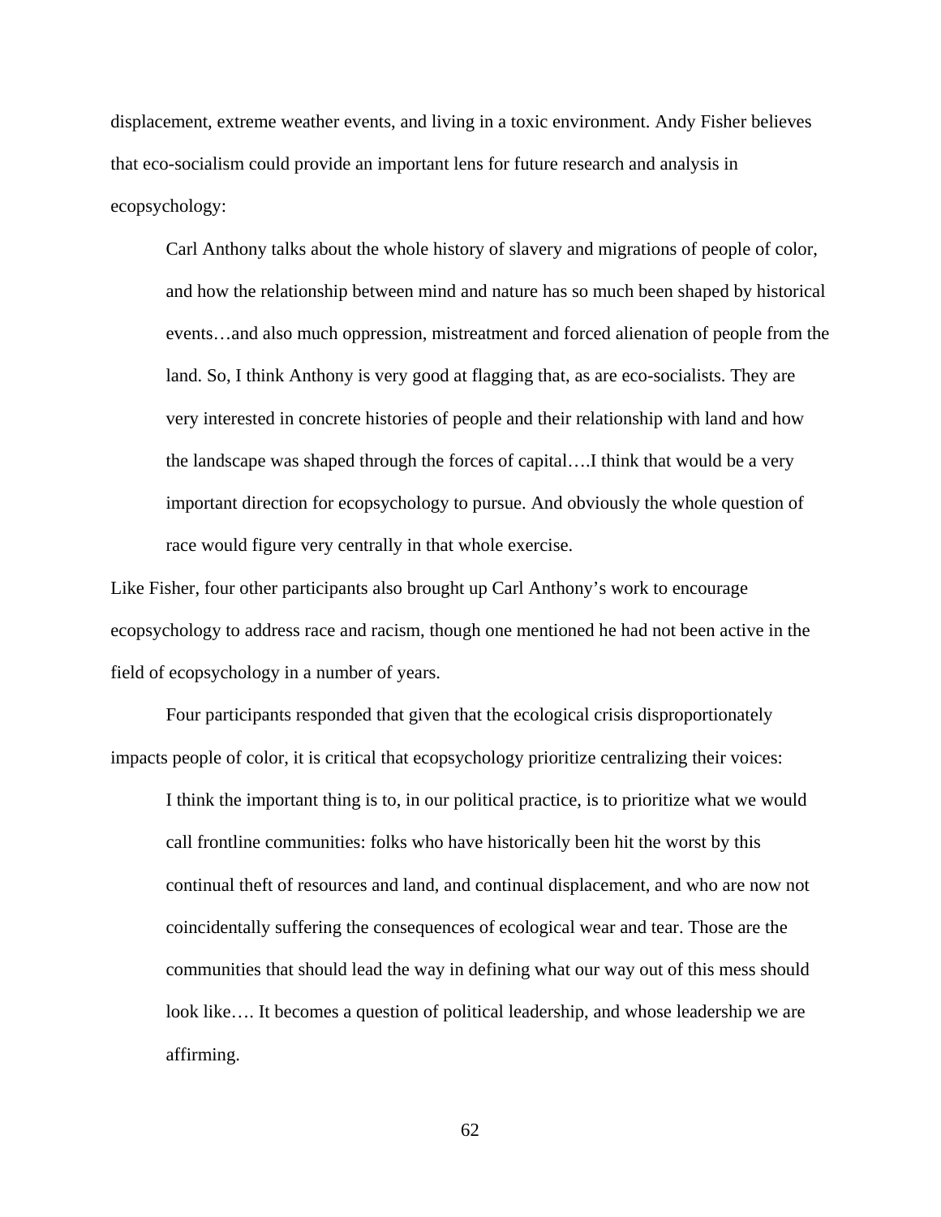displacement, extreme weather events, and living in a toxic environment. Andy Fisher believes that eco-socialism could provide an important lens for future research and analysis in ecopsychology:

> Carl Anthony talks about the whole history of slavery and migrations of people of color, and how the relationship between mind and nature has so much been shaped by historical events…and also much oppression, mistreatment and forced alienation of people from the land. So, I think Anthony is very good at flagging that, as are eco-socialists. They are very interested in concrete histories of people and their relationship with land and how the landscape was shaped through the forces of capital….I think that would be a very important direction for ecopsychology to pursue. And obviously the whole question of race would figure very centrally in that whole exercise.

Like Fisher, four other participants also brought up Carl Anthony's work to encourage ecopsychology to address race and racism, though one mentioned he had not been active in the field of ecopsychology in a number of years.

Four participants responded that given that the ecological crisis disproportionately impacts people of color, it is critical that ecopsychology prioritize centralizing their voices:

> I think the important thing is to, in our political practice, is to prioritize what we would call frontline communities: folks who have historically been hit the worst by this continual theft of resources and land, and continual displacement, and who are now not coincidentally suffering the consequences of ecological wear and tear. Those are the communities that should lead the way in defining what our way out of this mess should look like…. It becomes a question of political leadership, and whose leadership we are affirming.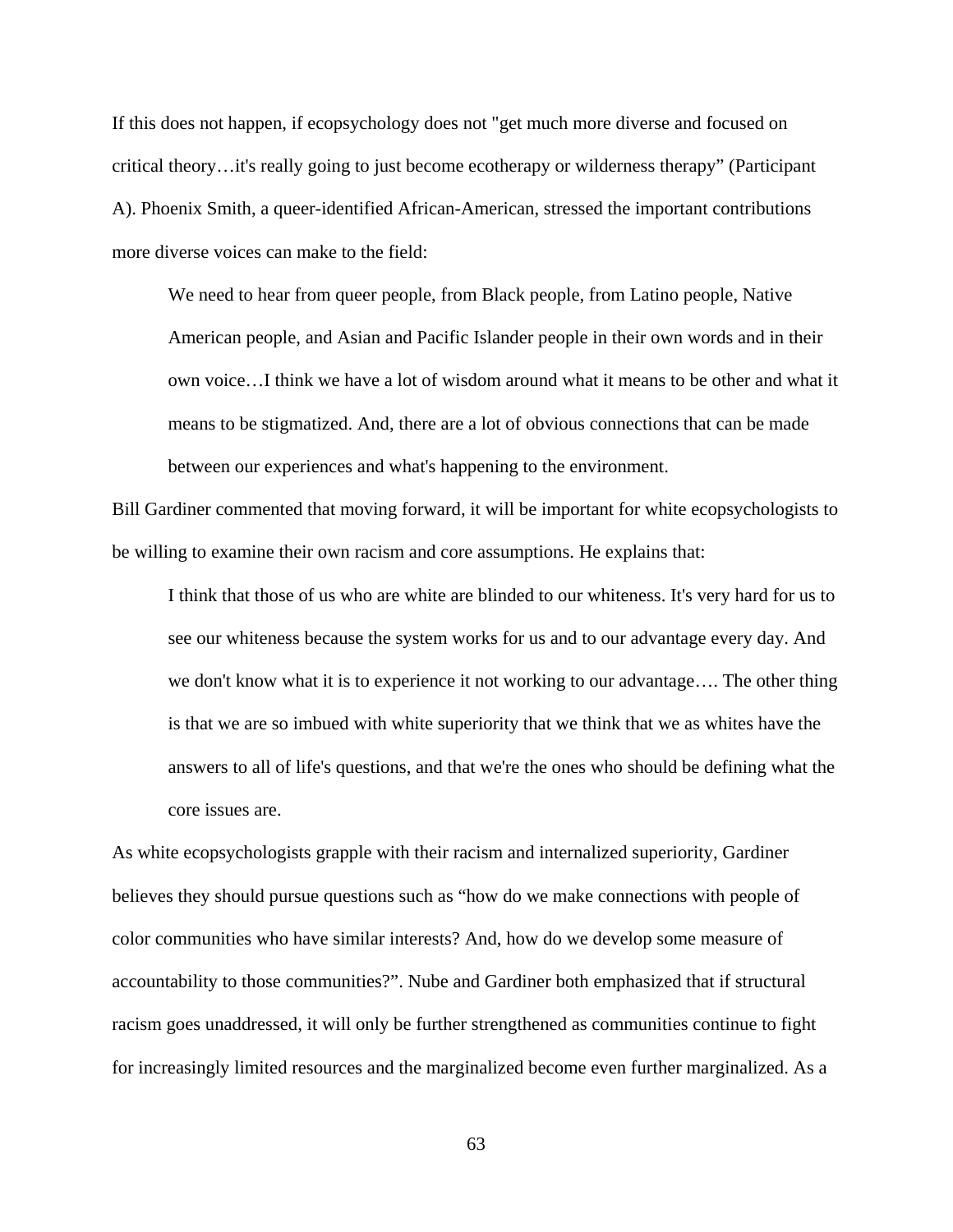If this does not happen, if ecopsychology does not "get much more diverse and focused on critical theory…it's really going to just become ecotherapy or wilderness therapy" (Participant A). Phoenix Smith, a queer-identified African-American, stressed the important contributions more diverse voices can make to the field:

> We need to hear from queer people, from Black people, from Latino people, Native American people, and Asian and Pacific Islander people in their own words and in their own voice…I think we have a lot of wisdom around what it means to be other and what it means to be stigmatized. And, there are a lot of obvious connections that can be made between our experiences and what's happening to the environment.

Bill Gardiner commented that moving forward, it will be important for white ecopsychologists to be willing to examine their own racism and core assumptions. He explains that:

> I think that those of us who are white are blinded to our whiteness. It's very hard for us to see our whiteness because the system works for us and to our advantage every day. And we don't know what it is to experience it not working to our advantage…. The other thing is that we are so imbued with white superiority that we think that we as whites have the answers to all of life's questions, and that we're the ones who should be defining what the core issues are.

As white ecopsychologists grapple with their racism and internalized superiority, Gardiner believes they should pursue questions such as "how do we make connections with people of color communities who have similar interests? And, how do we develop some measure of accountability to those communities?". Nube and Gardiner both emphasized that if structural racism goes unaddressed, it will only be further strengthened as communities continue to fight for increasingly limited resources and the marginalized become even further marginalized. As a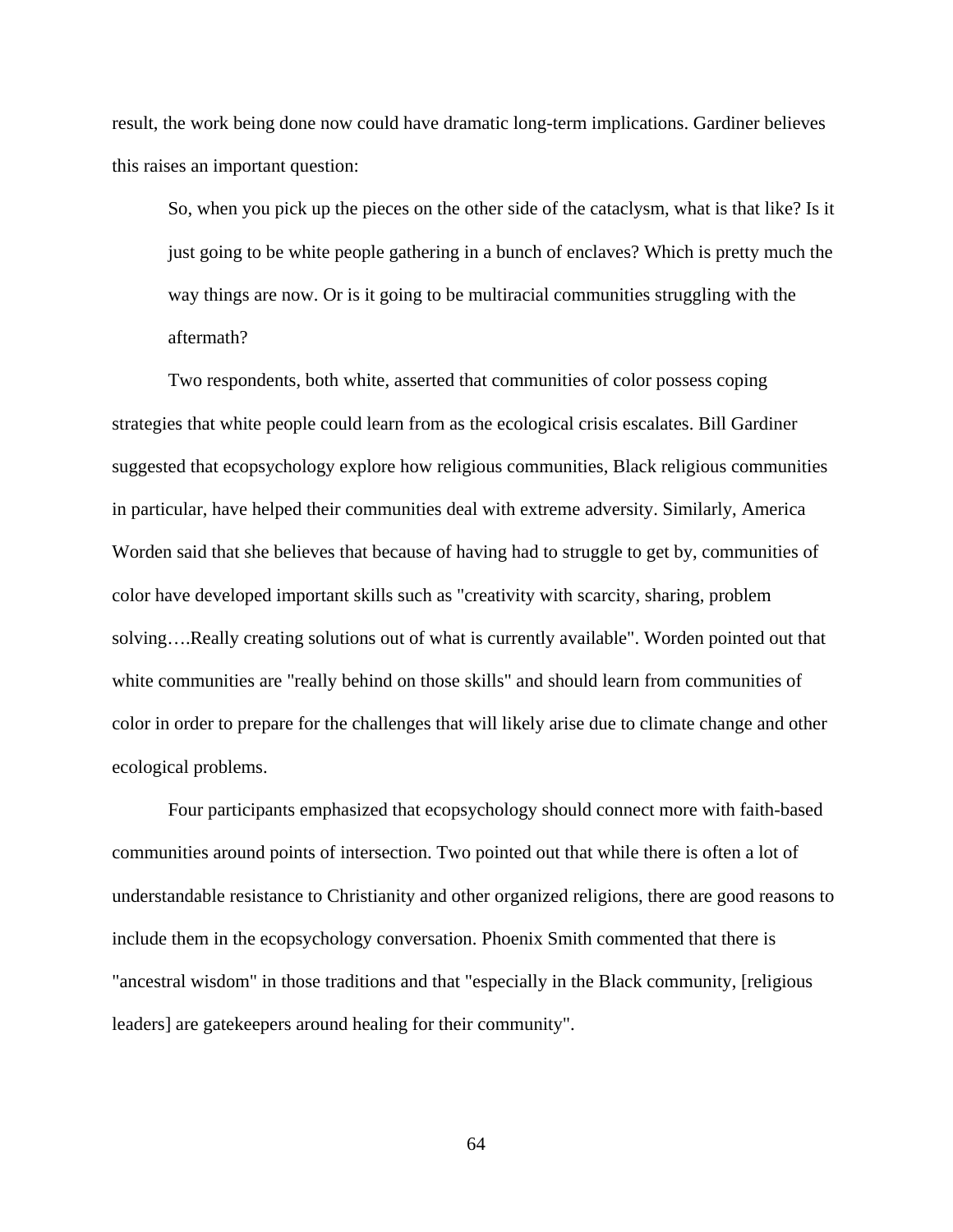result, the work being done now could have dramatic long-term implications. Gardiner believes this raises an important question:

> So, when you pick up the pieces on the other side of the cataclysm, what is that like? Is it just going to be white people gathering in a bunch of enclaves? Which is pretty much the way things are now. Or is it going to be multiracial communities struggling with the aftermath?

Two respondents, both white, asserted that communities of color possess coping strategies that white people could learn from as the ecological crisis escalates. Bill Gardiner suggested that ecopsychology explore how religious communities, Black religious communities in particular, have helped their communities deal with extreme adversity. Similarly, America Worden said that she believes that because of having had to struggle to get by, communities of color have developed important skills such as "creativity with scarcity, sharing, problem solving….Really creating solutions out of what is currently available". Worden pointed out that white communities are "really behind on those skills" and should learn from communities of color in order to prepare for the challenges that will likely arise due to climate change and other ecological problems.

Four participants emphasized that ecopsychology should connect more with faith-based communities around points of intersection. Two pointed out that while there is often a lot of understandable resistance to Christianity and other organized religions, there are good reasons to include them in the ecopsychology conversation. Phoenix Smith commented that there is "ancestral wisdom" in those traditions and that "especially in the Black community, [religious leaders] are gatekeepers around healing for their community".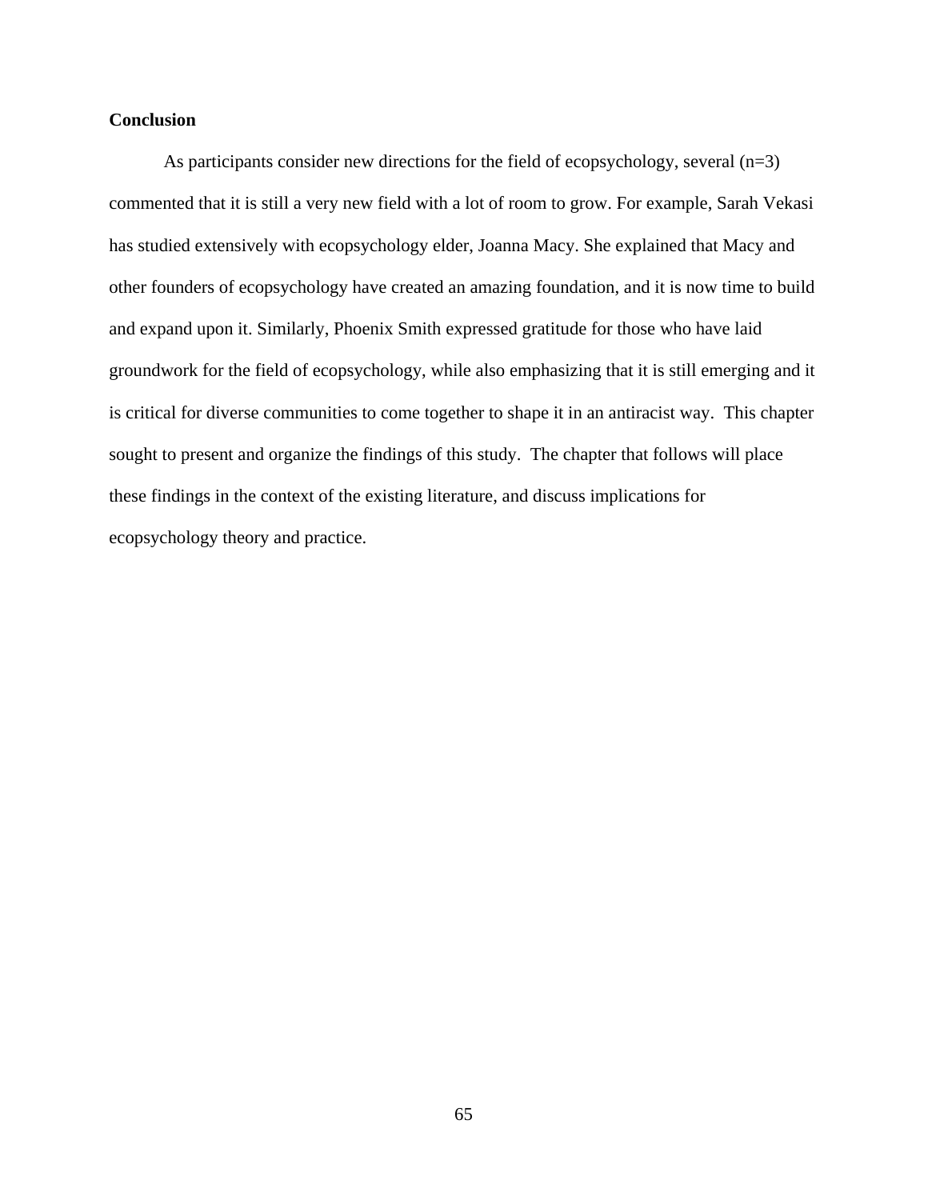**Conclusion**

As participants consider new directions for the field of ecopsychology, several (n=3) commented that it is still a very new field with a lot of room to grow. For example, Sarah Vekasi has studied extensively with ecopsychology elder, Joanna Macy. She explained that Macy and other founders of ecopsychology have created an amazing foundation, and it is now time to build and expand upon it. Similarly, Phoenix Smith expressed gratitude for those who have laid groundwork for the field of ecopsychology, while also emphasizing that it is still emerging and it is critical for diverse communities to come together to shape it in an antiracist way. This chapter sought to present and organize the findings of this study. The chapter that follows will place these findings in the context of the existing literature, and discuss implications for ecopsychology theory and practice.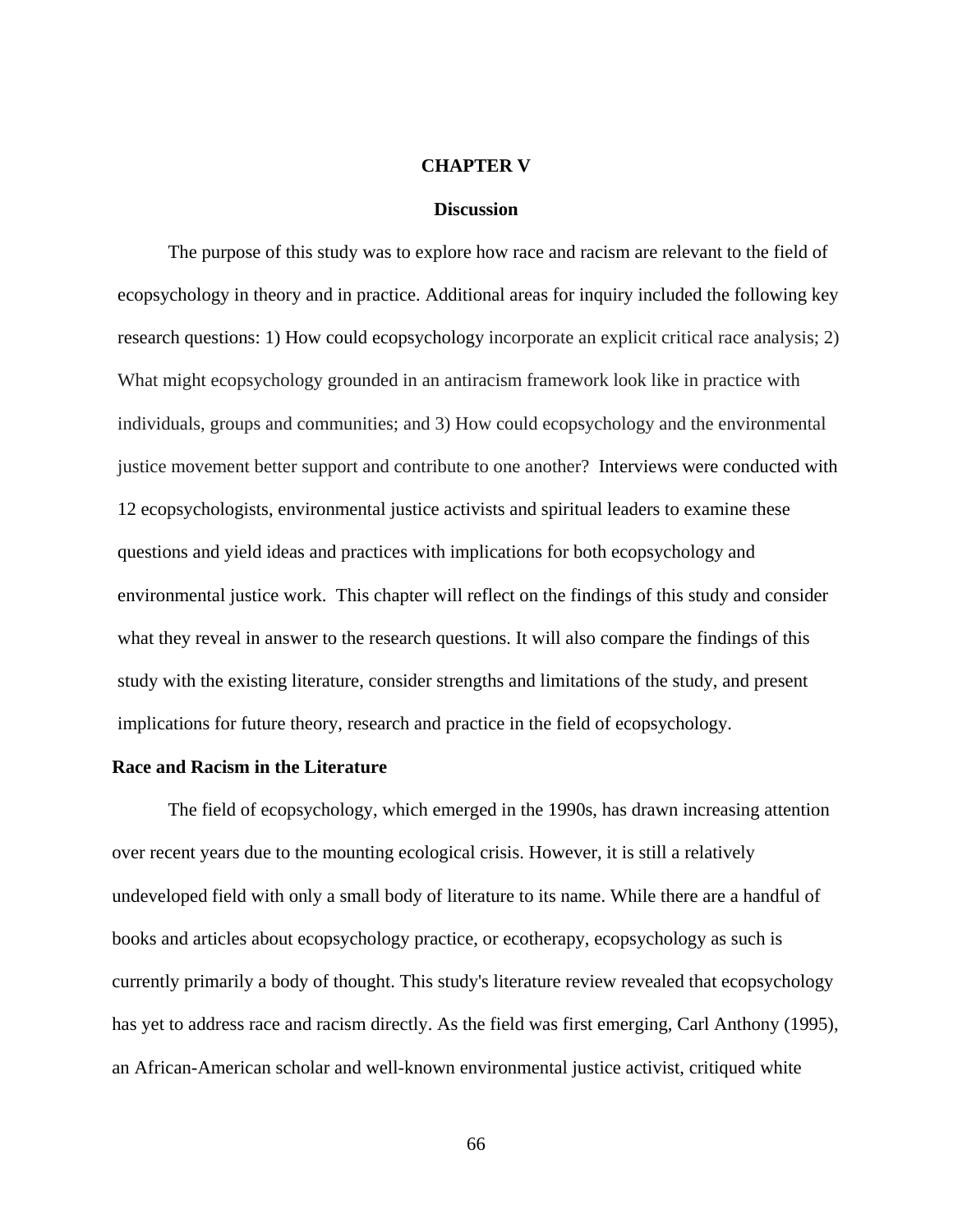# CHAPTER V

## Discussion

The purpose of this study was to explore how race and racism are relevant to the field of ecopsychology in theory and in practice. Additional areas for inquiry included the following key research questions: 1) How could ecopsychology incorporate an explicit critical race analysis; 2) What might ecopsychology grounded in an antiracism framework look like in practice with individuals, groups and communities; and 3) How could ecopsychology and the environmental justice movement better support and contribute to one another? Interviews were conducted with 12 ecopsychologists, environmental justice activists and spiritual leaders to examine these questions and yield ideas and practices with implications for both ecopsychology and environmental justice work. This chapter will reflect on the findings of this study and consider what they reveal in answer to the research questions. It will also compare the findings of this study with the existing literature, consider strengths and limitations of the study, and present implications for future theory, research and practice in the field of ecopsychology.

### Race and Racism in the Literature

The field of ecopsychology, which emerged in the 1990s, has drawn increasing attention over recent years due to the mounting ecological crisis. However, it is still a relatively undeveloped field with only a small body of literature to its name. While there are a handful of books and articles about ecopsychology practice, or ecotherapy, ecopsychology as such is currently primarily a body of thought. This study's literature review revealed that ecopsychology has yet to address race and racism directly. As the field was first emerging, Carl Anthony (1995), an African-American scholar and well-known environmental justice activist, critiqued white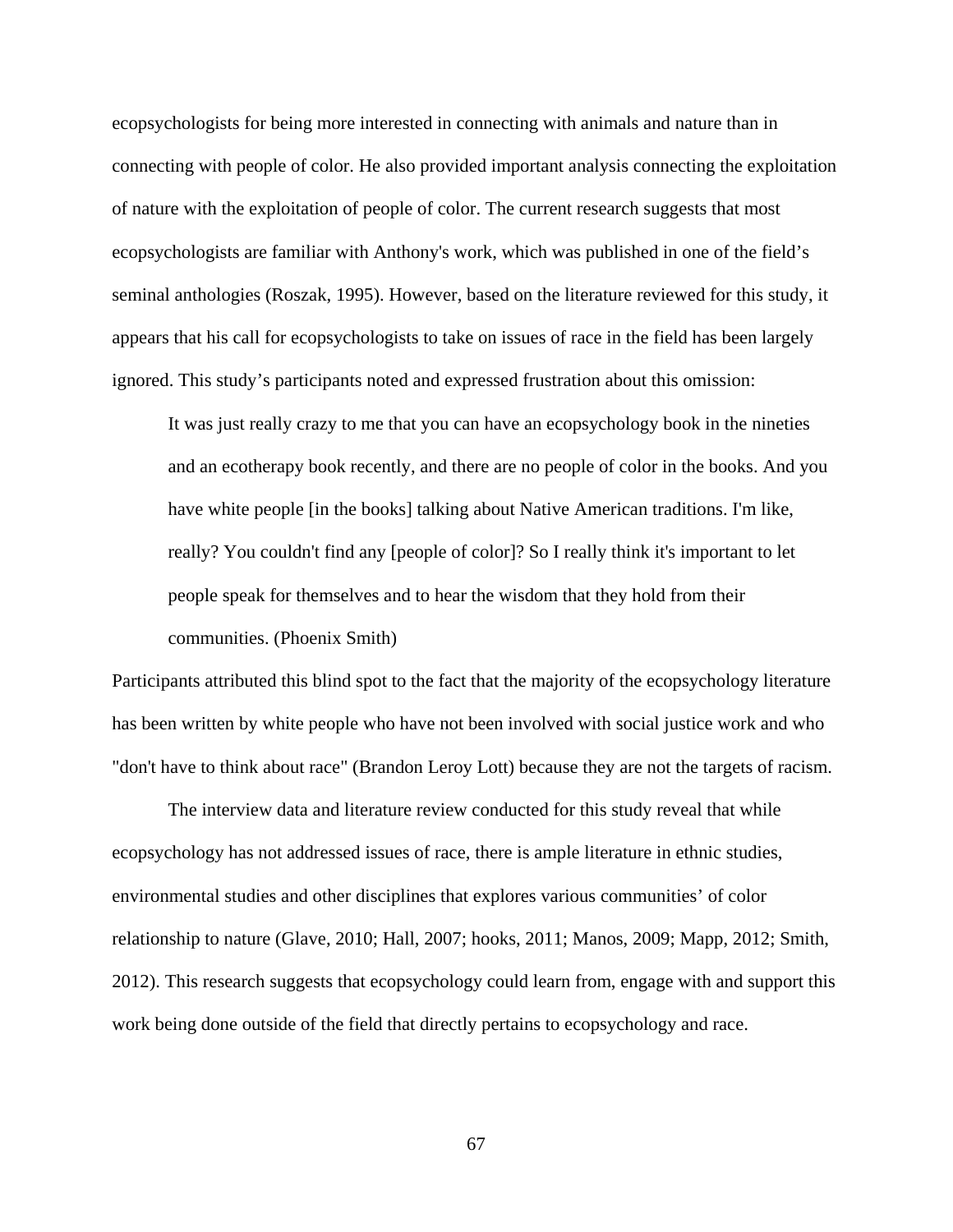ecopsychologists for being more interested in connecting with animals and nature than in connecting with people of color. He also provided important analysis connecting the exploitation of nature with the exploitation of people of color. The current research suggests that most ecopsychologists are familiar with Anthony's work, which was published in one of the field's seminal anthologies (Roszak, 1995). However, based on the literature reviewed for this study, it appears that his call for ecopsychologists to take on issues of race in the field has been largely ignored. This study's participants noted and expressed frustration about this omission:

> It was just really crazy to me that you can have an ecopsychology book in the nineties and an ecotherapy book recently, and there are no people of color in the books. And you have white people [in the books] talking about Native American traditions. I'm like, really? You couldn't find any [people of color]? So I really think it's important to let people speak for themselves and to hear the wisdom that they hold from their communities. (Phoenix Smith)

Participants attributed this blind spot to the fact that the majority of the ecopsychology literature has been written by white people who have not been involved with social justice work and who "don't have to think about race" (Brandon Leroy Lott) because they are not the targets of racism.

The interview data and literature review conducted for this study reveal that while ecopsychology has not addressed issues of race, there is ample literature in ethnic studies, environmental studies and other disciplines that explores various communities' of color relationship to nature (Glave, 2010; Hall, 2007; hooks, 2011; Manos, 2009; Mapp, 2012; Smith, 2012). This research suggests that ecopsychology could learn from, engage with and support this work being done outside of the field that directly pertains to ecopsychology and race.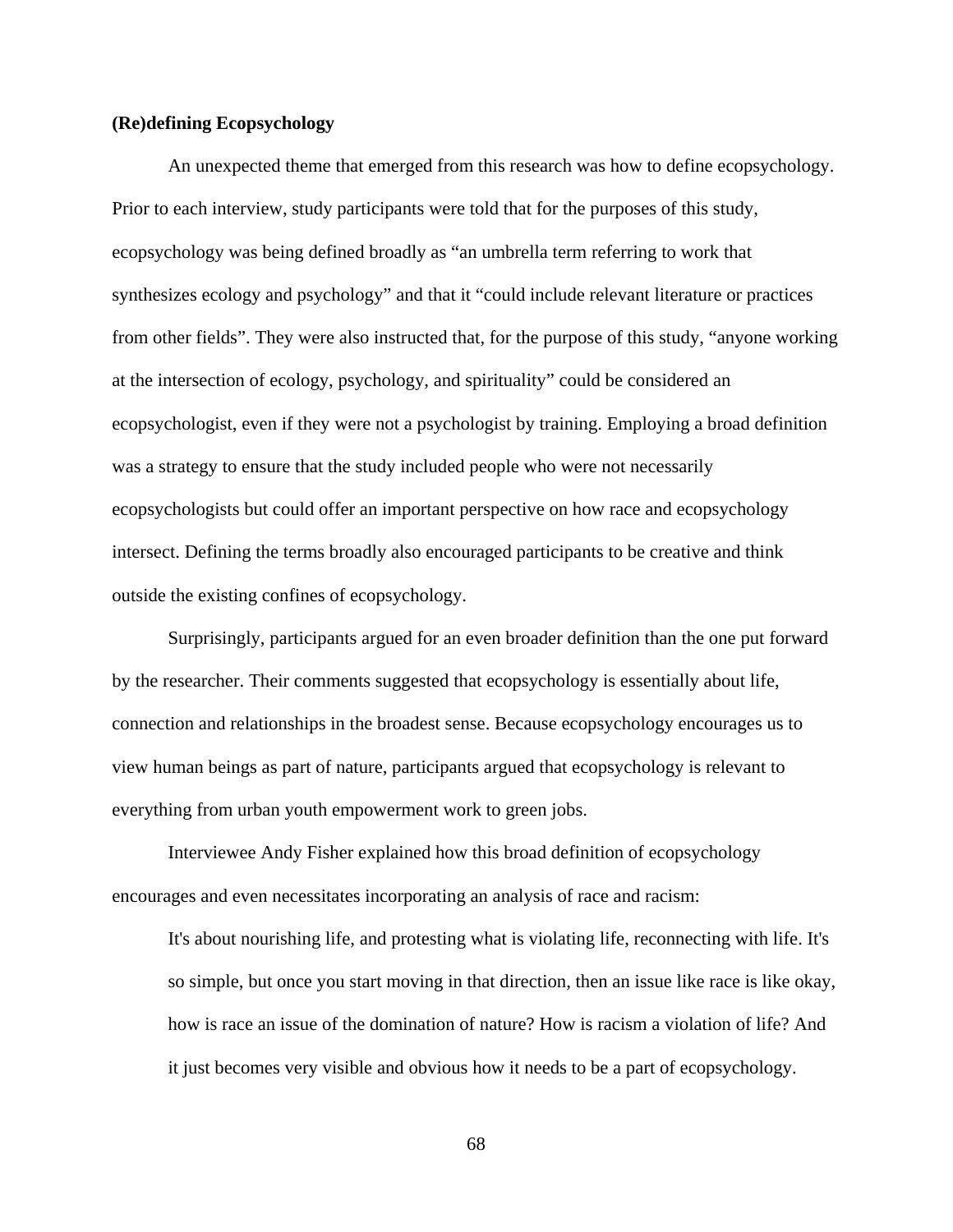**(Re)defining Ecopsychology**

An unexpected theme that emerged from this research was how to define ecopsychology. Prior to each interview, study participants were told that for the purposes of this study, ecopsychology was being defined broadly as "an umbrella term referring to work that synthesizes ecology and psychology" and that it "could include relevant literature or practices from other fields". They were also instructed that, for the purpose of this study, "anyone working at the intersection of ecology, psychology, and spirituality" could be considered an ecopsychologist, even if they were not a psychologist by training. Employing a broad definition was a strategy to ensure that the study included people who were not necessarily ecopsychologists but could offer an important perspective on how race and ecopsychology intersect. Defining the terms broadly also encouraged participants to be creative and think outside the existing confines of ecopsychology.

Surprisingly, participants argued for an even broader definition than the one put forward by the researcher. Their comments suggested that ecopsychology is essentially about life, connection and relationships in the broadest sense. Because ecopsychology encourages us to view human beings as part of nature, participants argued that ecopsychology is relevant to everything from urban youth empowerment work to green jobs.

Interviewee Andy Fisher explained how this broad definition of ecopsychology encourages and even necessitates incorporating an analysis of race and racism:

> It's about nourishing life, and protesting what is violating life, reconnecting with life. It's so simple, but once you start moving in that direction, then an issue like race is like okay, how is race an issue of the domination of nature? How is racism a violation of life? And it just becomes very visible and obvious how it needs to be a part of ecopsychology.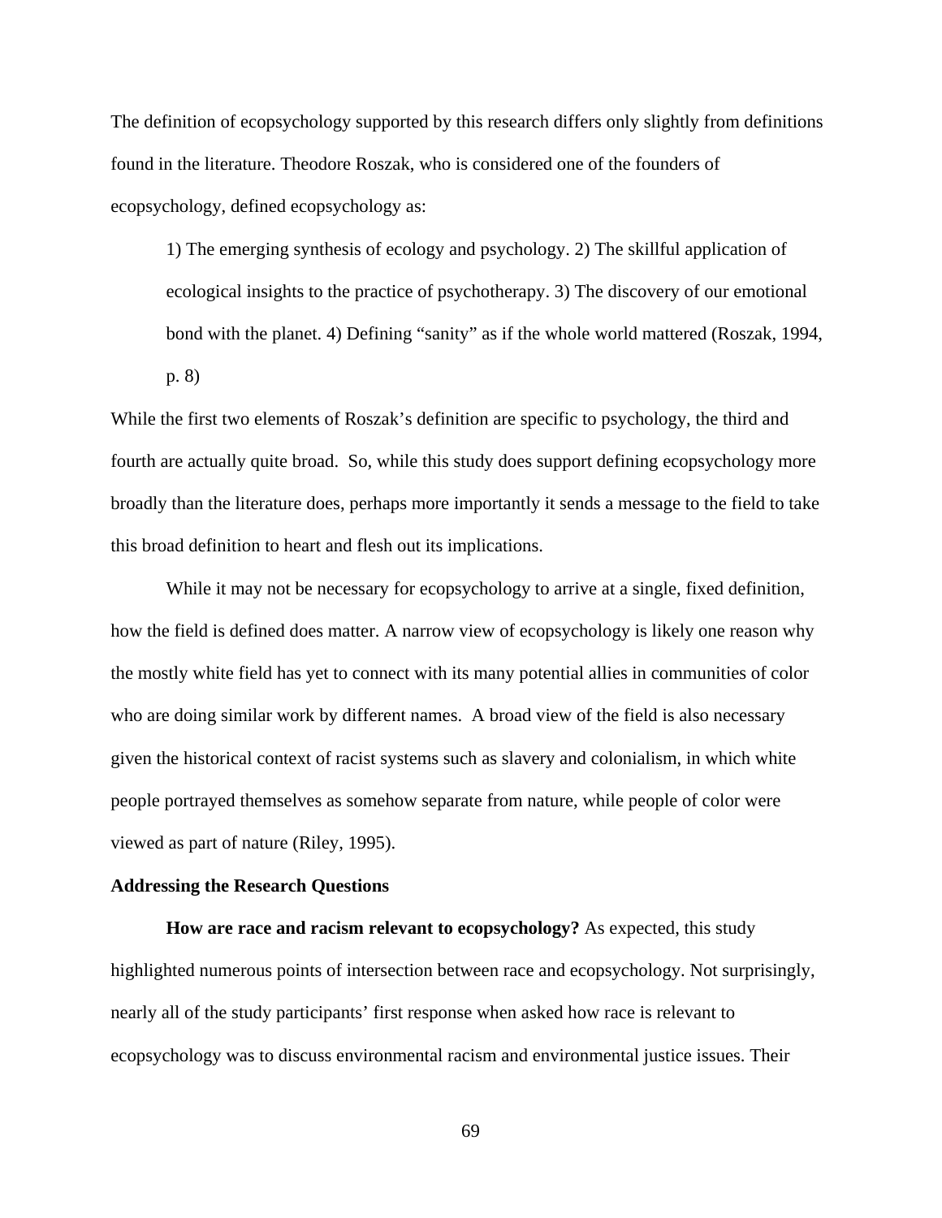The definition of ecopsychology supported by this research differs only slightly from definitions found in the literature. Theodore Roszak, who is considered one of the founders of ecopsychology, defined ecopsychology as:

> 1) The emerging synthesis of ecology and psychology. 2) The skillful application of ecological insights to the practice of psychotherapy. 3) The discovery of our emotional bond with the planet. 4) Defining “sanity” as if the whole world mattered (Roszak, 1994, p. 8)

While the first two elements of Roszak’s definition are specific to psychology, the third and fourth are actually quite broad. So, while this study does support defining ecopsychology more broadly than the literature does, perhaps more importantly it sends a message to the field to take this broad definition to heart and flesh out its implications.

While it may not be necessary for ecopsychology to arrive at a single, fixed definition, how the field is defined does matter. A narrow view of ecopsychology is likely one reason why the mostly white field has yet to connect with its many potential allies in communities of color who are doing similar work by different names. A broad view of the field is also necessary given the historical context of racist systems such as slavery and colonialism, in which white people portrayed themselves as somehow separate from nature, while people of color were viewed as part of nature (Riley, 1995).

**Addressing the Research Questions**

**How are race and racism relevant to ecopsychology?** As expected, this study highlighted numerous points of intersection between race and ecopsychology. Not surprisingly, nearly all of the study participants’ first response when asked how race is relevant to ecopsychology was to discuss environmental racism and environmental justice issues. Their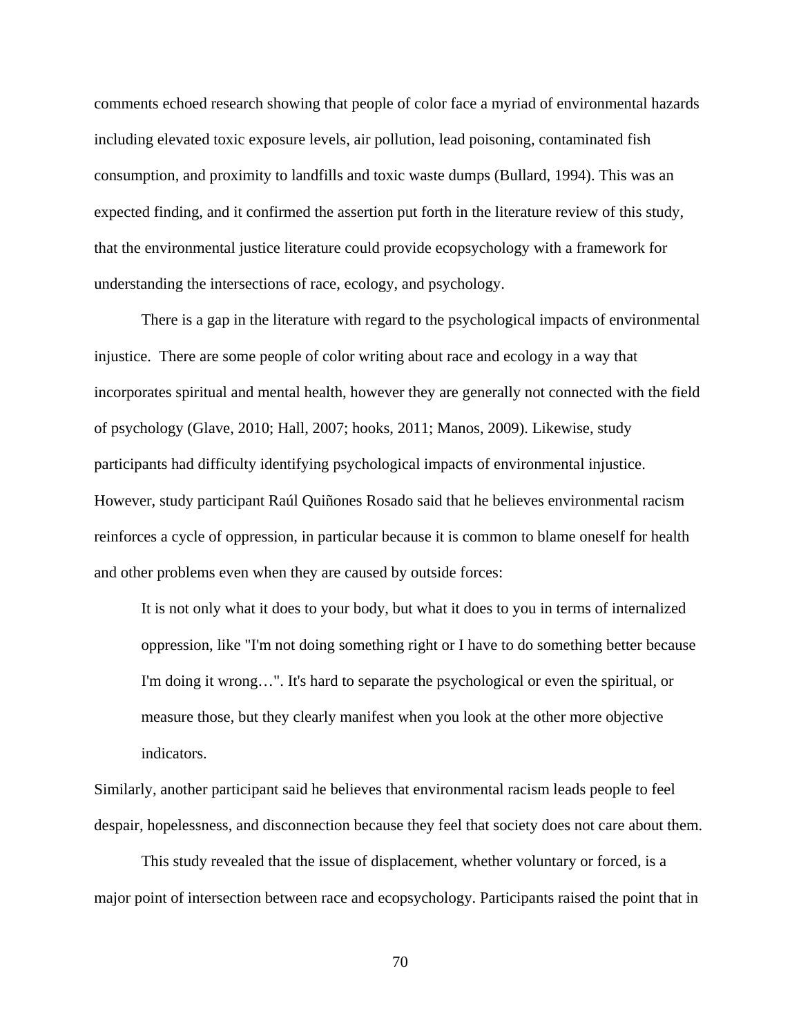comments echoed research showing that people of color face a myriad of environmental hazards including elevated toxic exposure levels, air pollution, lead poisoning, contaminated fish consumption, and proximity to landfills and toxic waste dumps (Bullard, 1994). This was an expected finding, and it confirmed the assertion put forth in the literature review of this study, that the environmental justice literature could provide ecopsychology with a framework for understanding the intersections of race, ecology, and psychology.

There is a gap in the literature with regard to the psychological impacts of environmental injustice. There are some people of color writing about race and ecology in a way that incorporates spiritual and mental health, however they are generally not connected with the field of psychology (Glave, 2010; Hall, 2007; hooks, 2011; Manos, 2009). Likewise, study participants had difficulty identifying psychological impacts of environmental injustice. However, study participant Raúl Quiñones Rosado said that he believes environmental racism reinforces a cycle of oppression, in particular because it is common to blame oneself for health and other problems even when they are caused by outside forces:

> It is not only what it does to your body, but what it does to you in terms of internalized oppression, like "I'm not doing something right or I have to do something better because I'm doing it wrong…". It's hard to separate the psychological or even the spiritual, or measure those, but they clearly manifest when you look at the other more objective indicators.

Similarly, another participant said he believes that environmental racism leads people to feel despair, hopelessness, and disconnection because they feel that society does not care about them.

This study revealed that the issue of displacement, whether voluntary or forced, is a major point of intersection between race and ecopsychology. Participants raised the point that in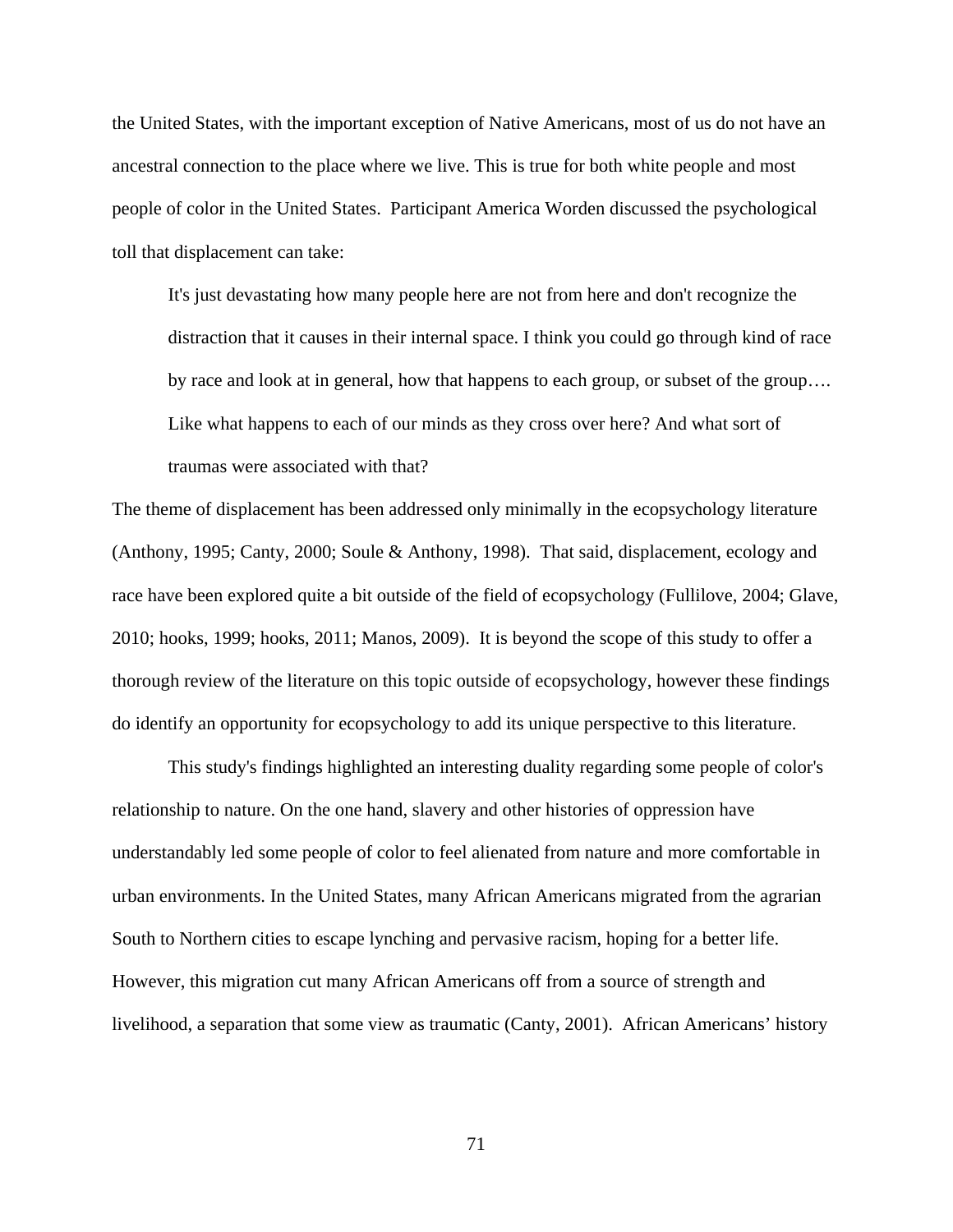the United States, with the important exception of Native Americans, most of us do not have an ancestral connection to the place where we live. This is true for both white people and most people of color in the United States. Participant America Worden discussed the psychological toll that displacement can take:

> It's just devastating how many people here are not from here and don't recognize the distraction that it causes in their internal space. I think you could go through kind of race by race and look at in general, how that happens to each group, or subset of the group…. Like what happens to each of our minds as they cross over here? And what sort of traumas were associated with that?

The theme of displacement has been addressed only minimally in the ecopsychology literature (Anthony, 1995; Canty, 2000; Soule & Anthony, 1998). That said, displacement, ecology and race have been explored quite a bit outside of the field of ecopsychology (Fullilove, 2004; Glave, 2010; hooks, 1999; hooks, 2011; Manos, 2009). It is beyond the scope of this study to offer a thorough review of the literature on this topic outside of ecopsychology, however these findings do identify an opportunity for ecopsychology to add its unique perspective to this literature.

This study's findings highlighted an interesting duality regarding some people of color's relationship to nature. On the one hand, slavery and other histories of oppression have understandably led some people of color to feel alienated from nature and more comfortable in urban environments. In the United States, many African Americans migrated from the agrarian South to Northern cities to escape lynching and pervasive racism, hoping for a better life. However, this migration cut many African Americans off from a source of strength and livelihood, a separation that some view as traumatic (Canty, 2001). African Americans' history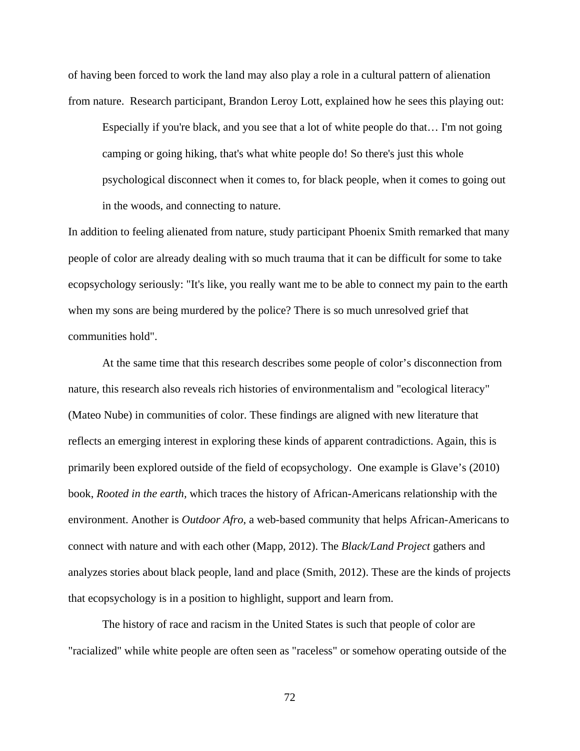of having been forced to work the land may also play a role in a cultural pattern of alienation from nature. Research participant, Brandon Leroy Lott, explained how he sees this playing out:

> Especially if you're black, and you see that a lot of white people do that… I'm not going camping or going hiking, that's what white people do! So there's just this whole psychological disconnect when it comes to, for black people, when it comes to going out in the woods, and connecting to nature.

In addition to feeling alienated from nature, study participant Phoenix Smith remarked that many people of color are already dealing with so much trauma that it can be difficult for some to take ecopsychology seriously: "It's like, you really want me to be able to connect my pain to the earth when my sons are being murdered by the police? There is so much unresolved grief that communities hold".

At the same time that this research describes some people of color's disconnection from nature, this research also reveals rich histories of environmentalism and "ecological literacy" (Mateo Nube) in communities of color. These findings are aligned with new literature that reflects an emerging interest in exploring these kinds of apparent contradictions. Again, this is primarily been explored outside of the field of ecopsychology. One example is Glave's (2010) book, *Rooted in the earth,* which traces the history of African-Americans relationship with the environment. Another is *Outdoor Afro,* a web-based community that helps African-Americans to connect with nature and with each other (Mapp, 2012). The *Black/Land Project* gathers and analyzes stories about black people, land and place (Smith, 2012). These are the kinds of projects that ecopsychology is in a position to highlight, support and learn from.

The history of race and racism in the United States is such that people of color are "racialized" while white people are often seen as "raceless" or somehow operating outside of the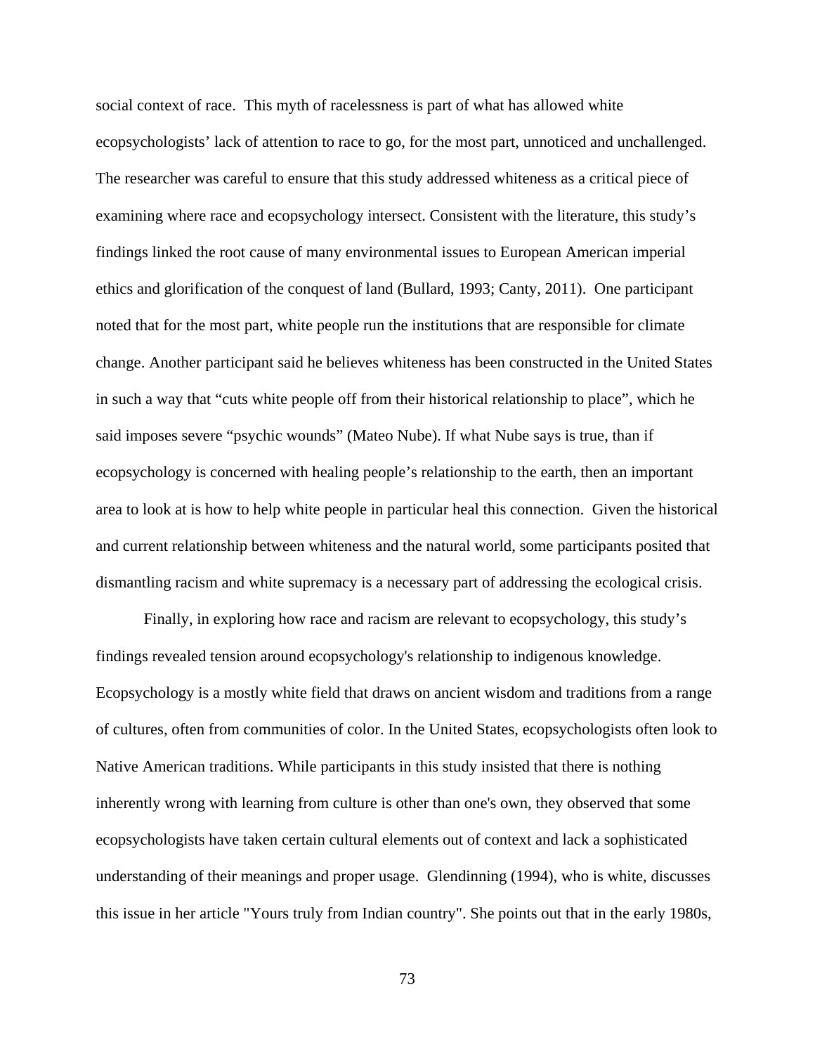social context of race. This myth of racelessness is part of what has allowed white ecopsychologists' lack of attention to race to go, for the most part, unnoticed and unchallenged. The researcher was careful to ensure that this study addressed whiteness as a critical piece of examining where race and ecopsychology intersect. Consistent with the literature, this study's findings linked the root cause of many environmental issues to European American imperial ethics and glorification of the conquest of land (Bullard, 1993; Canty, 2011). One participant noted that for the most part, white people run the institutions that are responsible for climate change. Another participant said he believes whiteness has been constructed in the United States in such a way that "cuts white people off from their historical relationship to place", which he said imposes severe "psychic wounds" (Mateo Nube). If what Nube says is true, than if ecopsychology is concerned with healing people's relationship to the earth, then an important area to look at is how to help white people in particular heal this connection. Given the historical and current relationship between whiteness and the natural world, some participants posited that dismantling racism and white supremacy is a necessary part of addressing the ecological crisis.

Finally, in exploring how race and racism are relevant to ecopsychology, this study's findings revealed tension around ecopsychology's relationship to indigenous knowledge. Ecopsychology is a mostly white field that draws on ancient wisdom and traditions from a range of cultures, often from communities of color. In the United States, ecopsychologists often look to Native American traditions. While participants in this study insisted that there is nothing inherently wrong with learning from culture is other than one's own, they observed that some ecopsychologists have taken certain cultural elements out of context and lack a sophisticated understanding of their meanings and proper usage. Glendinning (1994), who is white, discusses this issue in her article "Yours truly from Indian country". She points out that in the early 1980s,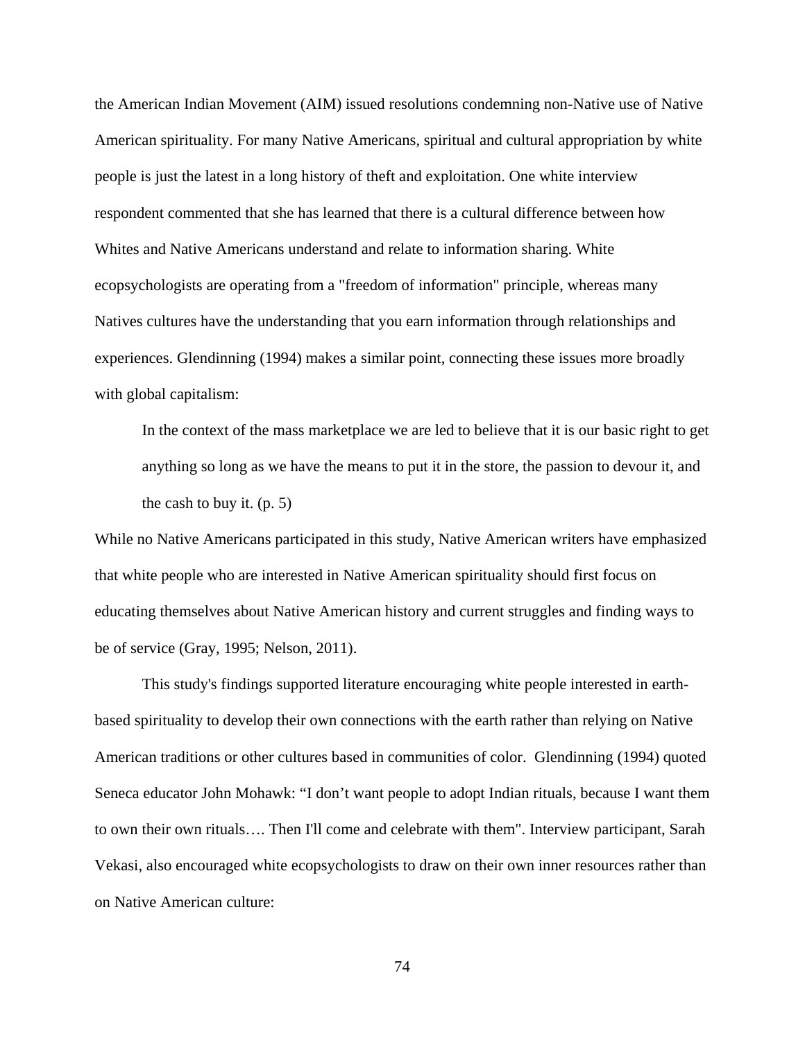the American Indian Movement (AIM) issued resolutions condemning non-Native use of Native American spirituality. For many Native Americans, spiritual and cultural appropriation by white people is just the latest in a long history of theft and exploitation. One white interview respondent commented that she has learned that there is a cultural difference between how Whites and Native Americans understand and relate to information sharing. White ecopsychologists are operating from a "freedom of information" principle, whereas many Natives cultures have the understanding that you earn information through relationships and experiences. Glendinning (1994) makes a similar point, connecting these issues more broadly with global capitalism:

> In the context of the mass marketplace we are led to believe that it is our basic right to get anything so long as we have the means to put it in the store, the passion to devour it, and the cash to buy it. (p. 5)

While no Native Americans participated in this study, Native American writers have emphasized that white people who are interested in Native American spirituality should first focus on educating themselves about Native American history and current struggles and finding ways to be of service (Gray, 1995; Nelson, 2011).

This study's findings supported literature encouraging white people interested in earth-based spirituality to develop their own connections with the earth rather than relying on Native American traditions or other cultures based in communities of color. Glendinning (1994) quoted Seneca educator John Mohawk: “I don’t want people to adopt Indian rituals, because I want them to own their own rituals…. Then I'll come and celebrate with them". Interview participant, Sarah Vekasi, also encouraged white ecopsychologists to draw on their own inner resources rather than on Native American culture: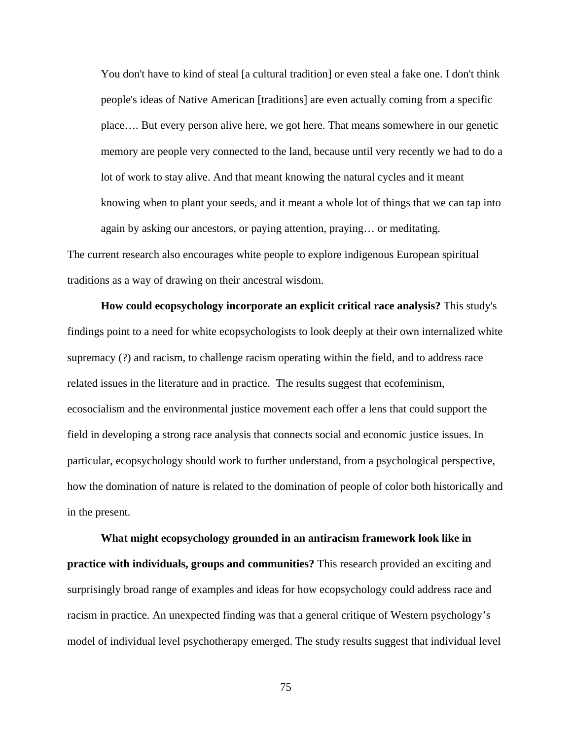> You don't have to kind of steal [a cultural tradition] or even steal a fake one. I don't think people's ideas of Native American [traditions] are even actually coming from a specific place…. But every person alive here, we got here. That means somewhere in our genetic memory are people very connected to the land, because until very recently we had to do a lot of work to stay alive. And that meant knowing the natural cycles and it meant knowing when to plant your seeds, and it meant a whole lot of things that we can tap into again by asking our ancestors, or paying attention, praying… or meditating.

The current research also encourages white people to explore indigenous European spiritual traditions as a way of drawing on their ancestral wisdom.

**How could ecopsychology incorporate an explicit critical race analysis?** This study's findings point to a need for white ecopsychologists to look deeply at their own internalized white supremacy (?) and racism, to challenge racism operating within the field, and to address race related issues in the literature and in practice. The results suggest that ecofeminism, ecosocialism and the environmental justice movement each offer a lens that could support the field in developing a strong race analysis that connects social and economic justice issues. In particular, ecopsychology should work to further understand, from a psychological perspective, how the domination of nature is related to the domination of people of color both historically and in the present.

**What might ecopsychology grounded in an antiracism framework look like in practice with individuals, groups and communities?** This research provided an exciting and surprisingly broad range of examples and ideas for how ecopsychology could address race and racism in practice. An unexpected finding was that a general critique of Western psychology's model of individual level psychotherapy emerged. The study results suggest that individual level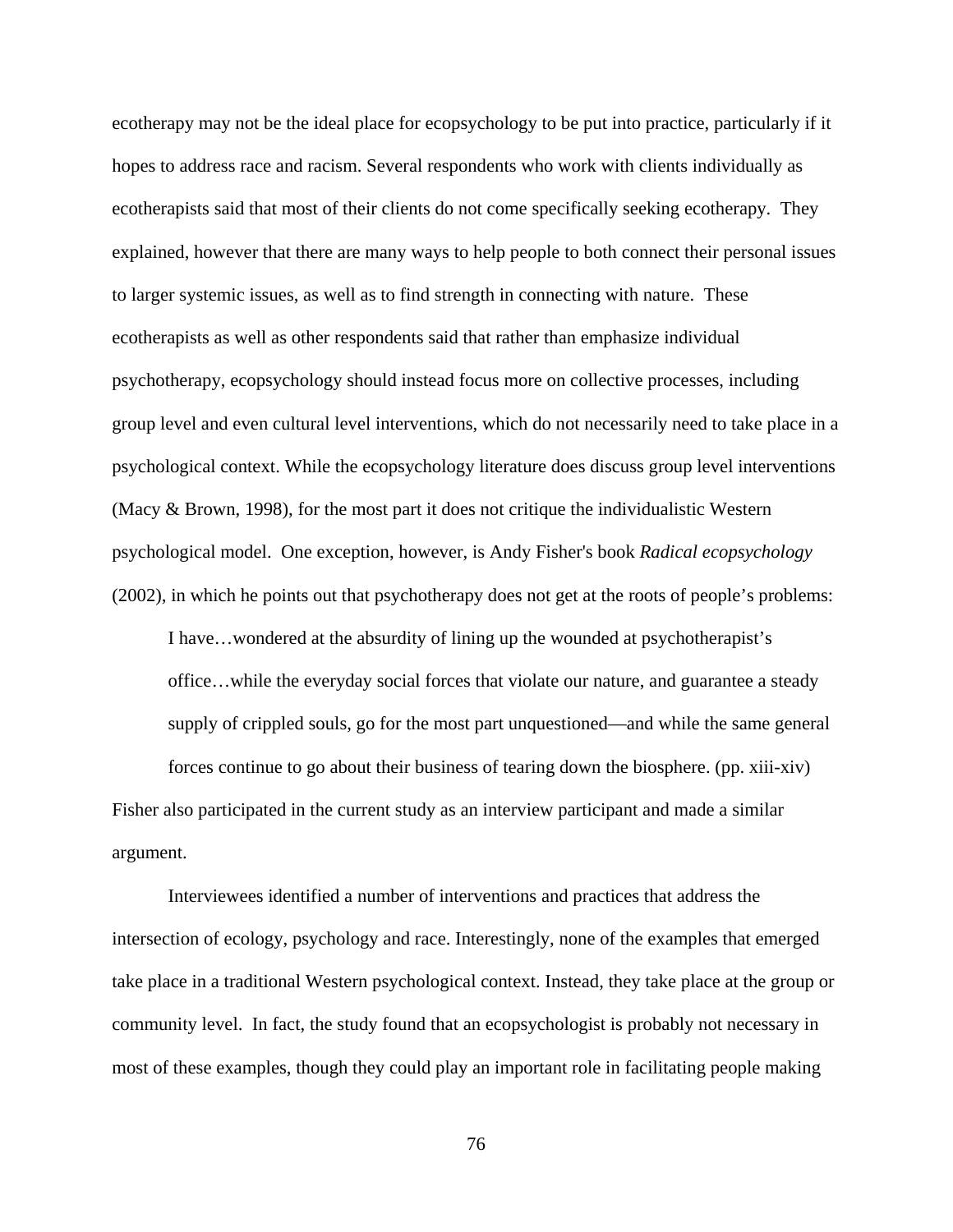ecotherapy may not be the ideal place for ecopsychology to be put into practice, particularly if it hopes to address race and racism. Several respondents who work with clients individually as ecotherapists said that most of their clients do not come specifically seeking ecotherapy. They explained, however that there are many ways to help people to both connect their personal issues to larger systemic issues, as well as to find strength in connecting with nature. These ecotherapists as well as other respondents said that rather than emphasize individual psychotherapy, ecopsychology should instead focus more on collective processes, including group level and even cultural level interventions, which do not necessarily need to take place in a psychological context. While the ecopsychology literature does discuss group level interventions (Macy & Brown, 1998), for the most part it does not critique the individualistic Western psychological model. One exception, however, is Andy Fisher's book *Radical ecopsychology* (2002), in which he points out that psychotherapy does not get at the roots of people's problems:

> I have…wondered at the absurdity of lining up the wounded at psychotherapist's office…while the everyday social forces that violate our nature, and guarantee a steady supply of crippled souls, go for the most part unquestioned—and while the same general forces continue to go about their business of tearing down the biosphere. (pp. xiii-xiv)

Fisher also participated in the current study as an interview participant and made a similar argument.

Interviewees identified a number of interventions and practices that address the intersection of ecology, psychology and race. Interestingly, none of the examples that emerged take place in a traditional Western psychological context. Instead, they take place at the group or community level. In fact, the study found that an ecopsychologist is probably not necessary in most of these examples, though they could play an important role in facilitating people making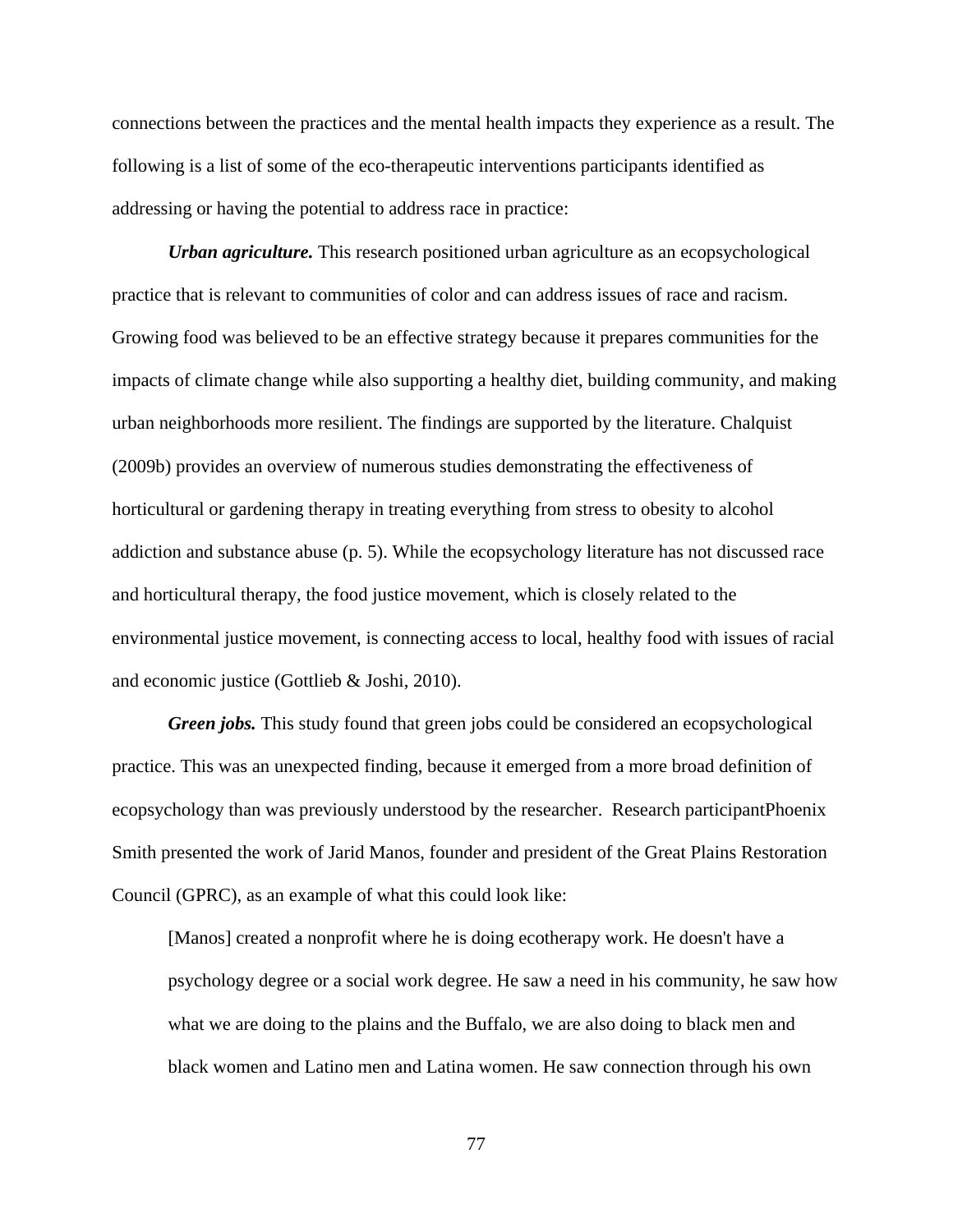connections between the practices and the mental health impacts they experience as a result. The following is a list of some of the eco-therapeutic interventions participants identified as addressing or having the potential to address race in practice:

***Urban agriculture.*** This research positioned urban agriculture as an ecopsychological practice that is relevant to communities of color and can address issues of race and racism. Growing food was believed to be an effective strategy because it prepares communities for the impacts of climate change while also supporting a healthy diet, building community, and making urban neighborhoods more resilient. The findings are supported by the literature. Chalquist (2009b) provides an overview of numerous studies demonstrating the effectiveness of horticultural or gardening therapy in treating everything from stress to obesity to alcohol addiction and substance abuse (p. 5). While the ecopsychology literature has not discussed race and horticultural therapy, the food justice movement, which is closely related to the environmental justice movement, is connecting access to local, healthy food with issues of racial and economic justice (Gottlieb & Joshi, 2010).

***Green jobs.*** This study found that green jobs could be considered an ecopsychological practice. This was an unexpected finding, because it emerged from a more broad definition of ecopsychology than was previously understood by the researcher. Research participantPhoenix Smith presented the work of Jarid Manos, founder and president of the Great Plains Restoration Council (GPRC), as an example of what this could look like:

> [Manos] created a nonprofit where he is doing ecotherapy work. He doesn't have a psychology degree or a social work degree. He saw a need in his community, he saw how what we are doing to the plains and the Buffalo, we are also doing to black men and black women and Latino men and Latina women. He saw connection through his own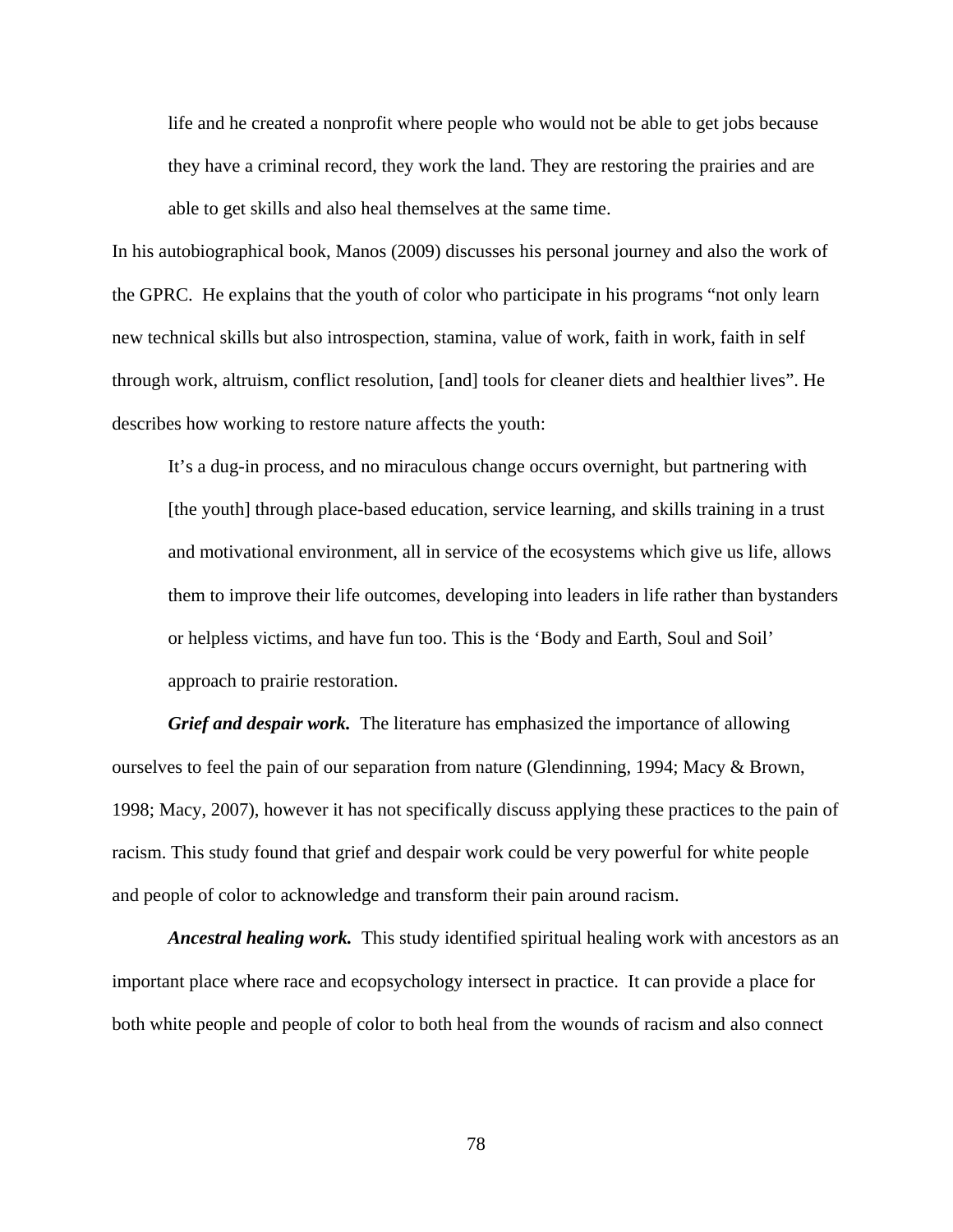> life and he created a nonprofit where people who would not be able to get jobs because they have a criminal record, they work the land. They are restoring the prairies and are able to get skills and also heal themselves at the same time.

In his autobiographical book, Manos (2009) discusses his personal journey and also the work of the GPRC. He explains that the youth of color who participate in his programs "not only learn new technical skills but also introspection, stamina, value of work, faith in work, faith in self through work, altruism, conflict resolution, [and] tools for cleaner diets and healthier lives". He describes how working to restore nature affects the youth:

> It's a dug-in process, and no miraculous change occurs overnight, but partnering with [the youth] through place-based education, service learning, and skills training in a trust and motivational environment, all in service of the ecosystems which give us life, allows them to improve their life outcomes, developing into leaders in life rather than bystanders or helpless victims, and have fun too. This is the 'Body and Earth, Soul and Soil' approach to prairie restoration.

***Grief and despair work.*** The literature has emphasized the importance of allowing ourselves to feel the pain of our separation from nature (Glendinning, 1994; Macy & Brown, 1998; Macy, 2007), however it has not specifically discuss applying these practices to the pain of racism. This study found that grief and despair work could be very powerful for white people and people of color to acknowledge and transform their pain around racism.

***Ancestral healing work.*** This study identified spiritual healing work with ancestors as an important place where race and ecopsychology intersect in practice. It can provide a place for both white people and people of color to both heal from the wounds of racism and also connect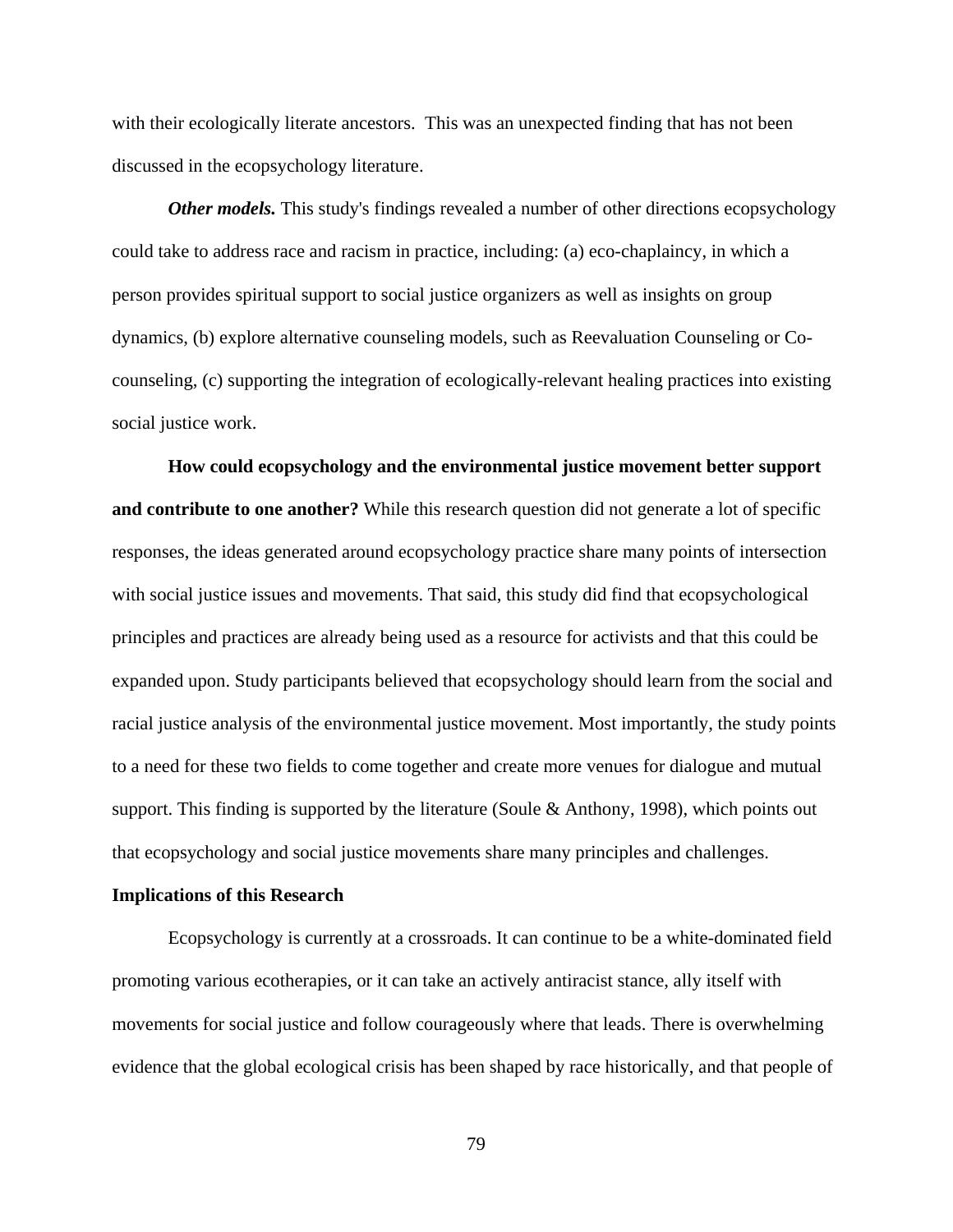with their ecologically literate ancestors.  This was an unexpected finding that has not been discussed in the ecopsychology literature.

***Other models.*** This study's findings revealed a number of other directions ecopsychology could take to address race and racism in practice, including: (a) eco-chaplaincy, in which a person provides spiritual support to social justice organizers as well as insights on group dynamics, (b) explore alternative counseling models, such as Reevaluation Counseling or Co-counseling, (c) supporting the integration of ecologically-relevant healing practices into existing social justice work.

**How could ecopsychology and the environmental justice movement better support and contribute to one another?** While this research question did not generate a lot of specific responses, the ideas generated around ecopsychology practice share many points of intersection with social justice issues and movements. That said, this study did find that ecopsychological principles and practices are already being used as a resource for activists and that this could be expanded upon. Study participants believed that ecopsychology should learn from the social and racial justice analysis of the environmental justice movement. Most importantly, the study points to a need for these two fields to come together and create more venues for dialogue and mutual support. This finding is supported by the literature (Soule & Anthony, 1998), which points out that ecopsychology and social justice movements share many principles and challenges.

**Implications of this Research**

Ecopsychology is currently at a crossroads. It can continue to be a white-dominated field promoting various ecotherapies, or it can take an actively antiracist stance, ally itself with movements for social justice and follow courageously where that leads. There is overwhelming evidence that the global ecological crisis has been shaped by race historically, and that people of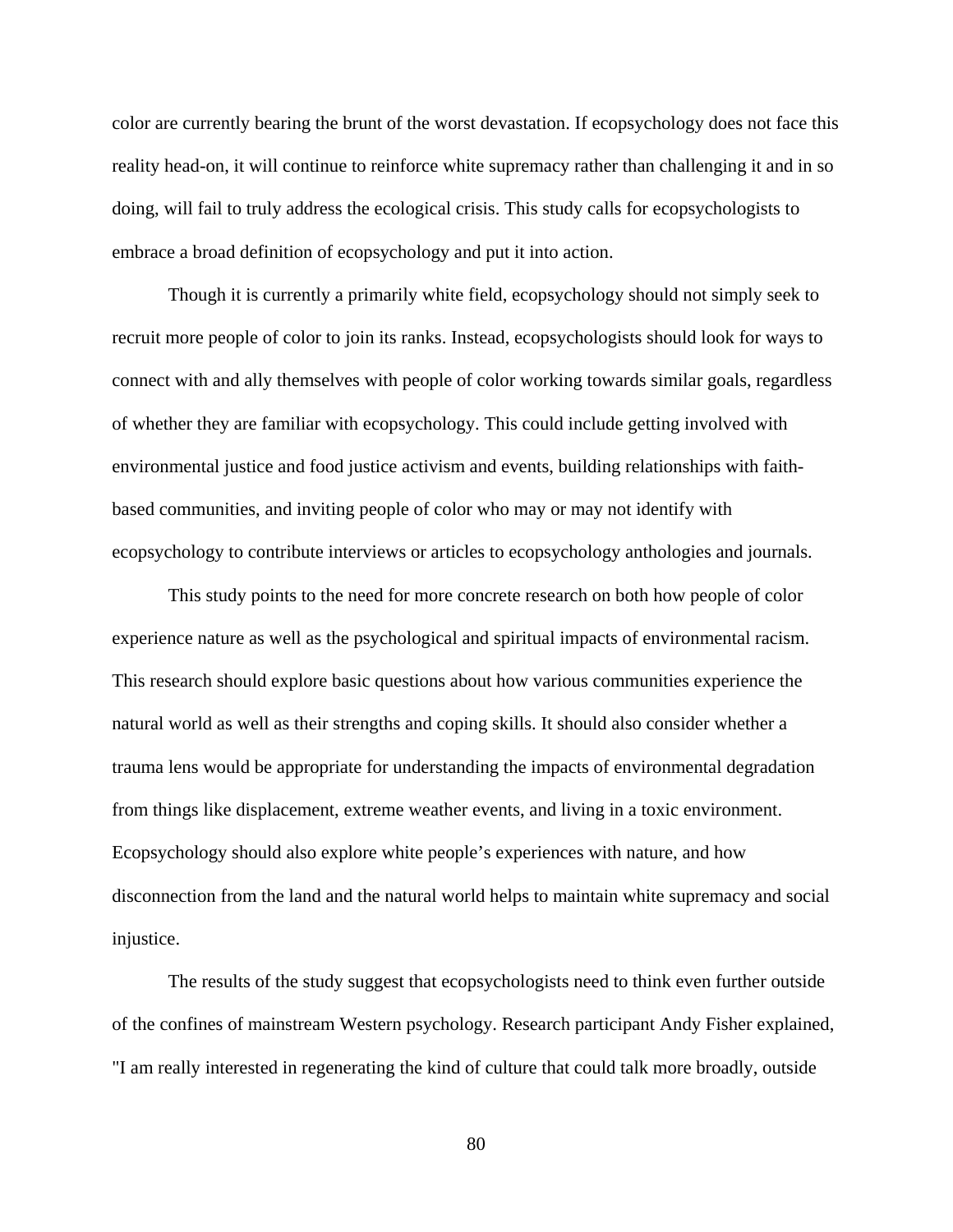color are currently bearing the brunt of the worst devastation. If ecopsychology does not face this reality head-on, it will continue to reinforce white supremacy rather than challenging it and in so doing, will fail to truly address the ecological crisis. This study calls for ecopsychologists to embrace a broad definition of ecopsychology and put it into action.

Though it is currently a primarily white field, ecopsychology should not simply seek to recruit more people of color to join its ranks. Instead, ecopsychologists should look for ways to connect with and ally themselves with people of color working towards similar goals, regardless of whether they are familiar with ecopsychology. This could include getting involved with environmental justice and food justice activism and events, building relationships with faith-based communities, and inviting people of color who may or may not identify with ecopsychology to contribute interviews or articles to ecopsychology anthologies and journals.

This study points to the need for more concrete research on both how people of color experience nature as well as the psychological and spiritual impacts of environmental racism. This research should explore basic questions about how various communities experience the natural world as well as their strengths and coping skills. It should also consider whether a trauma lens would be appropriate for understanding the impacts of environmental degradation from things like displacement, extreme weather events, and living in a toxic environment. Ecopsychology should also explore white people's experiences with nature, and how disconnection from the land and the natural world helps to maintain white supremacy and social injustice.

The results of the study suggest that ecopsychologists need to think even further outside of the confines of mainstream Western psychology. Research participant Andy Fisher explained, "I am really interested in regenerating the kind of culture that could talk more broadly, outside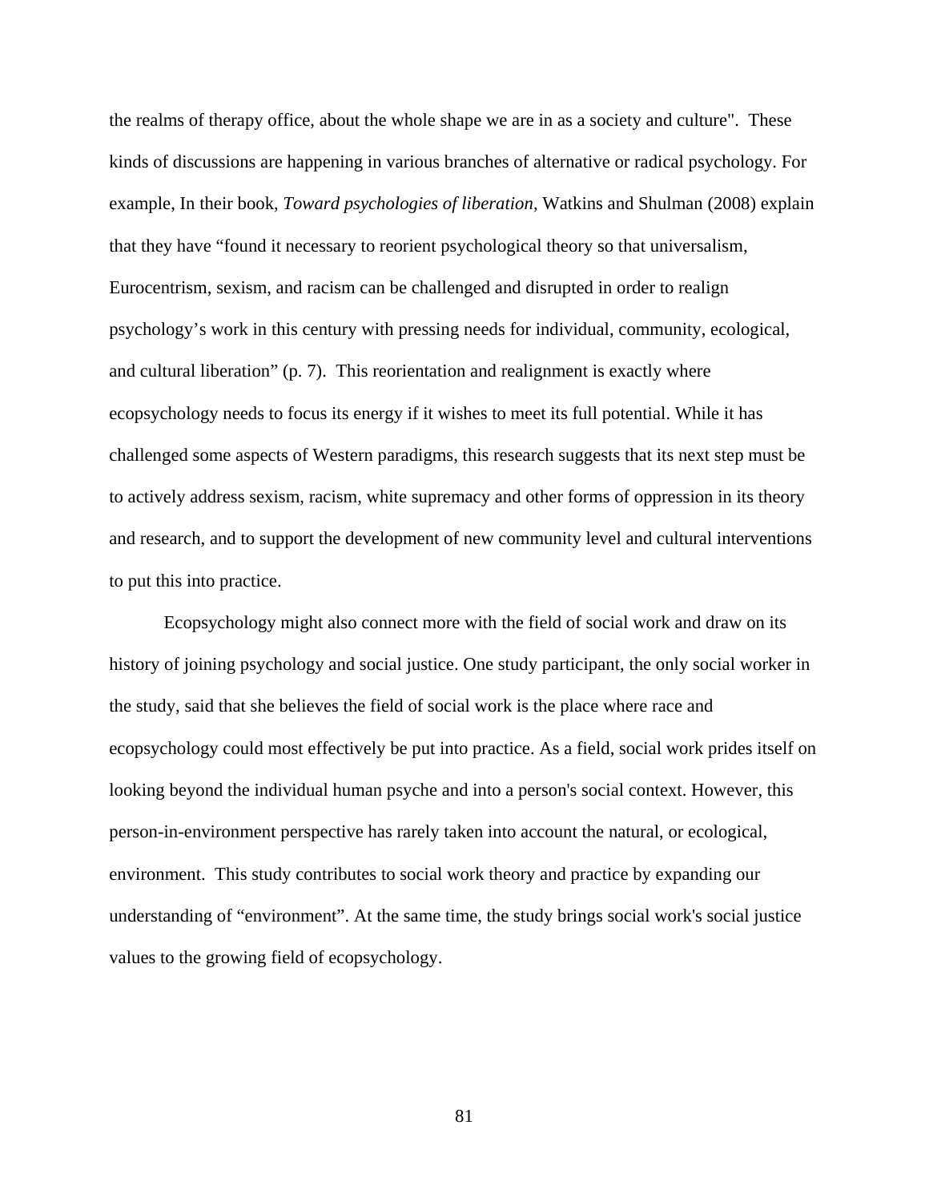the realms of therapy office, about the whole shape we are in as a society and culture". These kinds of discussions are happening in various branches of alternative or radical psychology. For example, In their book, *Toward psychologies of liberation*, Watkins and Shulman (2008) explain that they have "found it necessary to reorient psychological theory so that universalism, Eurocentrism, sexism, and racism can be challenged and disrupted in order to realign psychology's work in this century with pressing needs for individual, community, ecological, and cultural liberation" (p. 7). This reorientation and realignment is exactly where ecopsychology needs to focus its energy if it wishes to meet its full potential. While it has challenged some aspects of Western paradigms, this research suggests that its next step must be to actively address sexism, racism, white supremacy and other forms of oppression in its theory and research, and to support the development of new community level and cultural interventions to put this into practice.

Ecopsychology might also connect more with the field of social work and draw on its history of joining psychology and social justice. One study participant, the only social worker in the study, said that she believes the field of social work is the place where race and ecopsychology could most effectively be put into practice. As a field, social work prides itself on looking beyond the individual human psyche and into a person's social context. However, this person-in-environment perspective has rarely taken into account the natural, or ecological, environment. This study contributes to social work theory and practice by expanding our understanding of "environment". At the same time, the study brings social work's social justice values to the growing field of ecopsychology.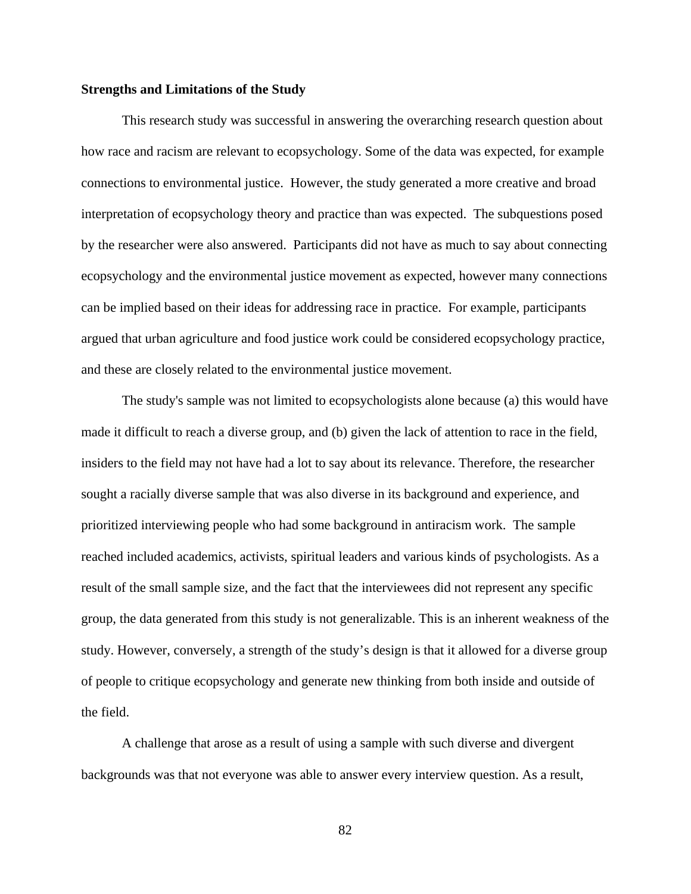**Strengths and Limitations of the Study**

This research study was successful in answering the overarching research question about how race and racism are relevant to ecopsychology. Some of the data was expected, for example connections to environmental justice. However, the study generated a more creative and broad interpretation of ecopsychology theory and practice than was expected. The subquestions posed by the researcher were also answered. Participants did not have as much to say about connecting ecopsychology and the environmental justice movement as expected, however many connections can be implied based on their ideas for addressing race in practice. For example, participants argued that urban agriculture and food justice work could be considered ecopsychology practice, and these are closely related to the environmental justice movement.

The study's sample was not limited to ecopsychologists alone because (a) this would have made it difficult to reach a diverse group, and (b) given the lack of attention to race in the field, insiders to the field may not have had a lot to say about its relevance. Therefore, the researcher sought a racially diverse sample that was also diverse in its background and experience, and prioritized interviewing people who had some background in antiracism work. The sample reached included academics, activists, spiritual leaders and various kinds of psychologists. As a result of the small sample size, and the fact that the interviewees did not represent any specific group, the data generated from this study is not generalizable. This is an inherent weakness of the study. However, conversely, a strength of the study's design is that it allowed for a diverse group of people to critique ecopsychology and generate new thinking from both inside and outside of the field.

A challenge that arose as a result of using a sample with such diverse and divergent backgrounds was that not everyone was able to answer every interview question. As a result,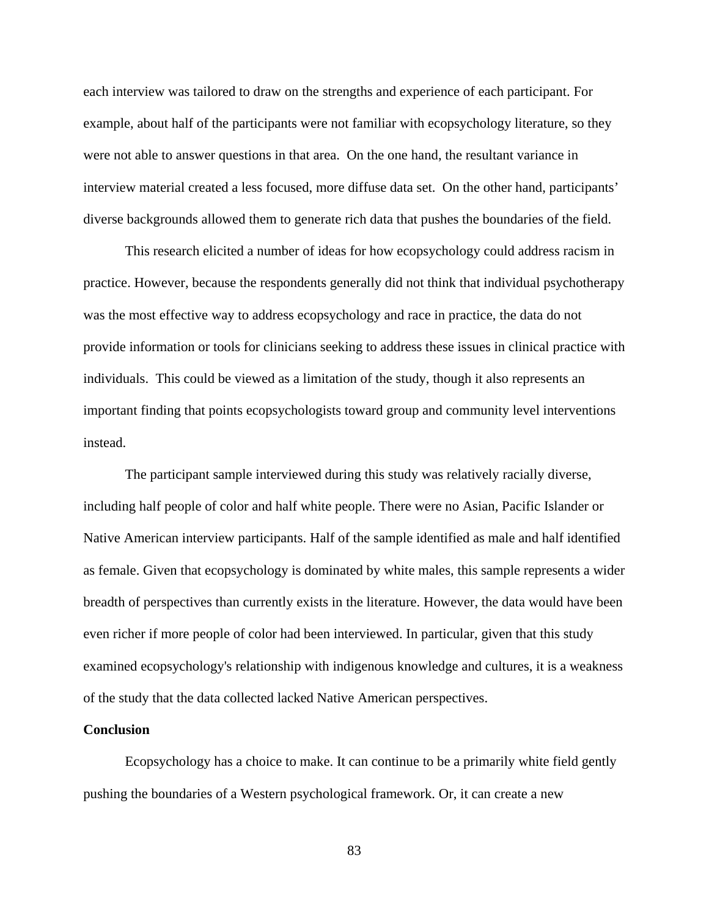each interview was tailored to draw on the strengths and experience of each participant. For example, about half of the participants were not familiar with ecopsychology literature, so they were not able to answer questions in that area.  On the one hand, the resultant variance in interview material created a less focused, more diffuse data set.  On the other hand, participants' diverse backgrounds allowed them to generate rich data that pushes the boundaries of the field.

This research elicited a number of ideas for how ecopsychology could address racism in practice. However, because the respondents generally did not think that individual psychotherapy was the most effective way to address ecopsychology and race in practice, the data do not provide information or tools for clinicians seeking to address these issues in clinical practice with individuals.  This could be viewed as a limitation of the study, though it also represents an important finding that points ecopsychologists toward group and community level interventions instead.

The participant sample interviewed during this study was relatively racially diverse, including half people of color and half white people. There were no Asian, Pacific Islander or Native American interview participants. Half of the sample identified as male and half identified as female. Given that ecopsychology is dominated by white males, this sample represents a wider breadth of perspectives than currently exists in the literature. However, the data would have been even richer if more people of color had been interviewed. In particular, given that this study examined ecopsychology's relationship with indigenous knowledge and cultures, it is a weakness of the study that the data collected lacked Native American perspectives.

**Conclusion**

Ecopsychology has a choice to make. It can continue to be a primarily white field gently pushing the boundaries of a Western psychological framework. Or, it can create a new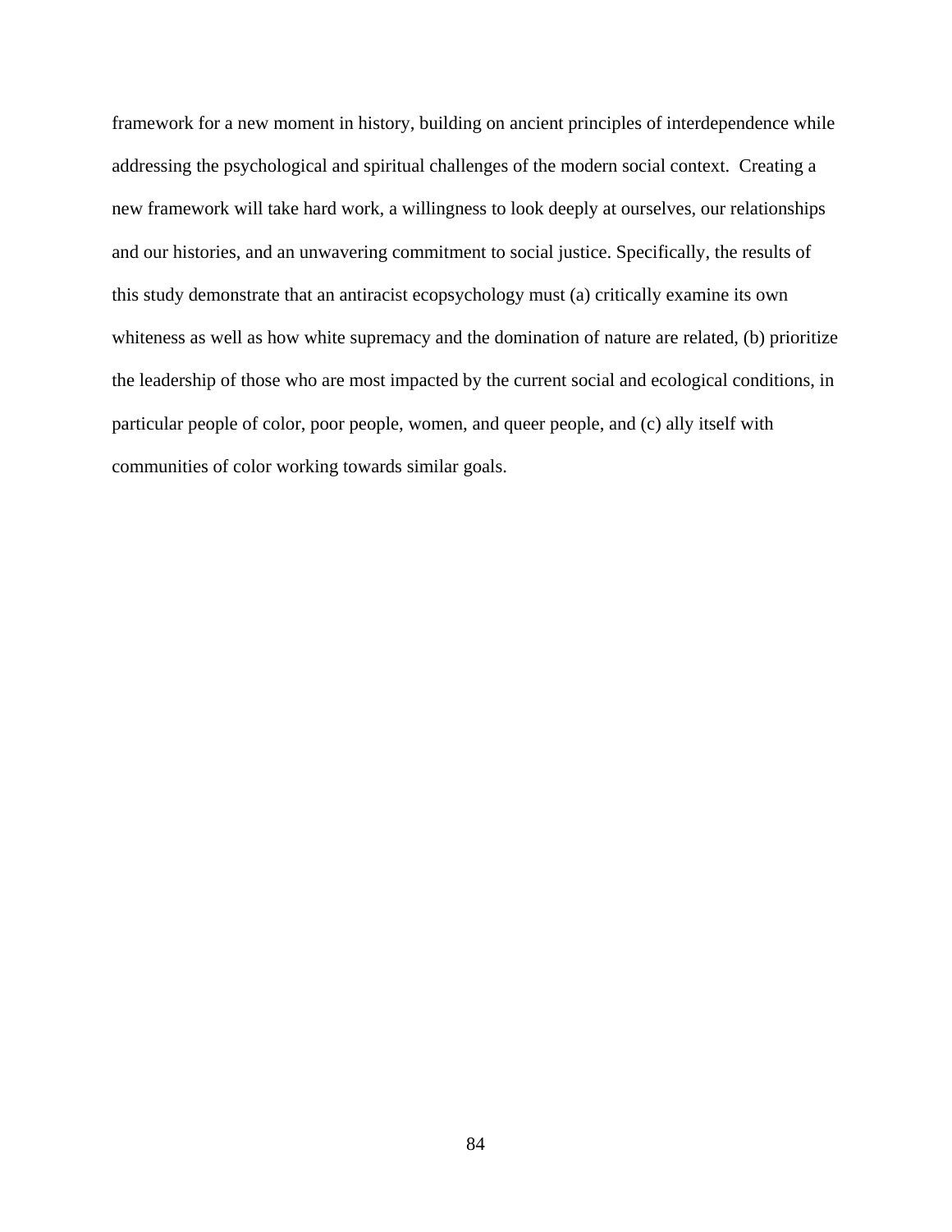framework for a new moment in history, building on ancient principles of interdependence while addressing the psychological and spiritual challenges of the modern social context. Creating a new framework will take hard work, a willingness to look deeply at ourselves, our relationships and our histories, and an unwavering commitment to social justice. Specifically, the results of this study demonstrate that an antiracist ecopsychology must (a) critically examine its own whiteness as well as how white supremacy and the domination of nature are related, (b) prioritize the leadership of those who are most impacted by the current social and ecological conditions, in particular people of color, poor people, women, and queer people, and (c) ally itself with communities of color working towards similar goals.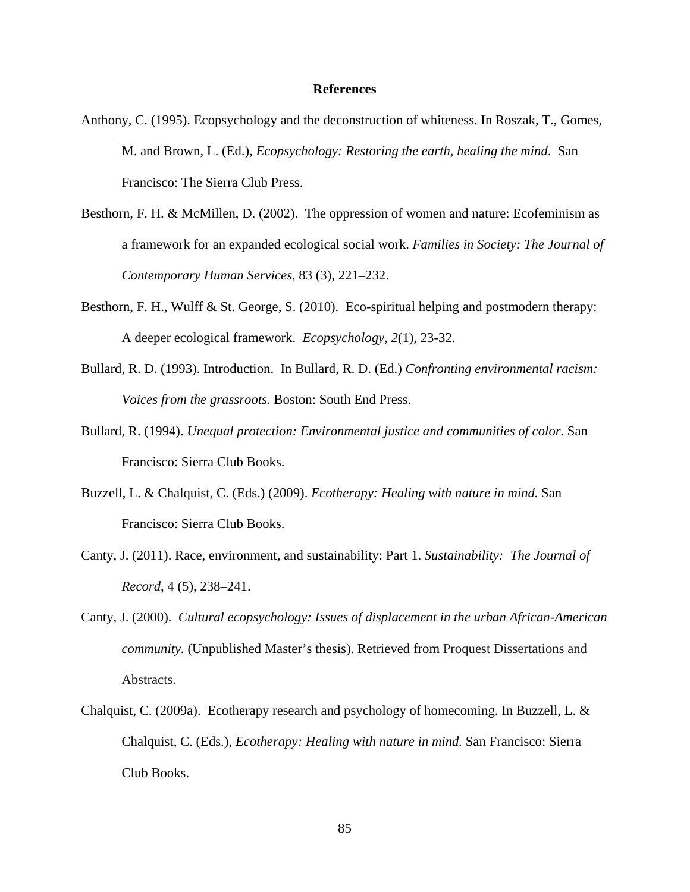# References

Anthony, C. (1995). Ecopsychology and the deconstruction of whiteness. In Roszak, T., Gomes, M. and Brown, L. (Ed.), *Ecopsychology: Restoring the earth, healing the mind*. San Francisco: The Sierra Club Press.

Besthorn, F. H. & McMillen, D. (2002). The oppression of women and nature: Ecofeminism as a framework for an expanded ecological social work. *Families in Society: The Journal of Contemporary Human Services*, 83 (3), 221–232.

Besthorn, F. H., Wulff & St. George, S. (2010). Eco-spiritual helping and postmodern therapy: A deeper ecological framework. *Ecopsychology, 2*(1), 23-32.

Bullard, R. D. (1993). Introduction. In Bullard, R. D. (Ed.) *Confronting environmental racism: Voices from the grassroots.* Boston: South End Press.

Bullard, R. (1994). *Unequal protection: Environmental justice and communities of color.* San Francisco: Sierra Club Books.

Buzzell, L. & Chalquist, C. (Eds.) (2009). *Ecotherapy: Healing with nature in mind.* San Francisco: Sierra Club Books.

Canty, J. (2011). Race, environment, and sustainability: Part 1. *Sustainability: The Journal of Record*, 4 (5), 238–241.

Canty, J. (2000). *Cultural ecopsychology: Issues of displacement in the urban African-American community.* (Unpublished Master's thesis). Retrieved from Proquest Dissertations and Abstracts.

Chalquist, C. (2009a). Ecotherapy research and psychology of homecoming. In Buzzell, L. & Chalquist, C. (Eds.), *Ecotherapy: Healing with nature in mind.* San Francisco: Sierra Club Books.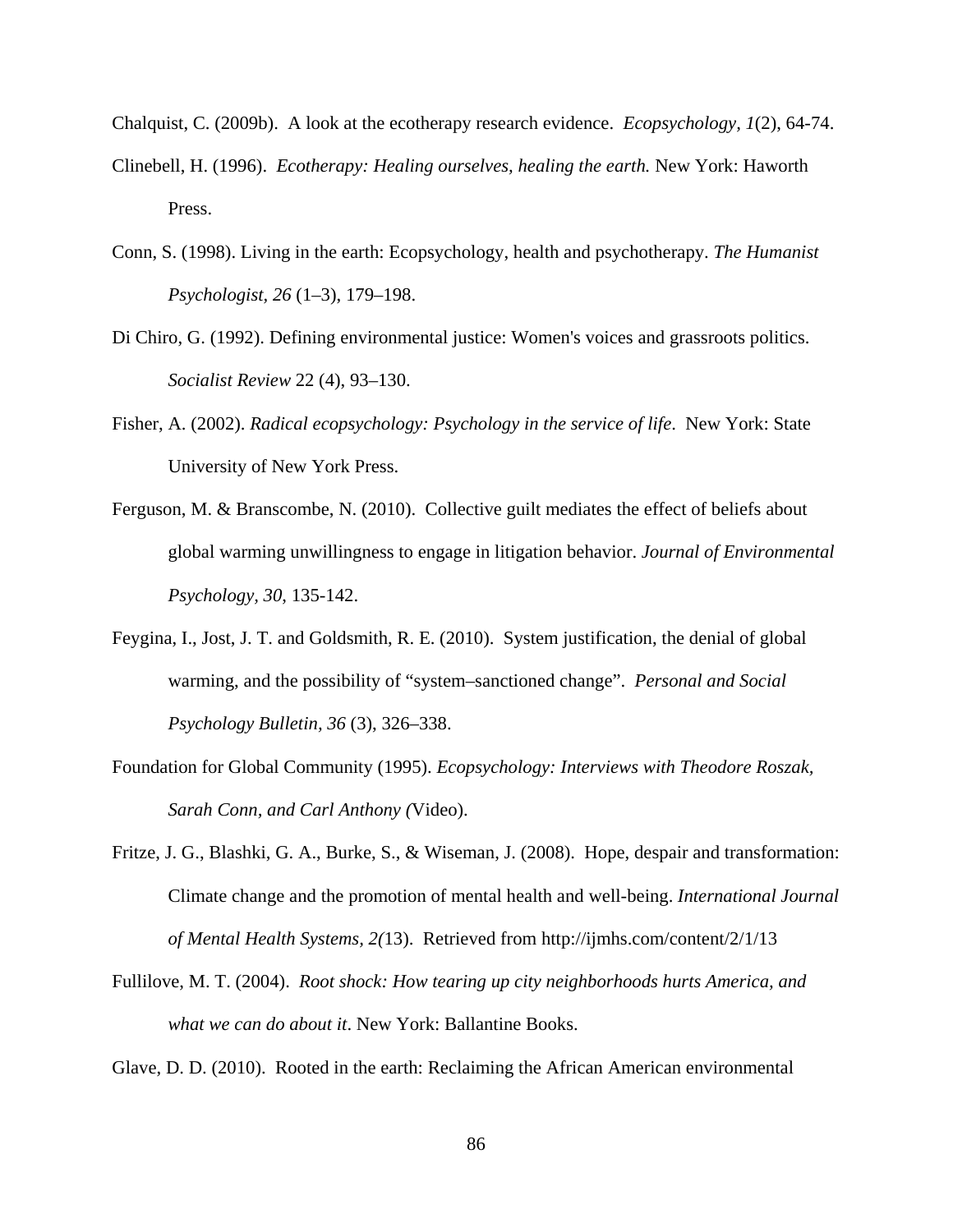Chalquist, C. (2009b). A look at the ecotherapy research evidence. *Ecopsychology, 1*(2), 64-74.

Clinebell, H. (1996). *Ecotherapy: Healing ourselves, healing the earth.* New York: Haworth Press.

Conn, S. (1998). Living in the earth: Ecopsychology, health and psychotherapy. *The Humanist Psychologist*, *26* (1–3), 179–198.

Di Chiro, G. (1992). Defining environmental justice: Women's voices and grassroots politics. *Socialist Review* 22 (4), 93–130.

Fisher, A. (2002). *Radical ecopsychology: Psychology in the service of life*. New York: State University of New York Press.

Ferguson, M. & Branscombe, N. (2010). Collective guilt mediates the effect of beliefs about global warming unwillingness to engage in litigation behavior. *Journal of Environmental Psychology, 30*, 135-142.

Feygina, I., Jost, J. T. and Goldsmith, R. E. (2010). System justification, the denial of global warming, and the possibility of "system–sanctioned change". *Personal and Social Psychology Bulletin, 36* (3), 326–338.

Foundation for Global Community (1995). *Ecopsychology: Interviews with Theodore Roszak, Sarah Conn, and Carl Anthony (*Video).

Fritze, J. G., Blashki, G. A., Burke, S., & Wiseman, J. (2008). Hope, despair and transformation: Climate change and the promotion of mental health and well-being. *International Journal of Mental Health Systems, 2(*13). Retrieved from http://ijmhs.com/content/2/1/13

Fullilove, M. T. (2004). *Root shock: How tearing up city neighborhoods hurts America, and what we can do about it*. New York: Ballantine Books.

Glave, D. D. (2010). Rooted in the earth: Reclaiming the African American environmental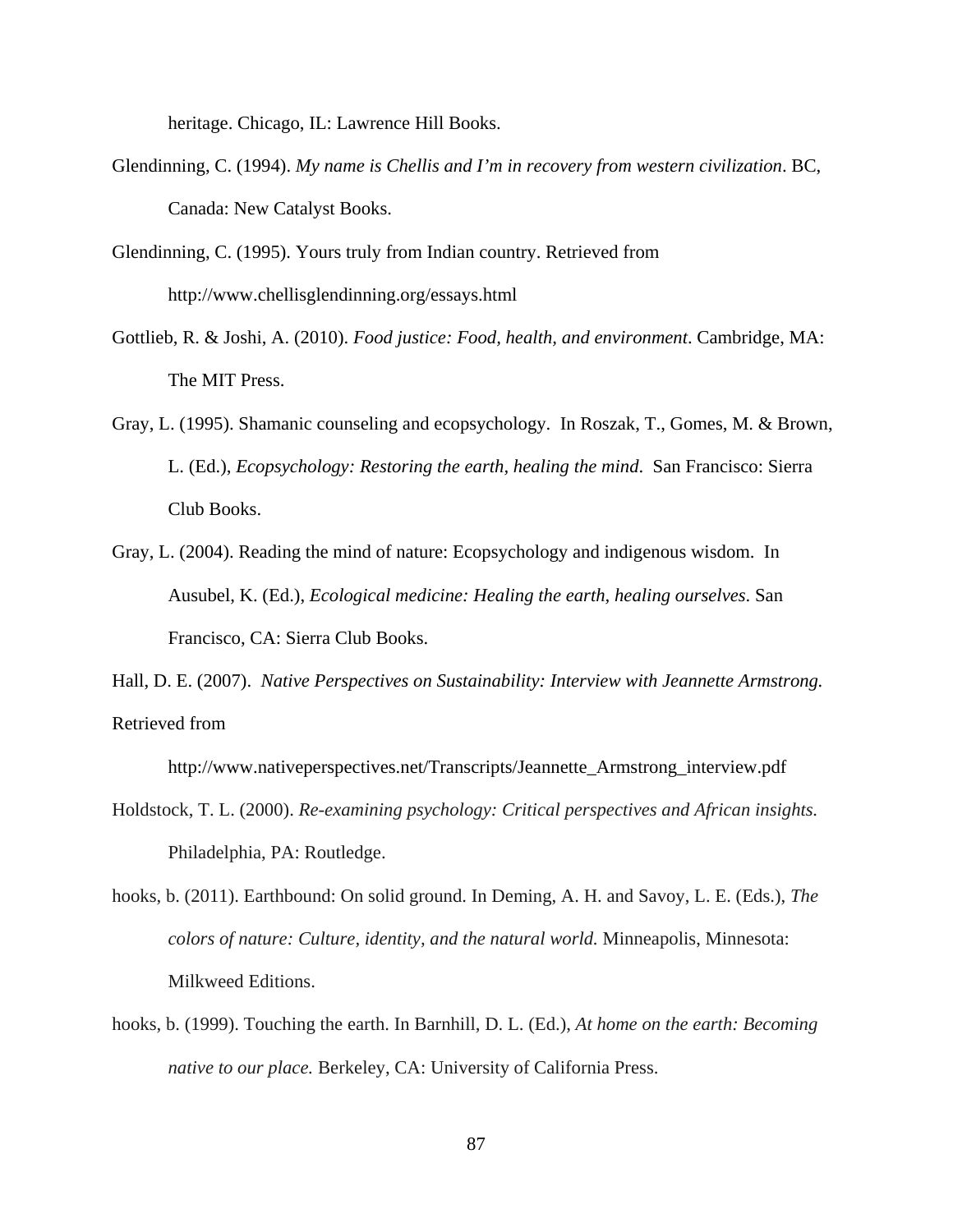heritage. Chicago, IL: Lawrence Hill Books.

Glendinning, C. (1994). *My name is Chellis and I'm in recovery from western civilization*. BC, Canada: New Catalyst Books.

Glendinning, C. (1995). Yours truly from Indian country. Retrieved from http://www.chellisglendinning.org/essays.html

Gottlieb, R. & Joshi, A. (2010). *Food justice: Food, health, and environment*. Cambridge, MA: The MIT Press.

Gray, L. (1995). Shamanic counseling and ecopsychology. In Roszak, T., Gomes, M. & Brown, L. (Ed.), *Ecopsychology: Restoring the earth, healing the mind*. San Francisco: Sierra Club Books.

Gray, L. (2004). Reading the mind of nature: Ecopsychology and indigenous wisdom. In Ausubel, K. (Ed.), *Ecological medicine: Healing the earth, healing ourselves*. San Francisco, CA: Sierra Club Books.

Hall, D. E. (2007). *Native Perspectives on Sustainability: Interview with Jeannette Armstrong.* Retrieved from

http://www.nativeperspectives.net/Transcripts/Jeannette_Armstrong_interview.pdf

Holdstock, T. L. (2000). *Re-examining psychology: Critical perspectives and African insights.* Philadelphia, PA: Routledge.

hooks, b. (2011). Earthbound: On solid ground. In Deming, A. H. and Savoy, L. E. (Eds.), *The colors of nature: Culture, identity, and the natural world.* Minneapolis, Minnesota: Milkweed Editions.

hooks, b. (1999). Touching the earth. In Barnhill, D. L. (Ed.), *At home on the earth: Becoming native to our place.* Berkeley, CA: University of California Press.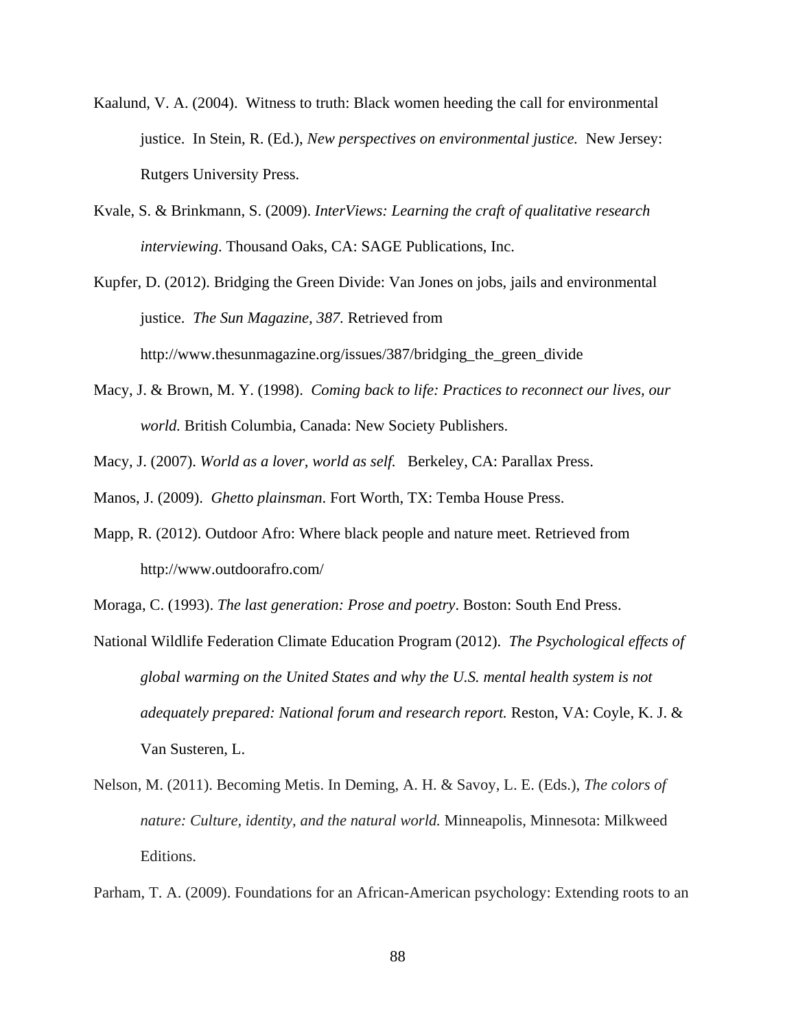Kaalund, V. A. (2004). Witness to truth: Black women heeding the call for environmental justice. In Stein, R. (Ed.), *New perspectives on environmental justice.* New Jersey: Rutgers University Press.

Kvale, S. & Brinkmann, S. (2009). *InterViews: Learning the craft of qualitative research interviewing*. Thousand Oaks, CA: SAGE Publications, Inc.

Kupfer, D. (2012). Bridging the Green Divide: Van Jones on jobs, jails and environmental justice. *The Sun Magazine, 387.* Retrieved from http://www.thesunmagazine.org/issues/387/bridging_the_green_divide

Macy, J. & Brown, M. Y. (1998). *Coming back to life: Practices to reconnect our lives, our world.* British Columbia, Canada: New Society Publishers.

Macy, J. (2007). *World as a lover, world as self.* Berkeley, CA: Parallax Press.

Manos, J. (2009). *Ghetto plainsman*. Fort Worth, TX: Temba House Press.

Mapp, R. (2012). Outdoor Afro: Where black people and nature meet. Retrieved from http://www.outdoorafro.com/

Moraga, C. (1993). *The last generation: Prose and poetry*. Boston: South End Press.

National Wildlife Federation Climate Education Program (2012). *The Psychological effects of global warming on the United States and why the U.S. mental health system is not adequately prepared: National forum and research report.* Reston, VA: Coyle, K. J. & Van Susteren, L.

Nelson, M. (2011). Becoming Metis. In Deming, A. H. & Savoy, L. E. (Eds.), *The colors of nature: Culture, identity, and the natural world.* Minneapolis, Minnesota: Milkweed Editions.

Parham, T. A. (2009). Foundations for an African-American psychology: Extending roots to an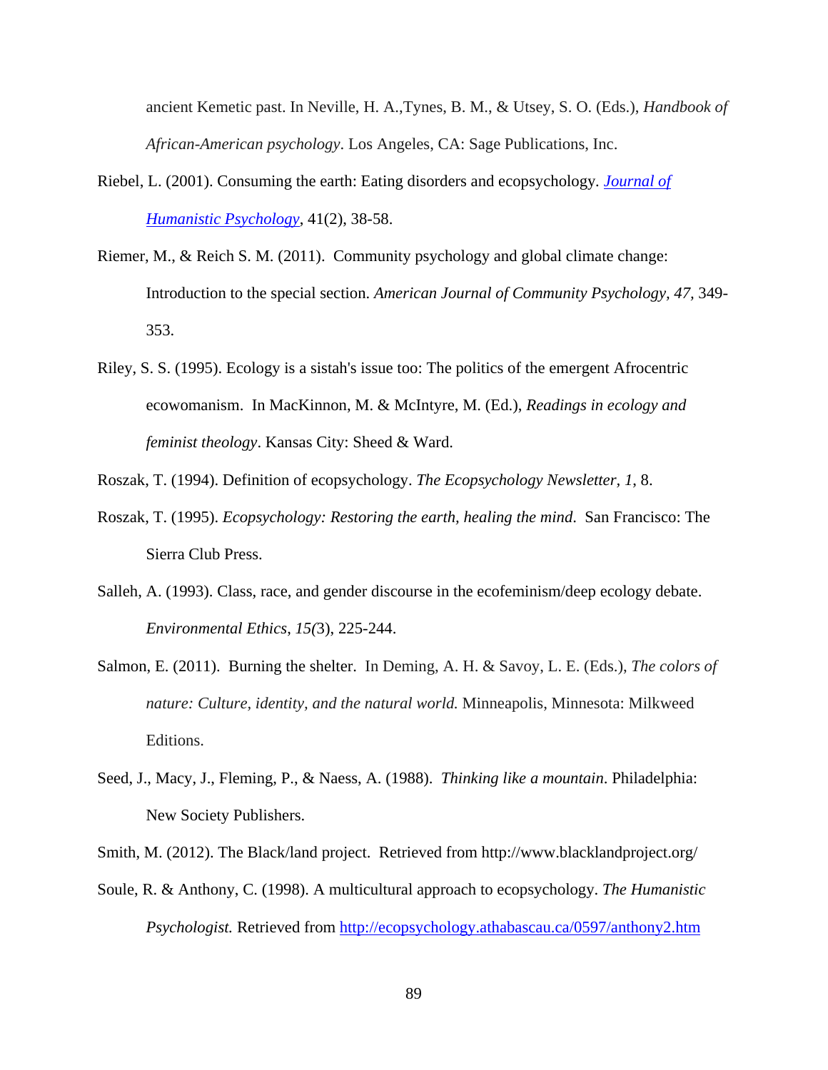ancient Kemetic past. In Neville, H. A.,Tynes, B. M., & Utsey, S. O. (Eds.), *Handbook of African-American psychology*. Los Angeles, CA: Sage Publications, Inc.

Riebel, L. (2001). Consuming the earth: Eating disorders and ecopsychology. *Journal of Humanistic Psychology*, 41(2), 38-58.

Riemer, M., & Reich S. M. (2011). Community psychology and global climate change: Introduction to the special section. *American Journal of Community Psychology*, *47*, 349-353.

Riley, S. S. (1995). Ecology is a sistah's issue too: The politics of the emergent Afrocentric ecowomanism. In MacKinnon, M. & McIntyre, M. (Ed.), *Readings in ecology and feminist theology*. Kansas City: Sheed & Ward.

Roszak, T. (1994). Definition of ecopsychology. *The Ecopsychology Newsletter*, *1*, 8.

Roszak, T. (1995). *Ecopsychology: Restoring the earth, healing the mind*. San Francisco: The Sierra Club Press.

Salleh, A. (1993). Class, race, and gender discourse in the ecofeminism/deep ecology debate. *Environmental Ethics*, *15(*3), 225-244.

Salmon, E. (2011). Burning the shelter. In Deming, A. H. & Savoy, L. E. (Eds.), *The colors of nature: Culture, identity, and the natural world.* Minneapolis, Minnesota: Milkweed Editions.

Seed, J., Macy, J., Fleming, P., & Naess, A. (1988). *Thinking like a mountain*. Philadelphia: New Society Publishers.

Smith, M. (2012). The Black/land project. Retrieved from http://www.blacklandproject.org/

Soule, R. & Anthony, C. (1998). A multicultural approach to ecopsychology. *The Humanistic Psychologist.* Retrieved from http://ecopsychology.athabascau.ca/0597/anthony2.htm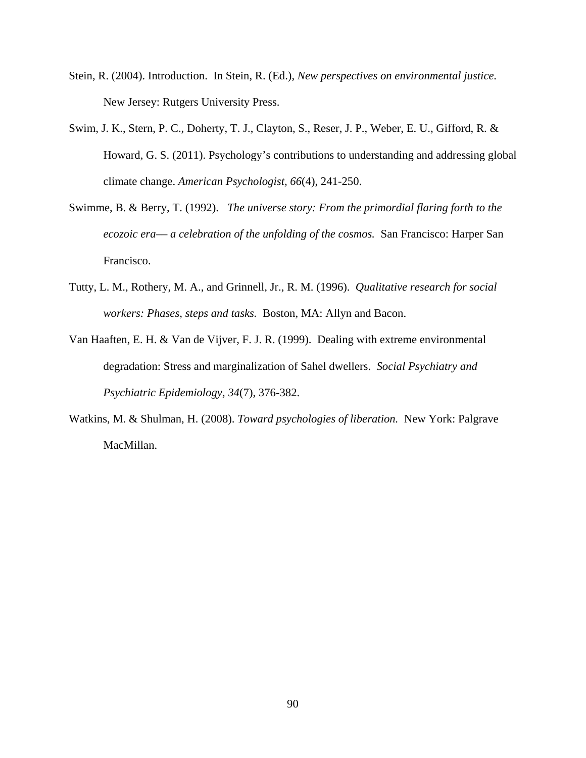Stein, R. (2004). Introduction. In Stein, R. (Ed.), *New perspectives on environmental justice.* New Jersey: Rutgers University Press.

Swim, J. K., Stern, P. C., Doherty, T. J., Clayton, S., Reser, J. P., Weber, E. U., Gifford, R. & Howard, G. S. (2011). Psychology's contributions to understanding and addressing global climate change. *American Psychologist, 66*(4), 241-250.

Swimme, B. & Berry, T. (1992). *The universe story: From the primordial flaring forth to the ecozoic era— a celebration of the unfolding of the cosmos.* San Francisco: Harper San Francisco.

Tutty, L. M., Rothery, M. A., and Grinnell, Jr., R. M. (1996). *Qualitative research for social workers: Phases, steps and tasks.* Boston, MA: Allyn and Bacon.

Van Haaften, E. H. & Van de Vijver, F. J. R. (1999). Dealing with extreme environmental degradation: Stress and marginalization of Sahel dwellers. *Social Psychiatry and Psychiatric Epidemiology, 34*(7), 376-382.

Watkins, M. & Shulman, H. (2008). *Toward psychologies of liberation.* New York: Palgrave MacMillan.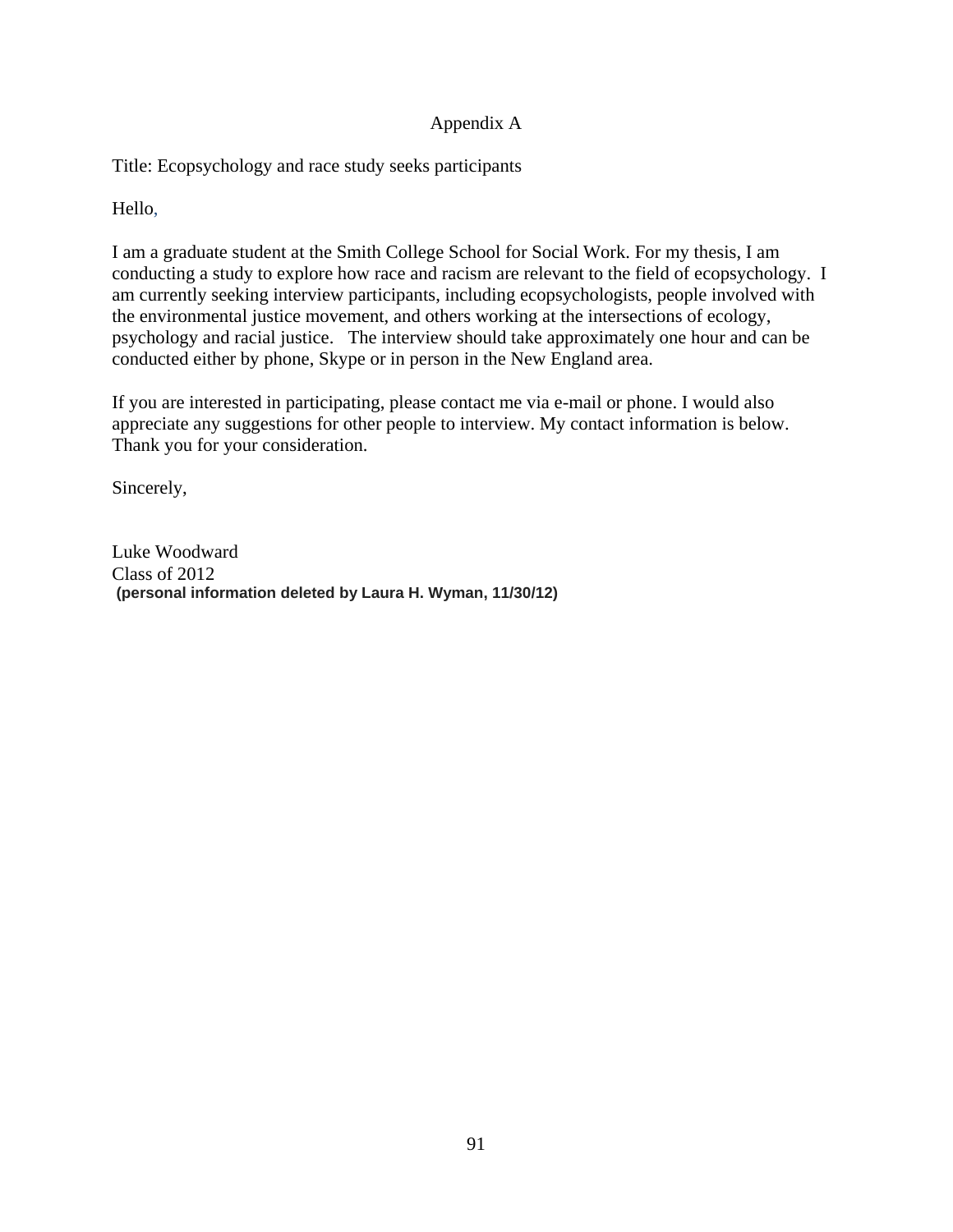# Appendix A

Title: Ecopsychology and race study seeks participants

Hello,

I am a graduate student at the Smith College School for Social Work. For my thesis, I am conducting a study to explore how race and racism are relevant to the field of ecopsychology. I am currently seeking interview participants, including ecopsychologists, people involved with the environmental justice movement, and others working at the intersections of ecology, psychology and racial justice. The interview should take approximately one hour and can be conducted either by phone, Skype or in person in the New England area.

If you are interested in participating, please contact me via e-mail or phone. I would also appreciate any suggestions for other people to interview. My contact information is below. Thank you for your consideration.

Sincerely,

Luke Woodward
Class of 2012
**(personal information deleted by Laura H. Wyman, 11/30/12)**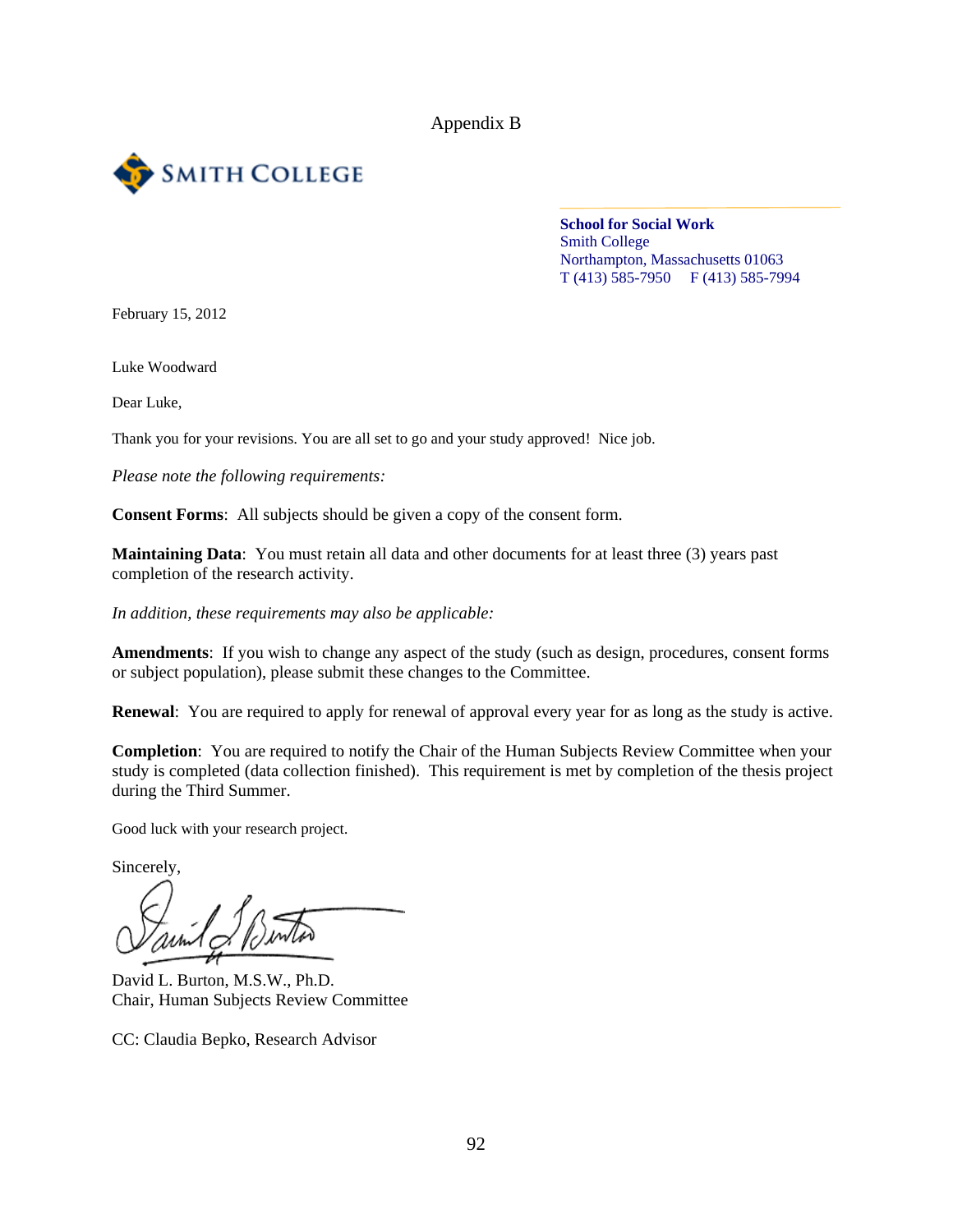Appendix B

SMITH COLLEGE

**School for Social Work**
Smith College
Northampton, Massachusetts 01063
T (413) 585-7950 F (413) 585-7994

February 15, 2012

Luke Woodward

Dear Luke,

Thank you for your revisions. You are all set to go and your study approved! Nice job.

*Please note the following requirements:*

**Consent Forms**: All subjects should be given a copy of the consent form.

**Maintaining Data**: You must retain all data and other documents for at least three (3) years past completion of the research activity.

*In addition, these requirements may also be applicable:*

**Amendments**: If you wish to change any aspect of the study (such as design, procedures, consent forms or subject population), please submit these changes to the Committee.

**Renewal**: You are required to apply for renewal of approval every year for as long as the study is active.

**Completion**: You are required to notify the Chair of the Human Subjects Review Committee when your study is completed (data collection finished). This requirement is met by completion of the thesis project during the Third Summer.

Good luck with your research project.

Sincerely,

David L. Burton, M.S.W., Ph.D.
Chair, Human Subjects Review Committee

CC: Claudia Bepko, Research Advisor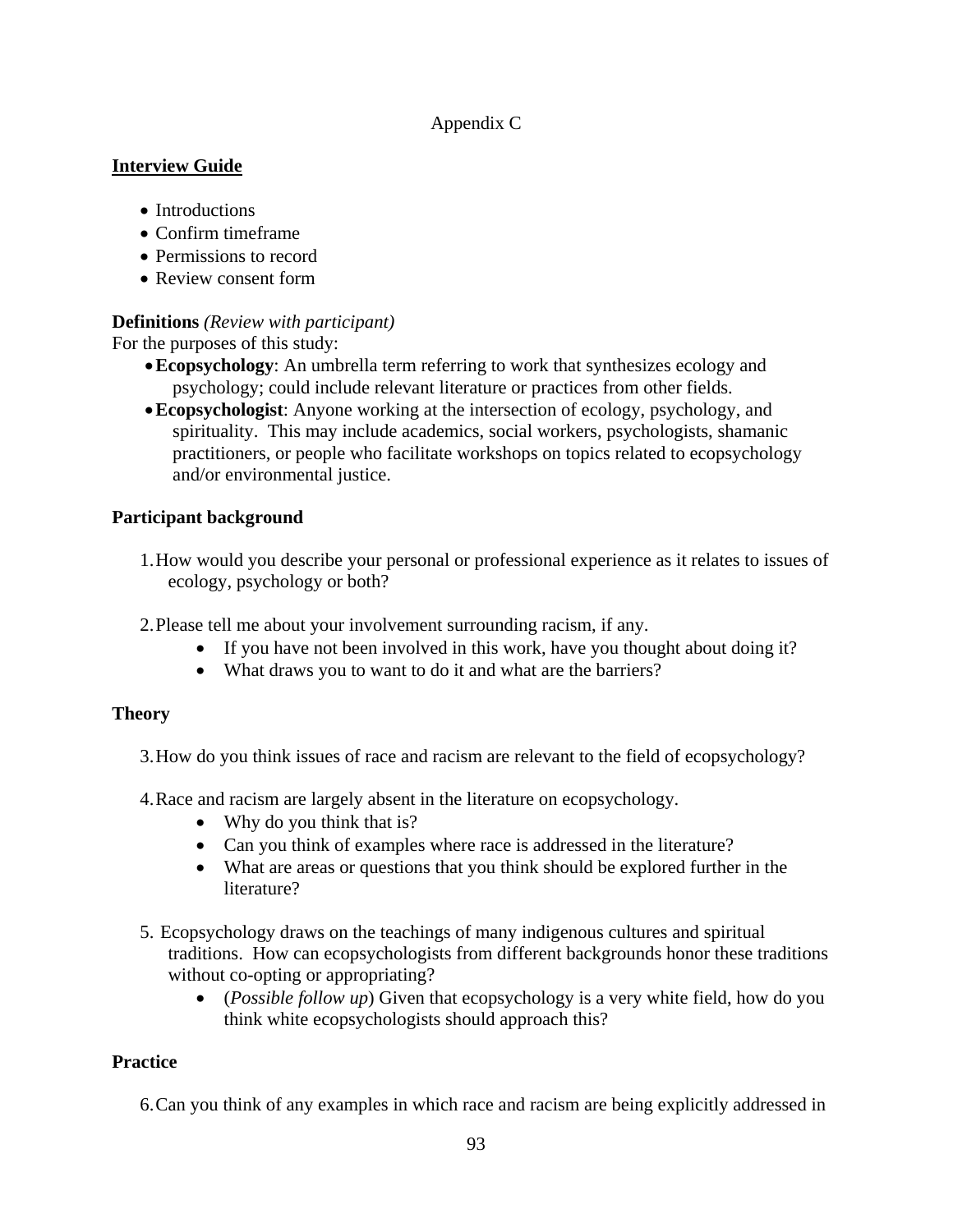Appendix C

**<u>Interview Guide</u>**

- Introductions
- Confirm timeframe
- Permissions to record
- Review consent form

**Definitions** *(Review with participant)*
For the purposes of this study:

- **Ecopsychology**: An umbrella term referring to work that synthesizes ecology and psychology; could include relevant literature or practices from other fields.
- **Ecopsychologist**: Anyone working at the intersection of ecology, psychology, and spirituality. This may include academics, social workers, psychologists, shamanic practitioners, or people who facilitate workshops on topics related to ecopsychology and/or environmental justice.

**Participant background**

1. How would you describe your personal or professional experience as it relates to issues of ecology, psychology or both?

2. Please tell me about your involvement surrounding racism, if any.
   - If you have not been involved in this work, have you thought about doing it?
   - What draws you to want to do it and what are the barriers?

**Theory**

3. How do you think issues of race and racism are relevant to the field of ecopsychology?

4. Race and racism are largely absent in the literature on ecopsychology.
   - Why do you think that is?
   - Can you think of examples where race is addressed in the literature?
   - What are areas or questions that you think should be explored further in the literature?

5. Ecopsychology draws on the teachings of many indigenous cultures and spiritual traditions. How can ecopsychologists from different backgrounds honor these traditions without co-opting or appropriating?
   - (*Possible follow up*) Given that ecopsychology is a very white field, how do you think white ecopsychologists should approach this?

**Practice**

6. Can you think of any examples in which race and racism are being explicitly addressed in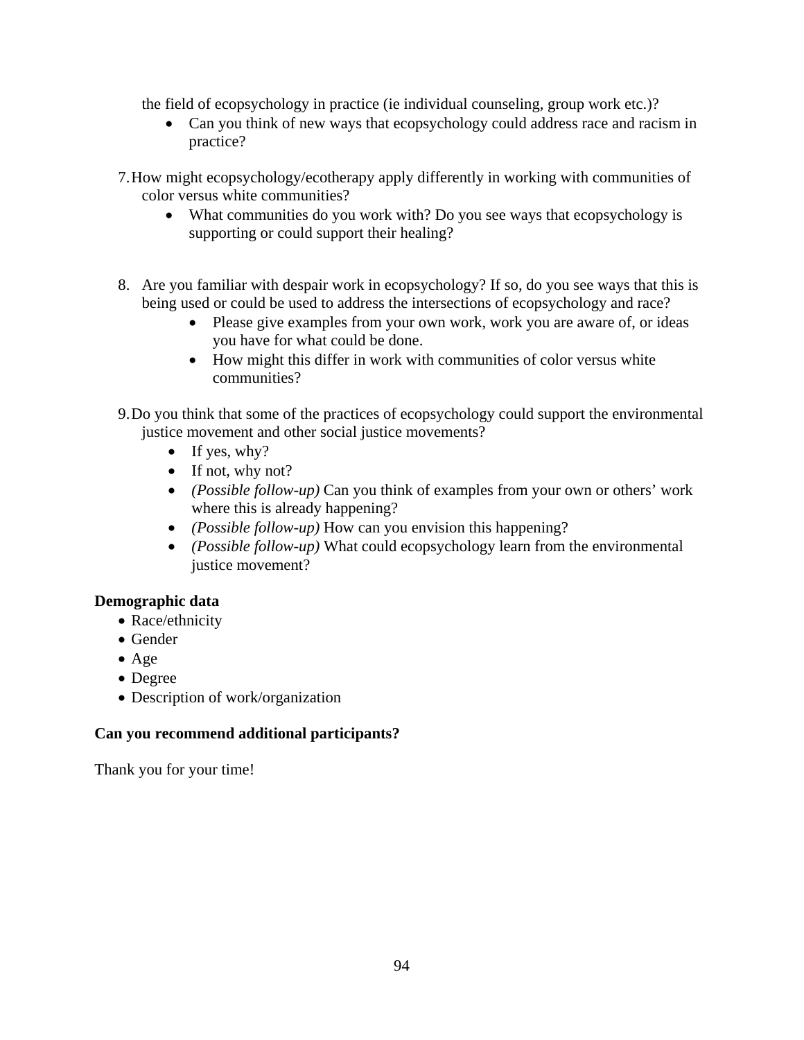the field of ecopsychology in practice (ie individual counseling, group work etc.)?

- Can you think of new ways that ecopsychology could address race and racism in practice?

7. How might ecopsychology/ecotherapy apply differently in working with communities of color versus white communities?
    - What communities do you work with? Do you see ways that ecopsychology is supporting or could support their healing?

8. Are you familiar with despair work in ecopsychology? If so, do you see ways that this is being used or could be used to address the intersections of ecopsychology and race?
    - Please give examples from your own work, work you are aware of, or ideas you have for what could be done.
    - How might this differ in work with communities of color versus white communities?

9. Do you think that some of the practices of ecopsychology could support the environmental justice movement and other social justice movements?
    - If yes, why?
    - If not, why not?
    - *(Possible follow-up)* Can you think of examples from your own or others' work where this is already happening?
    - *(Possible follow-up)* How can you envision this happening?
    - *(Possible follow-up)* What could ecopsychology learn from the environmental justice movement?

**Demographic data**

- Race/ethnicity
- Gender
- Age
- Degree
- Description of work/organization

**Can you recommend additional participants?**

Thank you for your time!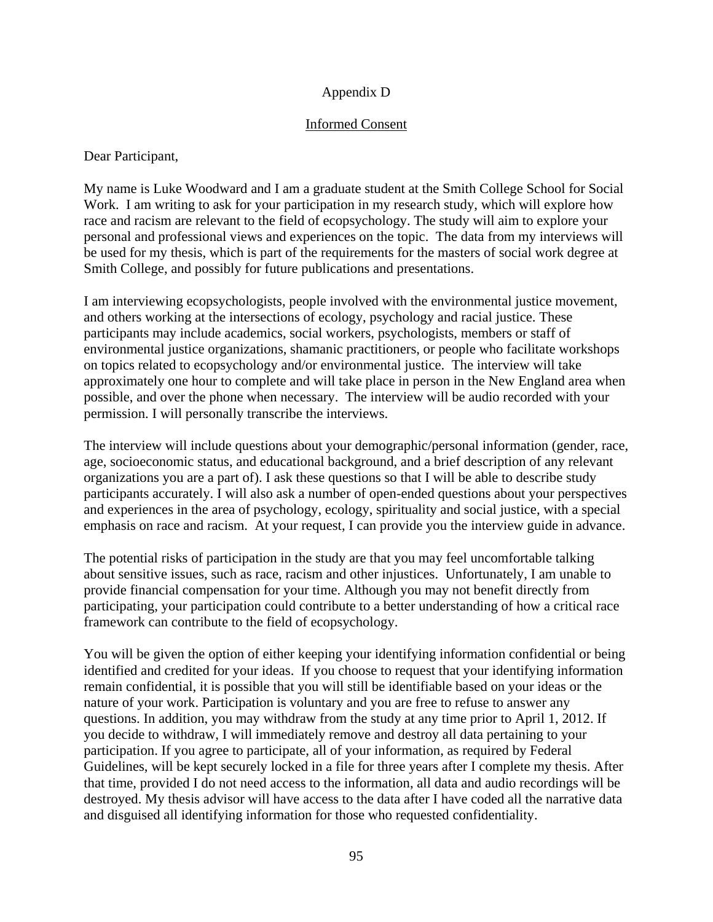Appendix D

Informed Consent

Dear Participant,

My name is Luke Woodward and I am a graduate student at the Smith College School for Social Work. I am writing to ask for your participation in my research study, which will explore how race and racism are relevant to the field of ecopsychology. The study will aim to explore your personal and professional views and experiences on the topic. The data from my interviews will be used for my thesis, which is part of the requirements for the masters of social work degree at Smith College, and possibly for future publications and presentations.

I am interviewing ecopsychologists, people involved with the environmental justice movement, and others working at the intersections of ecology, psychology and racial justice. These participants may include academics, social workers, psychologists, members or staff of environmental justice organizations, shamanic practitioners, or people who facilitate workshops on topics related to ecopsychology and/or environmental justice. The interview will take approximately one hour to complete and will take place in person in the New England area when possible, and over the phone when necessary. The interview will be audio recorded with your permission. I will personally transcribe the interviews.

The interview will include questions about your demographic/personal information (gender, race, age, socioeconomic status, and educational background, and a brief description of any relevant organizations you are a part of). I ask these questions so that I will be able to describe study participants accurately. I will also ask a number of open-ended questions about your perspectives and experiences in the area of psychology, ecology, spirituality and social justice, with a special emphasis on race and racism. At your request, I can provide you the interview guide in advance.

The potential risks of participation in the study are that you may feel uncomfortable talking about sensitive issues, such as race, racism and other injustices. Unfortunately, I am unable to provide financial compensation for your time. Although you may not benefit directly from participating, your participation could contribute to a better understanding of how a critical race framework can contribute to the field of ecopsychology.

You will be given the option of either keeping your identifying information confidential or being identified and credited for your ideas. If you choose to request that your identifying information remain confidential, it is possible that you will still be identifiable based on your ideas or the nature of your work. Participation is voluntary and you are free to refuse to answer any questions. In addition, you may withdraw from the study at any time prior to April 1, 2012. If you decide to withdraw, I will immediately remove and destroy all data pertaining to your participation. If you agree to participate, all of your information, as required by Federal Guidelines, will be kept securely locked in a file for three years after I complete my thesis. After that time, provided I do not need access to the information, all data and audio recordings will be destroyed. My thesis advisor will have access to the data after I have coded all the narrative data and disguised all identifying information for those who requested confidentiality.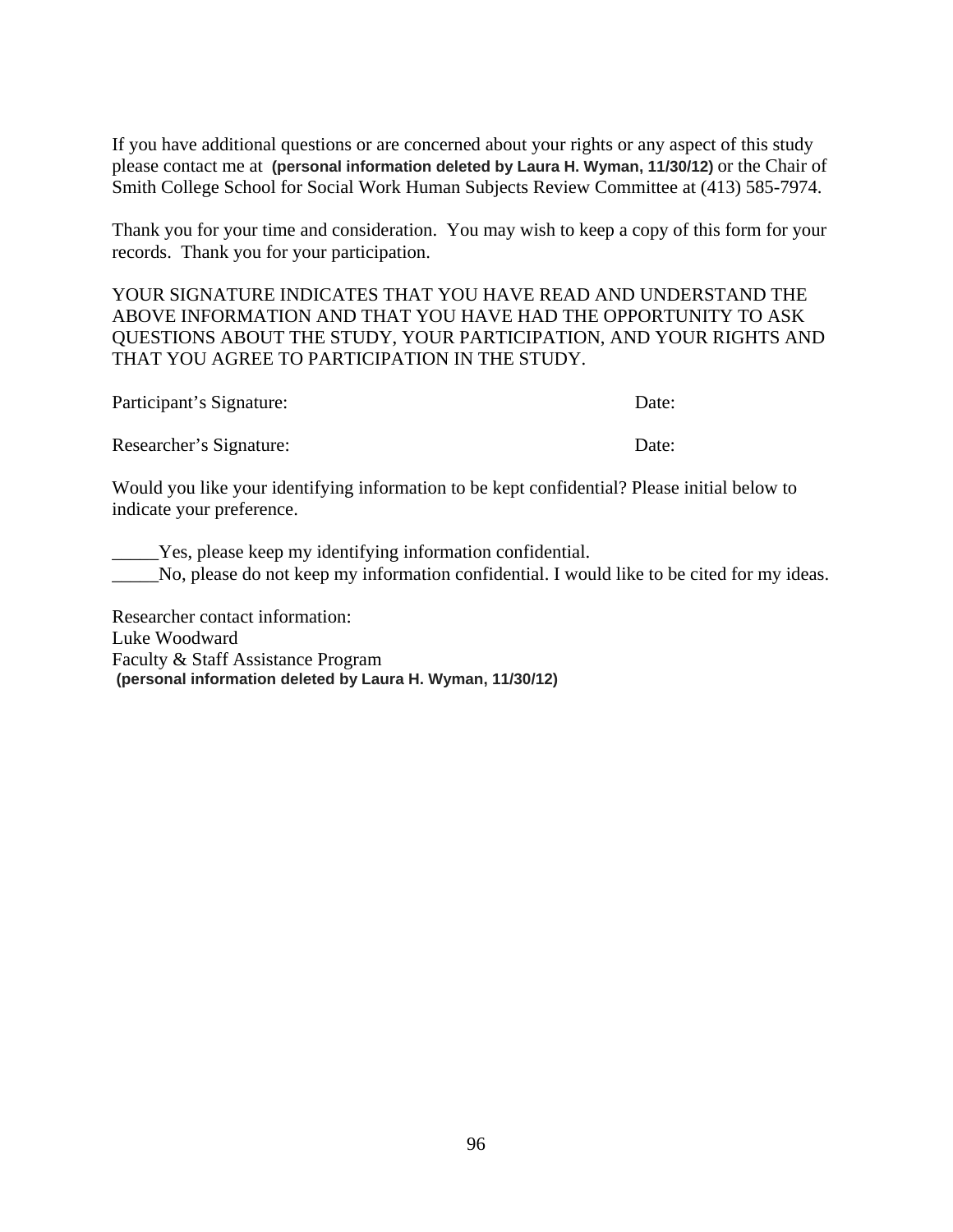If you have additional questions or are concerned about your rights or any aspect of this study please contact me at **(personal information deleted by Laura H. Wyman, 11/30/12)** or the Chair of Smith College School for Social Work Human Subjects Review Committee at (413) 585-7974.

Thank you for your time and consideration. You may wish to keep a copy of this form for your records. Thank you for your participation.

YOUR SIGNATURE INDICATES THAT YOU HAVE READ AND UNDERSTAND THE ABOVE INFORMATION AND THAT YOU HAVE HAD THE OPPORTUNITY TO ASK QUESTIONS ABOUT THE STUDY, YOUR PARTICIPATION, AND YOUR RIGHTS AND THAT YOU AGREE TO PARTICIPATION IN THE STUDY.

Participant's Signature: Date:

Researcher's Signature: Date:

Would you like your identifying information to be kept confidential? Please initial below to indicate your preference.

_____Yes, please keep my identifying information confidential.
_____No, please do not keep my information confidential. I would like to be cited for my ideas.

Researcher contact information:
Luke Woodward
Faculty & Staff Assistance Program
**(personal information deleted by Laura H. Wyman, 11/30/12)**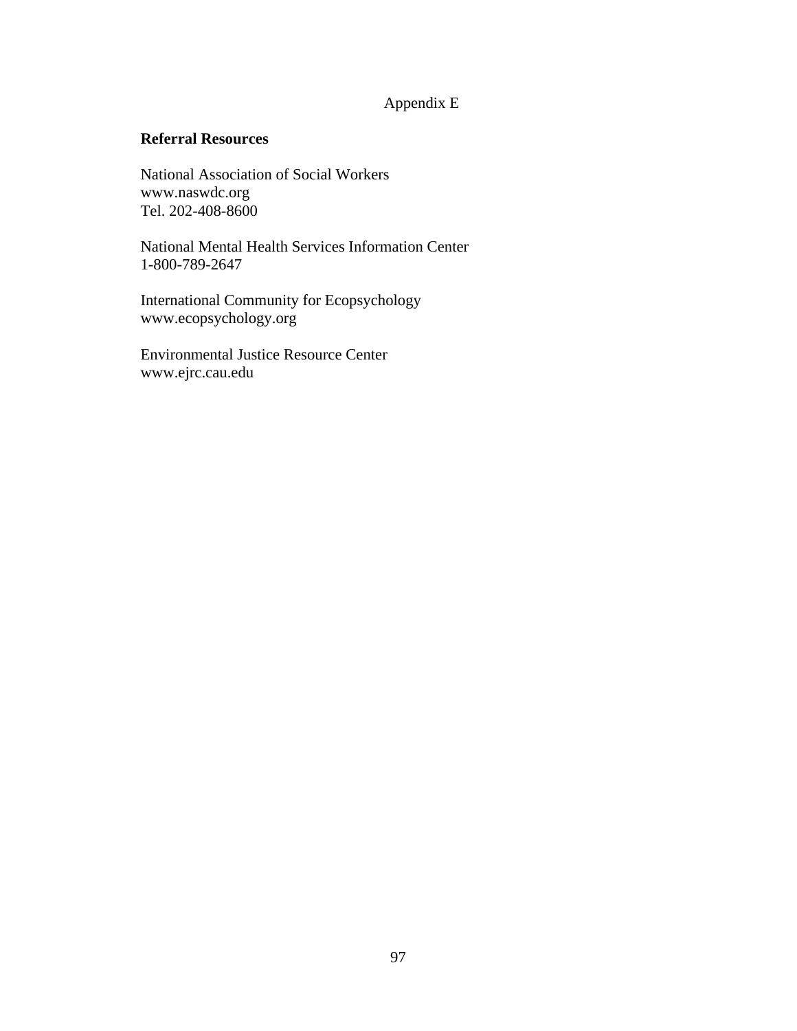Appendix E

**Referral Resources**

National Association of Social Workers
www.naswdc.org
Tel. 202-408-8600

National Mental Health Services Information Center
1-800-789-2647

International Community for Ecopsychology
www.ecopsychology.org

Environmental Justice Resource Center
www.ejrc.cau.edu